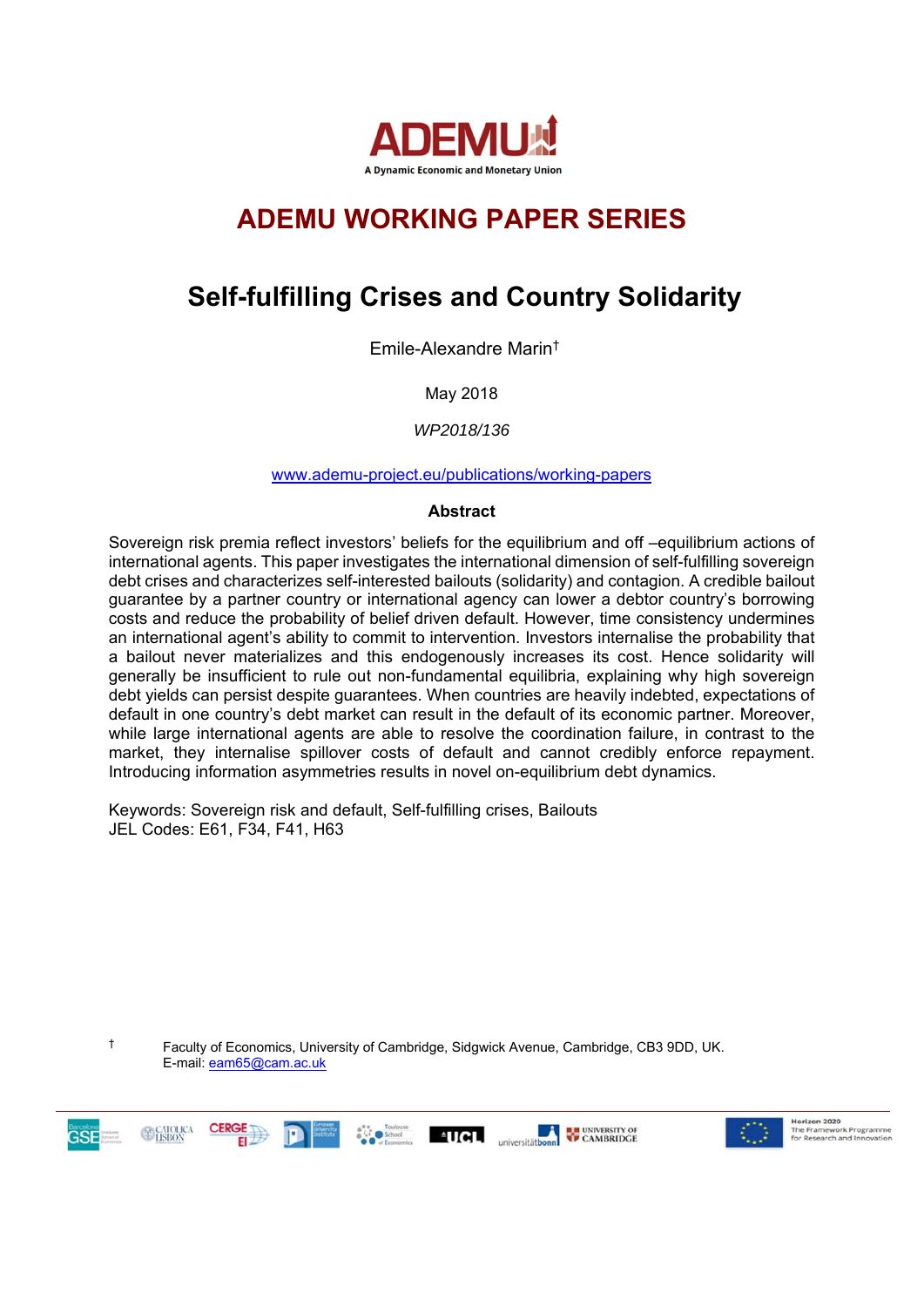ADEMU

A Dynamic Economic and Monetary Union

# ADEMU WORKING PAPER SERIES

## Self-fulfilling Crises and Country Solidarity

Emile-Alexandre Marin†

May 2018

*WP2018/136*

www.ademu-project.eu/publications/working-papers

### Abstract

Sovereign risk premia reflect investors' beliefs for the equilibrium and off –equilibrium actions of international agents. This paper investigates the international dimension of self-fulfilling sovereign debt crises and characterizes self-interested bailouts (solidarity) and contagion. A credible bailout guarantee by a partner country or international agency can lower a debtor country's borrowing costs and reduce the probability of belief driven default. However, time consistency undermines an international agent's ability to commit to intervention. Investors internalise the probability that a bailout never materializes and this endogenously increases its cost. Hence solidarity will generally be insufficient to rule out non-fundamental equilibria, explaining why high sovereign debt yields can persist despite guarantees. When countries are heavily indebted, expectations of default in one country's debt market can result in the default of its economic partner. Moreover, while large international agents are able to resolve the coordination failure, in contrast to the market, they internalise spillover costs of default and cannot credibly enforce repayment. Introducing information asymmetries results in novel on-equilibrium debt dynamics.

Keywords: Sovereign risk and default, Self-fulfilling crises, Bailouts
JEL Codes: E61, F34, F41, H63

† Faculty of Economics, University of Cambridge, Sidgwick Avenue, Cambridge, CB3 9DD, UK.
E-mail: eam65@cam.ac.uk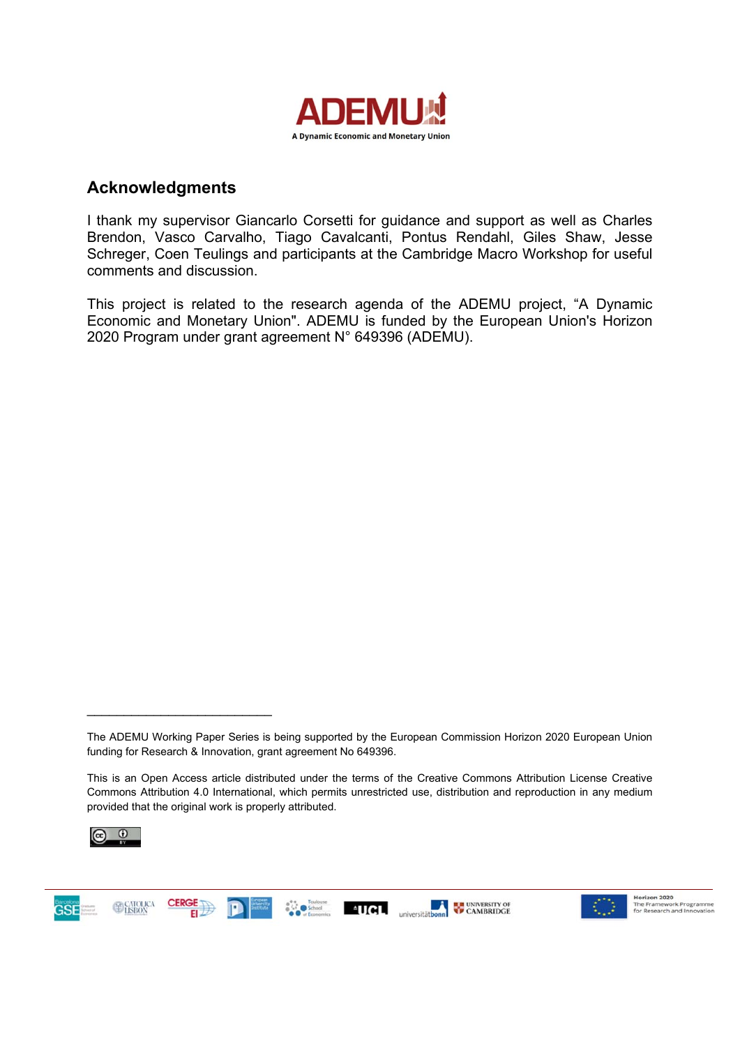## Acknowledgments

I thank my supervisor Giancarlo Corsetti for guidance and support as well as Charles Brendon, Vasco Carvalho, Tiago Cavalcanti, Pontus Rendahl, Giles Shaw, Jesse Schreger, Coen Teulings and participants at the Cambridge Macro Workshop for useful comments and discussion.

This project is related to the research agenda of the ADEMU project, "A Dynamic Economic and Monetary Union". ADEMU is funded by the European Union's Horizon 2020 Program under grant agreement N° 649396 (ADEMU).

---

The ADEMU Working Paper Series is being supported by the European Commission Horizon 2020 European Union funding for Research & Innovation, grant agreement No 649396.

This is an Open Access article distributed under the terms of the Creative Commons Attribution License Creative Commons Attribution 4.0 International, which permits unrestricted use, distribution and reproduction in any medium provided that the original work is properly attributed.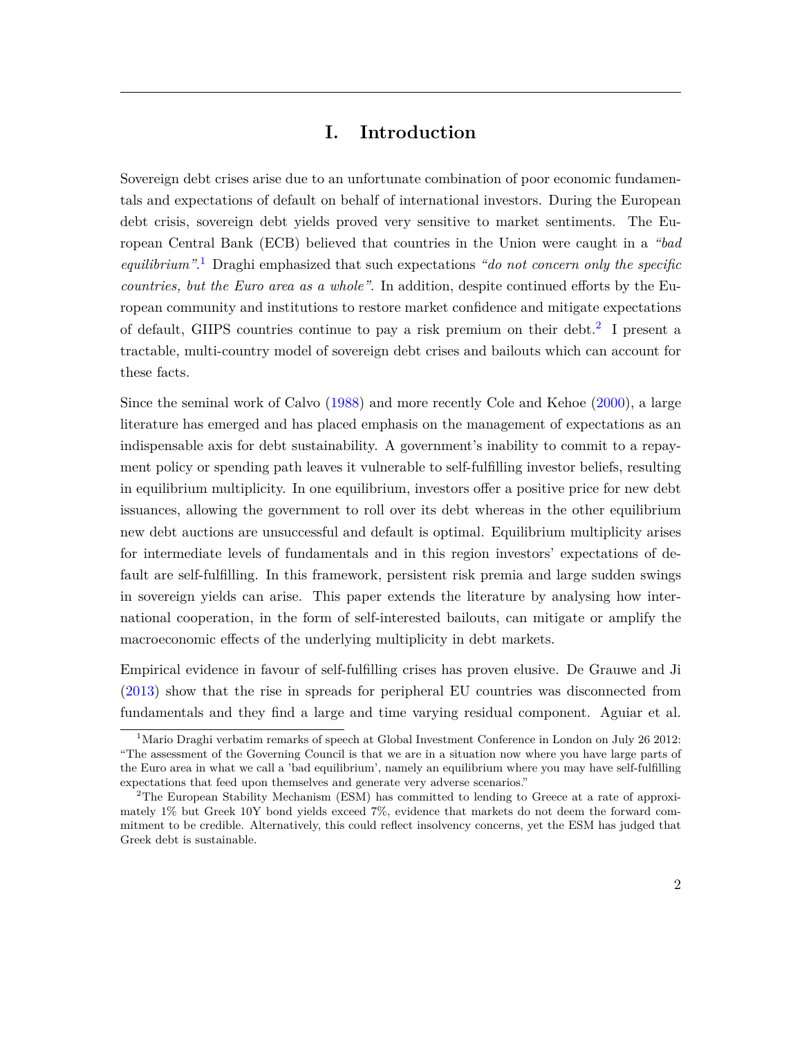# I. Introduction

Sovereign debt crises arise due to an unfortunate combination of poor economic fundamentals and expectations of default on behalf of international investors. During the European debt crisis, sovereign debt yields proved very sensitive to market sentiments. The European Central Bank (ECB) believed that countries in the Union were caught in a *"bad equilibrium"*.[1] Draghi emphasized that such expectations *"do not concern only the specific countries, but the Euro area as a whole"*. In addition, despite continued efforts by the European community and institutions to restore market confidence and mitigate expectations of default, GIIPS countries continue to pay a risk premium on their debt.[2] I present a tractable, multi-country model of sovereign debt crises and bailouts which can account for these facts.

Since the seminal work of Calvo (1988) and more recently Cole and Kehoe (2000), a large literature has emerged and has placed emphasis on the management of expectations as an indispensable axis for debt sustainability. A government's inability to commit to a repayment policy or spending path leaves it vulnerable to self-fulfilling investor beliefs, resulting in equilibrium multiplicity. In one equilibrium, investors offer a positive price for new debt issuances, allowing the government to roll over its debt whereas in the other equilibrium new debt auctions are unsuccessful and default is optimal. Equilibrium multiplicity arises for intermediate levels of fundamentals and in this region investors' expectations of default are self-fulfilling. In this framework, persistent risk premia and large sudden swings in sovereign yields can arise. This paper extends the literature by analysing how international cooperation, in the form of self-interested bailouts, can mitigate or amplify the macroeconomic effects of the underlying multiplicity in debt markets.

Empirical evidence in favour of self-fulfilling crises has proven elusive. De Grauwe and Ji (2013) show that the rise in spreads for peripheral EU countries was disconnected from fundamentals and they find a large and time varying residual component. Aguiar et al.

[1] Mario Draghi verbatim remarks of speech at Global Investment Conference in London on July 26 2012: "The assessment of the Governing Council is that we are in a situation now where you have large parts of the Euro area in what we call a 'bad equilibrium', namely an equilibrium where you may have self-fulfilling expectations that feed upon themselves and generate very adverse scenarios."

[2] The European Stability Mechanism (ESM) has committed to lending to Greece at a rate of approximately 1% but Greek 10Y bond yields exceed 7%, evidence that markets do not deem the forward commitment to be credible. Alternatively, this could reflect insolvency concerns, yet the ESM has judged that Greek debt is sustainable.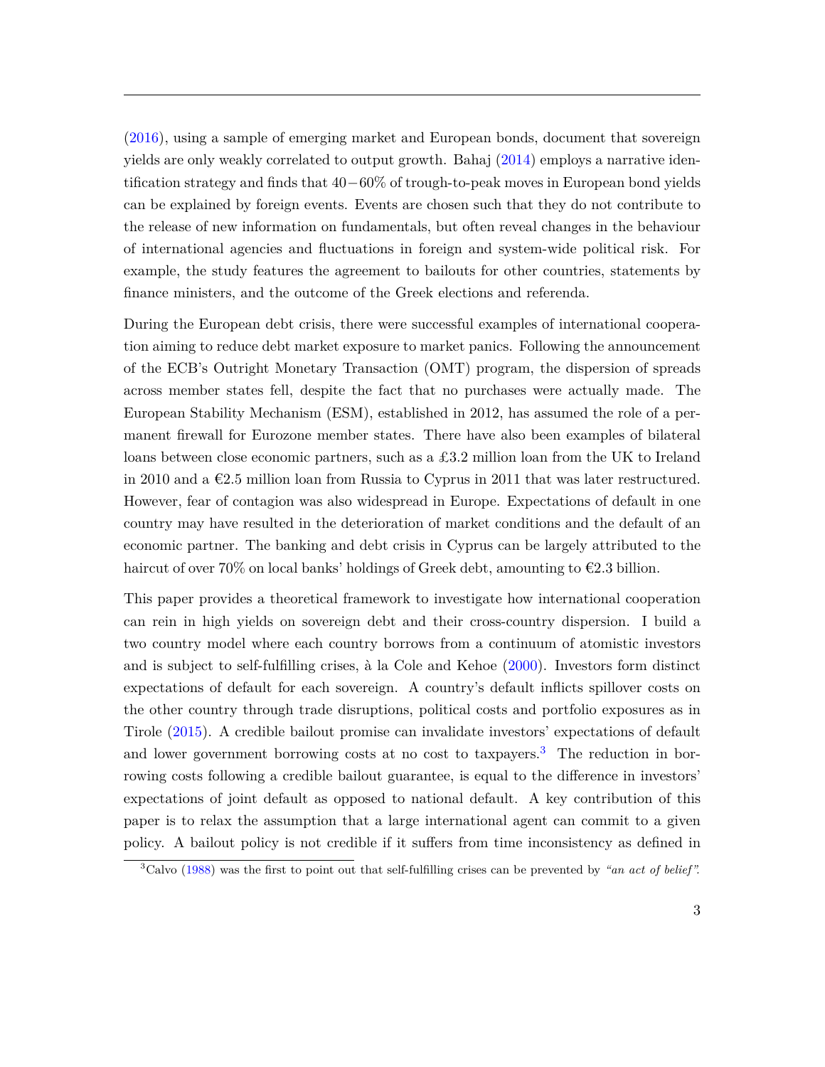(2016), using a sample of emerging market and European bonds, document that sovereign yields are only weakly correlated to output growth. Bahaj (2014) employs a narrative identification strategy and finds that $40-60\%$ of trough-to-peak moves in European bond yields can be explained by foreign events. Events are chosen such that they do not contribute to the release of new information on fundamentals, but often reveal changes in the behaviour of international agencies and fluctuations in foreign and system-wide political risk. For example, the study features the agreement to bailouts for other countries, statements by finance ministers, and the outcome of the Greek elections and referenda.

During the European debt crisis, there were successful examples of international cooperation aiming to reduce debt market exposure to market panics. Following the announcement of the ECB's Outright Monetary Transaction (OMT) program, the dispersion of spreads across member states fell, despite the fact that no purchases were actually made. The European Stability Mechanism (ESM), established in 2012, has assumed the role of a permanent firewall for Eurozone member states. There have also been examples of bilateral loans between close economic partners, such as a £3.2 million loan from the UK to Ireland in 2010 and a €2.5 million loan from Russia to Cyprus in 2011 that was later restructured. However, fear of contagion was also widespread in Europe. Expectations of default in one country may have resulted in the deterioration of market conditions and the default of an economic partner. The banking and debt crisis in Cyprus can be largely attributed to the haircut of over 70% on local banks' holdings of Greek debt, amounting to €2.3 billion.

This paper provides a theoretical framework to investigate how international cooperation can rein in high yields on sovereign debt and their cross-country dispersion. I build a two country model where each country borrows from a continuum of atomistic investors and is subject to self-fulfilling crises, à la Cole and Kehoe (2000). Investors form distinct expectations of default for each sovereign. A country's default inflicts spillover costs on the other country through trade disruptions, political costs and portfolio exposures as in Tirole (2015). A credible bailout promise can invalidate investors' expectations of default and lower government borrowing costs at no cost to taxpayers.[3] The reduction in borrowing costs following a credible bailout guarantee, is equal to the difference in investors' expectations of joint default as opposed to national default. A key contribution of this paper is to relax the assumption that a large international agent can commit to a given policy. A bailout policy is not credible if it suffers from time inconsistency as defined in

[3] Calvo (1988) was the first to point out that self-fulfilling crises can be prevented by *"an act of belief"*.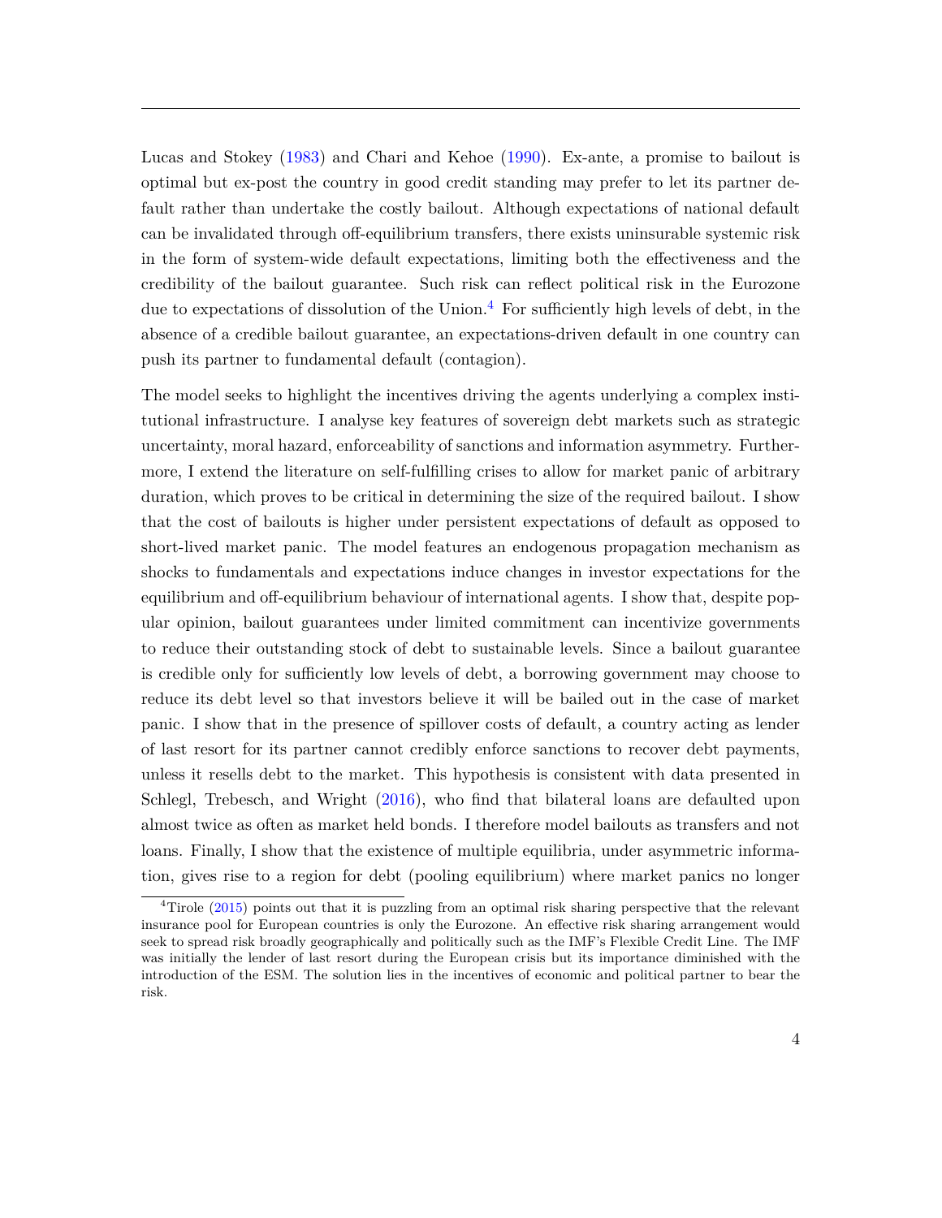Lucas and Stokey (1983) and Chari and Kehoe (1990). Ex-ante, a promise to bailout is optimal but ex-post the country in good credit standing may prefer to let its partner default rather than undertake the costly bailout. Although expectations of national default can be invalidated through off-equilibrium transfers, there exists uninsurable systemic risk in the form of system-wide default expectations, limiting both the effectiveness and the credibility of the bailout guarantee. Such risk can reflect political risk in the Eurozone due to expectations of dissolution of the Union.[4] For sufficiently high levels of debt, in the absence of a credible bailout guarantee, an expectations-driven default in one country can push its partner to fundamental default (contagion).

The model seeks to highlight the incentives driving the agents underlying a complex institutional infrastructure. I analyse key features of sovereign debt markets such as strategic uncertainty, moral hazard, enforceability of sanctions and information asymmetry. Furthermore, I extend the literature on self-fulfilling crises to allow for market panic of arbitrary duration, which proves to be critical in determining the size of the required bailout. I show that the cost of bailouts is higher under persistent expectations of default as opposed to short-lived market panic. The model features an endogenous propagation mechanism as shocks to fundamentals and expectations induce changes in investor expectations for the equilibrium and off-equilibrium behaviour of international agents. I show that, despite popular opinion, bailout guarantees under limited commitment can incentivize governments to reduce their outstanding stock of debt to sustainable levels. Since a bailout guarantee is credible only for sufficiently low levels of debt, a borrowing government may choose to reduce its debt level so that investors believe it will be bailed out in the case of market panic. I show that in the presence of spillover costs of default, a country acting as lender of last resort for its partner cannot credibly enforce sanctions to recover debt payments, unless it resells debt to the market. This hypothesis is consistent with data presented in Schlegl, Trebesch, and Wright (2016), who find that bilateral loans are defaulted upon almost twice as often as market held bonds. I therefore model bailouts as transfers and not loans. Finally, I show that the existence of multiple equilibria, under asymmetric information, gives rise to a region for debt (pooling equilibrium) where market panics no longer

[4] Tirole (2015) points out that it is puzzling from an optimal risk sharing perspective that the relevant insurance pool for European countries is only the Eurozone. An effective risk sharing arrangement would seek to spread risk broadly geographically and politically such as the IMF's Flexible Credit Line. The IMF was initially the lender of last resort during the European crisis but its importance diminished with the introduction of the ESM. The solution lies in the incentives of economic and political partner to bear the risk.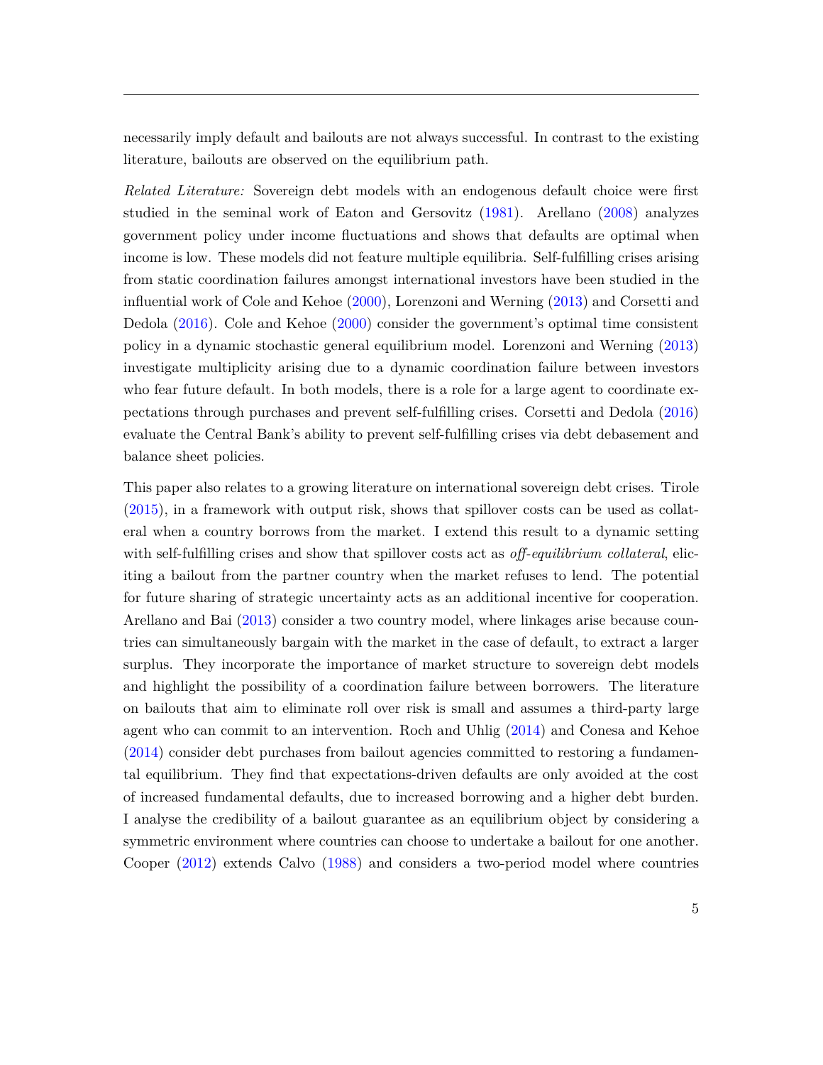necessarily imply default and bailouts are not always successful. In contrast to the existing literature, bailouts are observed on the equilibrium path.

*Related Literature:* Sovereign debt models with an endogenous default choice were first studied in the seminal work of Eaton and Gersovitz (1981). Arellano (2008) analyzes government policy under income fluctuations and shows that defaults are optimal when income is low. These models did not feature multiple equilibria. Self-fulfilling crises arising from static coordination failures amongst international investors have been studied in the influential work of Cole and Kehoe (2000), Lorenzoni and Werning (2013) and Corsetti and Dedola (2016). Cole and Kehoe (2000) consider the government's optimal time consistent policy in a dynamic stochastic general equilibrium model. Lorenzoni and Werning (2013) investigate multiplicity arising due to a dynamic coordination failure between investors who fear future default. In both models, there is a role for a large agent to coordinate expectations through purchases and prevent self-fulfilling crises. Corsetti and Dedola (2016) evaluate the Central Bank's ability to prevent self-fulfilling crises via debt debasement and balance sheet policies.

This paper also relates to a growing literature on international sovereign debt crises. Tirole (2015), in a framework with output risk, shows that spillover costs can be used as collateral when a country borrows from the market. I extend this result to a dynamic setting with self-fulfilling crises and show that spillover costs act as *off-equilibrium collateral*, eliciting a bailout from the partner country when the market refuses to lend. The potential for future sharing of strategic uncertainty acts as an additional incentive for cooperation. Arellano and Bai (2013) consider a two country model, where linkages arise because countries can simultaneously bargain with the market in the case of default, to extract a larger surplus. They incorporate the importance of market structure to sovereign debt models and highlight the possibility of a coordination failure between borrowers. The literature on bailouts that aim to eliminate roll over risk is small and assumes a third-party large agent who can commit to an intervention. Roch and Uhlig (2014) and Conesa and Kehoe (2014) consider debt purchases from bailout agencies committed to restoring a fundamental equilibrium. They find that expectations-driven defaults are only avoided at the cost of increased fundamental defaults, due to increased borrowing and a higher debt burden. I analyse the credibility of a bailout guarantee as an equilibrium object by considering a symmetric environment where countries can choose to undertake a bailout for one another. Cooper (2012) extends Calvo (1988) and considers a two-period model where countries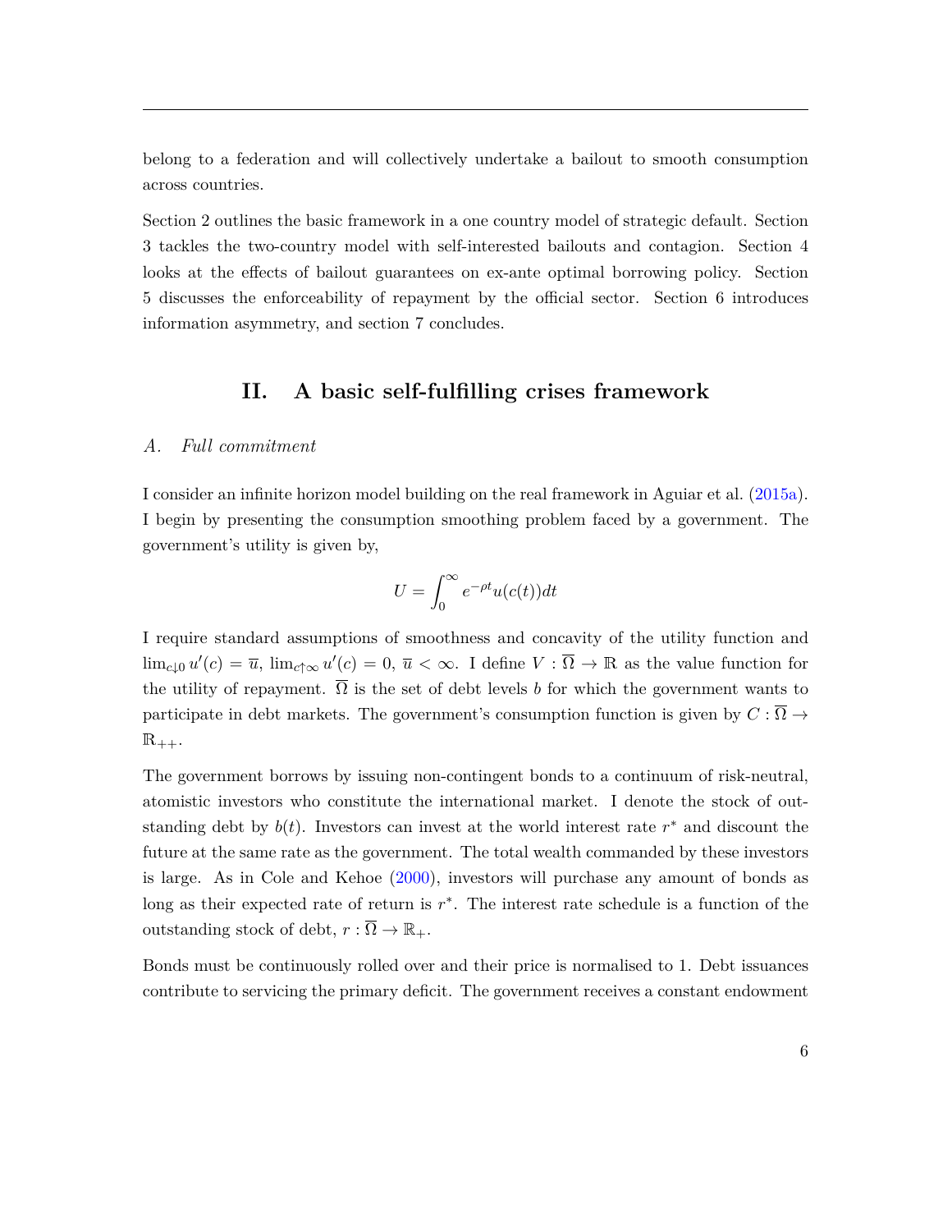belong to a federation and will collectively undertake a bailout to smooth consumption across countries.

Section 2 outlines the basic framework in a one country model of strategic default. Section 3 tackles the two-country model with self-interested bailouts and contagion. Section 4 looks at the effects of bailout guarantees on ex-ante optimal borrowing policy. Section 5 discusses the enforceability of repayment by the official sector. Section 6 introduces information asymmetry, and section 7 concludes.

## II. A basic self-fulfilling crises framework

### *A. Full commitment*

I consider an infinite horizon model building on the real framework in Aguiar et al. (2015a). I begin by presenting the consumption smoothing problem faced by a government. The government's utility is given by,

$$U = \int_0^\infty e^{-\rho t} u(c(t))dt$$

I require standard assumptions of smoothness and concavity of the utility function and $\lim_{c \downarrow 0} u'(c) = \overline{u}$, $\lim_{c \uparrow \infty} u'(c) = 0$, $\overline{u} < \infty$. I define $V : \overline{\Omega} \to \mathbb{R}$ as the value function for the utility of repayment. $\overline{\Omega}$ is the set of debt levels $b$ for which the government wants to participate in debt markets. The government's consumption function is given by $C : \overline{\Omega} \to \mathbb{R}_{++}$.

The government borrows by issuing non-contingent bonds to a continuum of risk-neutral, atomistic investors who constitute the international market. I denote the stock of outstanding debt by $b(t)$. Investors can invest at the world interest rate $r^*$ and discount the future at the same rate as the government. The total wealth commanded by these investors is large. As in Cole and Kehoe (2000), investors will purchase any amount of bonds as long as their expected rate of return is $r^*$. The interest rate schedule is a function of the outstanding stock of debt, $r : \overline{\Omega} \to \mathbb{R}_+$.

Bonds must be continuously rolled over and their price is normalised to 1. Debt issuances contribute to servicing the primary deficit. The government receives a constant endowment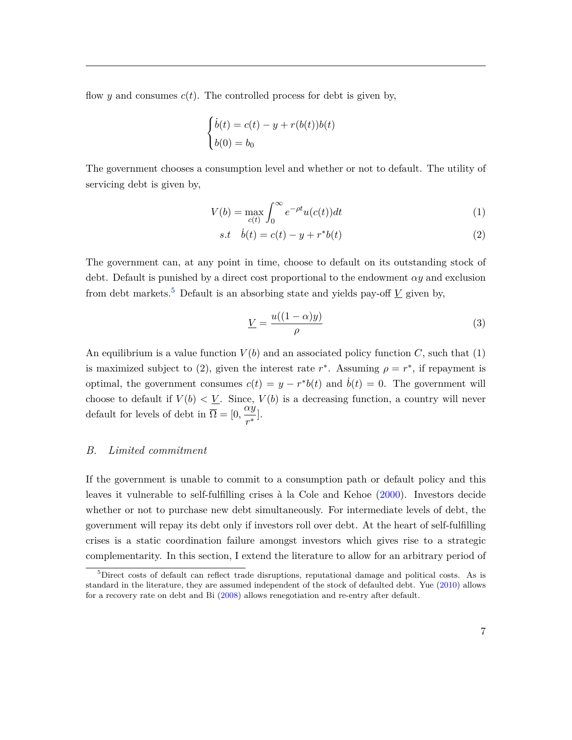flow $y$ and consumes $c(t)$. The controlled process for debt is given by,

$$\begin{cases} \dot{b}(t) = c(t) - y + r(b(t))b(t) \\ b(0) = b_0 \end{cases}$$

The government chooses a consumption level and whether or not to default. The utility of servicing debt is given by,

$$V(b) = \max_{c(t)} \int_0^\infty e^{-\rho t} u(c(t)) dt \tag{1}$$

$$s.t \quad \dot{b}(t) = c(t) - y + r^* b(t) \tag{2}$$

The government can, at any point in time, choose to default on its outstanding stock of debt. Default is punished by a direct cost proportional to the endowment $\alpha y$ and exclusion from debt markets.[5] Default is an absorbing state and yields pay-off $\underline{V}$ given by,

$$\underline{V} = \frac{u((1-\alpha)y)}{\rho} \tag{3}$$

An equilibrium is a value function $V(b)$ and an associated policy function $C$, such that (1) is maximized subject to (2), given the interest rate $r^*$. Assuming $\rho = r^*$, if repayment is optimal, the government consumes $c(t) = y - r^* b(t)$ and $\dot{b}(t) = 0$. The government will choose to default if $V(b) < \underline{V}$. Since, $V(b)$ is a decreasing function, a country will never default for levels of debt in $\overline{\Omega} = [0, \frac{\alpha y}{r^*}]$.

### B. *Limited commitment*

If the government is unable to commit to a consumption path or default policy and this leaves it vulnerable to self-fulfilling crises à la Cole and Kehoe (2000). Investors decide whether or not to purchase new debt simultaneously. For intermediate levels of debt, the government will repay its debt only if investors roll over debt. At the heart of self-fulfilling crises is a static coordination failure amongst investors which gives rise to a strategic complementarity. In this section, I extend the literature to allow for an arbitrary period of

[5] Direct costs of default can reflect trade disruptions, reputational damage and political costs. As is standard in the literature, they are assumed independent of the stock of defaulted debt. Yue (2010) allows for a recovery rate on debt and Bi (2008) allows renegotiation and re-entry after default.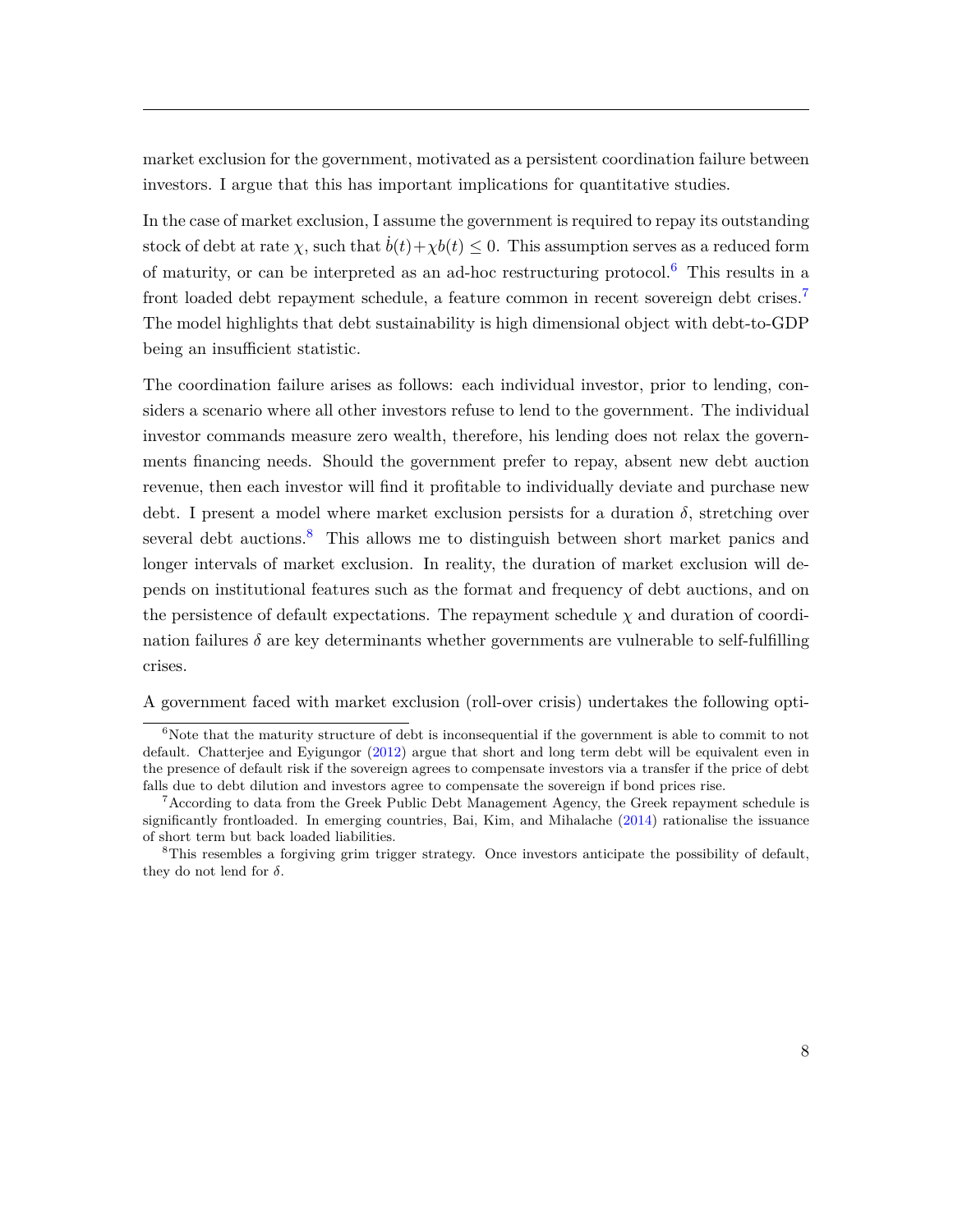market exclusion for the government, motivated as a persistent coordination failure between investors. I argue that this has important implications for quantitative studies.

In the case of market exclusion, I assume the government is required to repay its outstanding stock of debt at rate $\chi$, such that $\dot{b}(t)+\chi b(t) \leq 0$. This assumption serves as a reduced form of maturity, or can be interpreted as an ad-hoc restructuring protocol.[6] This results in a front loaded debt repayment schedule, a feature common in recent sovereign debt crises.[7] The model highlights that debt sustainability is high dimensional object with debt-to-GDP being an insufficient statistic.

The coordination failure arises as follows: each individual investor, prior to lending, considers a scenario where all other investors refuse to lend to the government. The individual investor commands measure zero wealth, therefore, his lending does not relax the governments financing needs. Should the government prefer to repay, absent new debt auction revenue, then each investor will find it profitable to individually deviate and purchase new debt. I present a model where market exclusion persists for a duration $\delta$, stretching over several debt auctions.[8] This allows me to distinguish between short market panics and longer intervals of market exclusion. In reality, the duration of market exclusion will depends on institutional features such as the format and frequency of debt auctions, and on the persistence of default expectations. The repayment schedule $\chi$ and duration of coordination failures $\delta$ are key determinants whether governments are vulnerable to self-fulfilling crises.

A government faced with market exclusion (roll-over crisis) undertakes the following opti-

[6]Note that the maturity structure of debt is inconsequential if the government is able to commit to not default. Chatterjee and Eyigungor (2012) argue that short and long term debt will be equivalent even in the presence of default risk if the sovereign agrees to compensate investors via a transfer if the price of debt falls due to debt dilution and investors agree to compensate the sovereign if bond prices rise.

[7]According to data from the Greek Public Debt Management Agency, the Greek repayment schedule is significantly frontloaded. In emerging countries, Bai, Kim, and Mihalache (2014) rationalise the issuance of short term but back loaded liabilities.

[8]This resembles a forgiving grim trigger strategy. Once investors anticipate the possibility of default, they do not lend for $\delta$.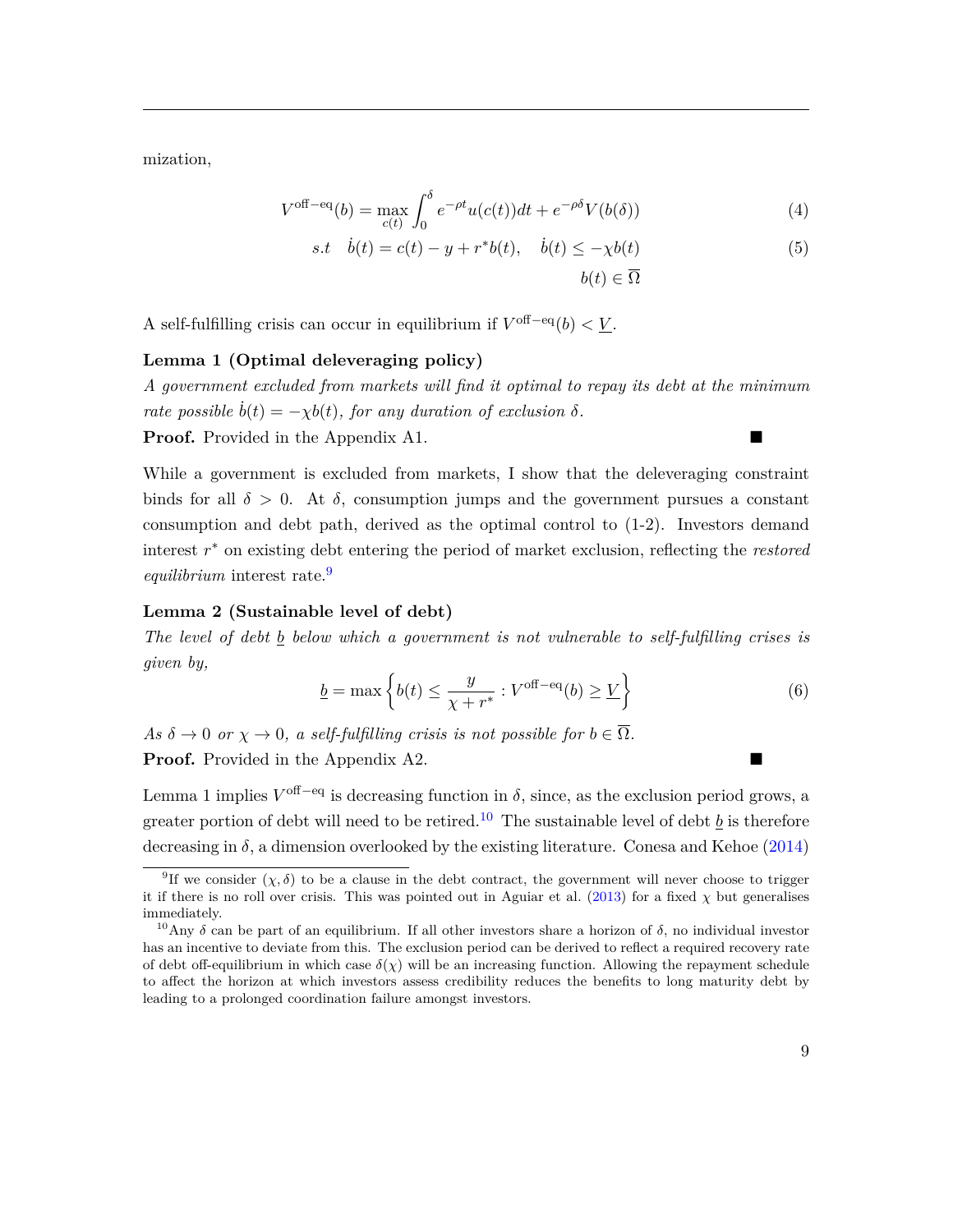mization,

$$V^{\text{off-eq}}(b) = \max_{c(t)} \int_0^\delta e^{-\rho t} u(c(t))dt + e^{-\rho\delta} V(b(\delta)) \tag{4}$$

$$s.t \quad \dot{b}(t) = c(t) - y + r^* b(t), \quad \dot{b}(t) \leq -\chi b(t) \tag{5}$$

$$b(t) \in \overline{\Omega}$$

A self-fulfilling crisis can occur in equilibrium if $V^{\text{off-eq}}(b) < \underline{V}$.

**Lemma 1 (Optimal deleveraging policy)**
*A government excluded from markets will find it optimal to repay its debt at the minimum rate possible $\dot{b}(t) = -\chi b(t)$, for any duration of exclusion $\delta$.*
**Proof.** Provided in the Appendix A1. ■

While a government is excluded from markets, I show that the deleveraging constraint binds for all $\delta > 0$. At $\delta$, consumption jumps and the government pursues a constant consumption and debt path, derived as the optimal control to (1-2). Investors demand interest $r^*$ on existing debt entering the period of market exclusion, reflecting the *restored equilibrium* interest rate.[9]

**Lemma 2 (Sustainable level of debt)**
*The level of debt $\underline{b}$ below which a government is not vulnerable to self-fulfilling crises is given by,*

$$\underline{b} = \max\left\{ b(t) \leq \frac{y}{\chi + r^*} : V^{\text{off-eq}}(b) \geq \underline{V} \right\} \tag{6}$$

*As $\delta \to 0$ or $\chi \to 0$, a self-fulfilling crisis is not possible for $b \in \overline{\Omega}$.*
**Proof.** Provided in the Appendix A2. ■

Lemma 1 implies $V^{\text{off-eq}}$ is decreasing function in $\delta$, since, as the exclusion period grows, a greater portion of debt will need to be retired.[10] The sustainable level of debt $\underline{b}$ is therefore decreasing in $\delta$, a dimension overlooked by the existing literature. Conesa and Kehoe (2014)

[9] If we consider $(\chi, \delta)$ to be a clause in the debt contract, the government will never choose to trigger it if there is no roll over crisis. This was pointed out in Aguiar et al. (2013) for a fixed $\chi$ but generalises immediately.

[10] Any $\delta$ can be part of an equilibrium. If all other investors share a horizon of $\delta$, no individual investor has an incentive to deviate from this. The exclusion period can be derived to reflect a required recovery rate of debt off-equilibrium in which case $\delta(\chi)$ will be an increasing function. Allowing the repayment schedule to affect the horizon at which investors assess credibility reduces the benefits to long maturity debt by leading to a prolonged coordination failure amongst investors.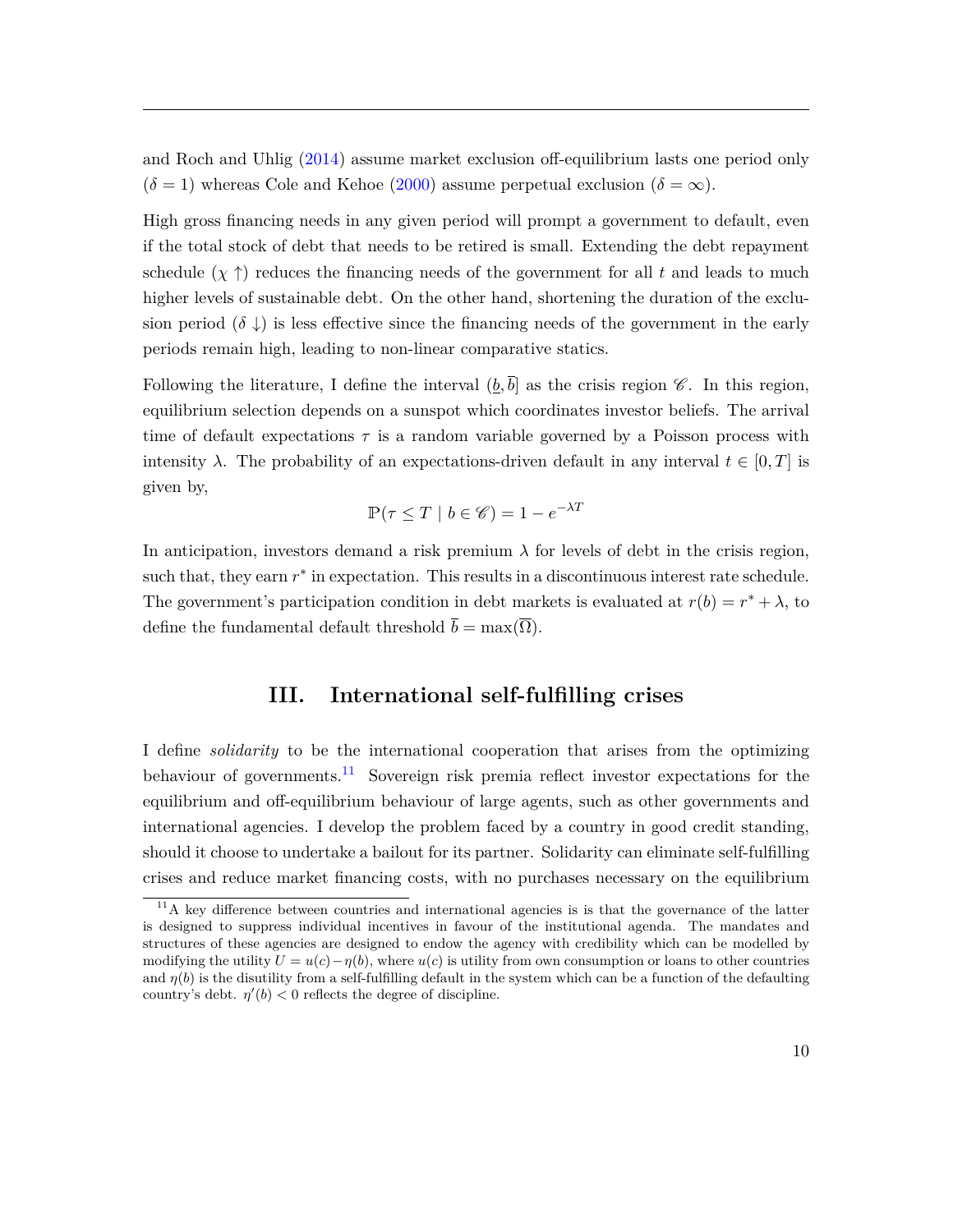and Roch and Uhlig (2014) assume market exclusion off-equilibrium lasts one period only ($\delta = 1$) whereas Cole and Kehoe (2000) assume perpetual exclusion ($\delta = \infty$).

High gross financing needs in any given period will prompt a government to default, even if the total stock of debt that needs to be retired is small. Extending the debt repayment schedule ($\chi \uparrow$) reduces the financing needs of the government for all $t$ and leads to much higher levels of sustainable debt. On the other hand, shortening the duration of the exclusion period ($\delta \downarrow$) is less effective since the financing needs of the government in the early periods remain high, leading to non-linear comparative statics.

Following the literature, I define the interval $(\underline{b}, \overline{b}]$ as the crisis region $\mathscr{C}$. In this region, equilibrium selection depends on a sunspot which coordinates investor beliefs. The arrival time of default expectations $\tau$ is a random variable governed by a Poisson process with intensity $\lambda$. The probability of an expectations-driven default in any interval $t \in [0, T]$ is given by,

$$\mathbb{P}(\tau \leq T \mid b \in \mathscr{C}) = 1 - e^{-\lambda T}$$

In anticipation, investors demand a risk premium $\lambda$ for levels of debt in the crisis region, such that, they earn $r^*$ in expectation. This results in a discontinuous interest rate schedule. The government's participation condition in debt markets is evaluated at $r(b) = r^* + \lambda$, to define the fundamental default threshold $\overline{b} = \max(\overline{\Omega})$.

## III. International self-fulfilling crises

I define *solidarity* to be the international cooperation that arises from the optimizing behaviour of governments.[11] Sovereign risk premia reflect investor expectations for the equilibrium and off-equilibrium behaviour of large agents, such as other governments and international agencies. I develop the problem faced by a country in good credit standing, should it choose to undertake a bailout for its partner. Solidarity can eliminate self-fulfilling crises and reduce market financing costs, with no purchases necessary on the equilibrium

[11] A key difference between countries and international agencies is is that the governance of the latter is designed to suppress individual incentives in favour of the institutional agenda. The mandates and structures of these agencies are designed to endow the agency with credibility which can be modelled by modifying the utility $U = u(c) - \eta(b)$, where $u(c)$ is utility from own consumption or loans to other countries and $\eta(b)$ is the disutility from a self-fulfilling default in the system which can be a function of the defaulting country's debt. $\eta'(b) < 0$ reflects the degree of discipline.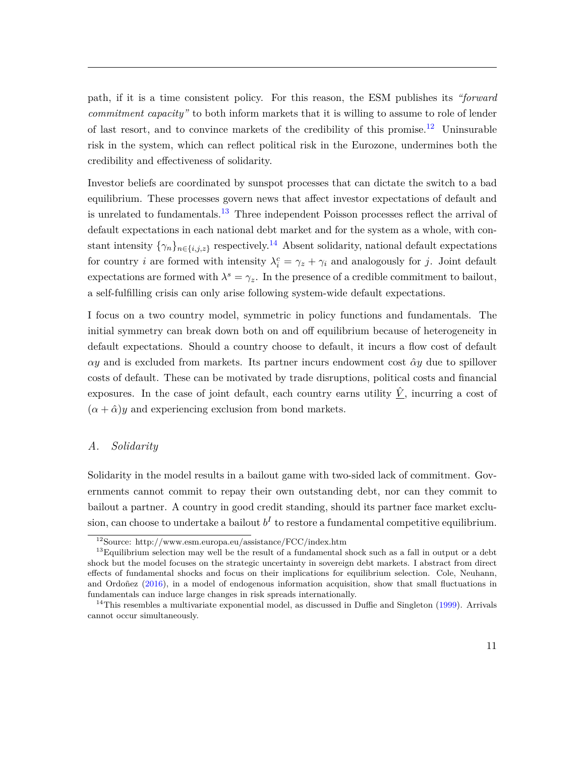path, if it is a time consistent policy. For this reason, the ESM publishes its *"forward commitment capacity"* to both inform markets that it is willing to assume to role of lender of last resort, and to convince markets of the credibility of this promise.[12] Uninsurable risk in the system, which can reflect political risk in the Eurozone, undermines both the credibility and effectiveness of solidarity.

Investor beliefs are coordinated by sunspot processes that can dictate the switch to a bad equilibrium. These processes govern news that affect investor expectations of default and is unrelated to fundamentals.[13] Three independent Poisson processes reflect the arrival of default expectations in each national debt market and for the system as a whole, with constant intensity $\{\gamma_n\}_{n\in\{i,j,z\}}$ respectively.[14] Absent solidarity, national default expectations for country $i$ are formed with intensity $\lambda_i^c = \gamma_z + \gamma_i$ and analogously for $j$. Joint default expectations are formed with $\lambda^s = \gamma_z$. In the presence of a credible commitment to bailout, a self-fulfilling crisis can only arise following system-wide default expectations.

I focus on a two country model, symmetric in policy functions and fundamentals. The initial symmetry can break down both on and off equilibrium because of heterogeneity in default expectations. Should a country choose to default, it incurs a flow cost of default $\alpha y$ and is excluded from markets. Its partner incurs endowment cost $\hat{\alpha} y$ due to spillover costs of default. These can be motivated by trade disruptions, political costs and financial exposures. In the case of joint default, each country earns utility $\underline{\hat{V}}$, incurring a cost of $(\alpha + \hat{\alpha})y$ and experiencing exclusion from bond markets.

### A. *Solidarity*

Solidarity in the model results in a bailout game with two-sided lack of commitment. Governments cannot commit to repay their own outstanding debt, nor can they commit to bailout a partner. A country in good credit standing, should its partner face market exclusion, can choose to undertake a bailout $b^I$ to restore a fundamental competitive equilibrium.

---

[12] Source: http://www.esm.europa.eu/assistance/FCC/index.htm

[13] Equilibrium selection may well be the result of a fundamental shock such as a fall in output or a debt shock but the model focuses on the strategic uncertainty in sovereign debt markets. I abstract from direct effects of fundamental shocks and focus on their implications for equilibrium selection. Cole, Neuhann, and Ordoñez (2016), in a model of endogenous information acquisition, show that small fluctuations in fundamentals can induce large changes in risk spreads internationally.

[14] This resembles a multivariate exponential model, as discussed in Duffie and Singleton (1999). Arrivals cannot occur simultaneously.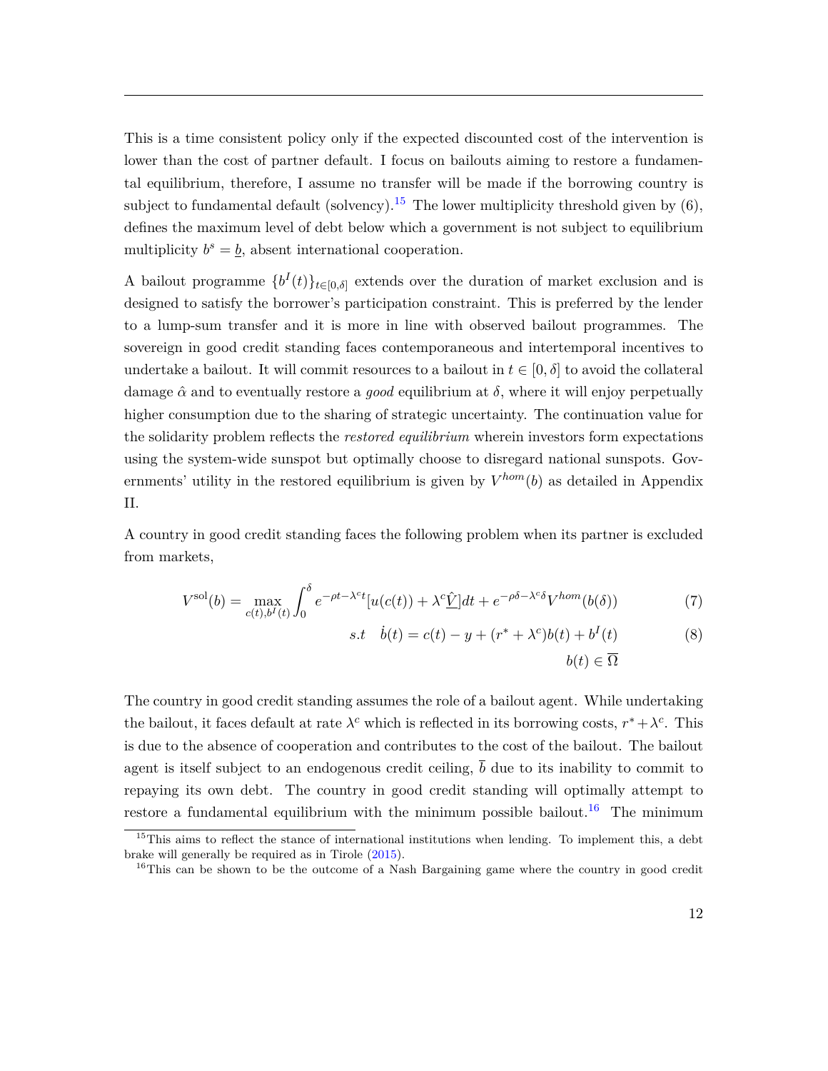This is a time consistent policy only if the expected discounted cost of the intervention is lower than the cost of partner default. I focus on bailouts aiming to restore a fundamental equilibrium, therefore, I assume no transfer will be made if the borrowing country is subject to fundamental default (solvency).[15] The lower multiplicity threshold given by (6), defines the maximum level of debt below which a government is not subject to equilibrium multiplicity $b^s = \underline{b}$, absent international cooperation.

A bailout programme $\{b^I(t)\}_{t\in[0,\delta]}$ extends over the duration of market exclusion and is designed to satisfy the borrower's participation constraint. This is preferred by the lender to a lump-sum transfer and it is more in line with observed bailout programmes. The sovereign in good credit standing faces contemporaneous and intertemporal incentives to undertake a bailout. It will commit resources to a bailout in $t \in [0, \delta]$ to avoid the collateral damage $\hat{\alpha}$ and to eventually restore a *good* equilibrium at $\delta$, where it will enjoy perpetually higher consumption due to the sharing of strategic uncertainty. The continuation value for the solidarity problem reflects the *restored equilibrium* wherein investors form expectations using the system-wide sunspot but optimally choose to disregard national sunspots. Governments' utility in the restored equilibrium is given by $V^{hom}(b)$ as detailed in Appendix II.

A country in good credit standing faces the following problem when its partner is excluded from markets,

$$V^{\text{sol}}(b) = \max_{c(t), b^I(t)} \int_0^\delta e^{-\rho t - \lambda^c t}[u(c(t)) + \lambda^c \underline{\hat{V}}]dt + e^{-\rho\delta - \lambda^c \delta} V^{hom}(b(\delta)) \tag{7}$$

$$s.t \quad \dot{b}(t) = c(t) - y + (r^* + \lambda^c)b(t) + b^I(t) \tag{8}$$

$$b(t) \in \overline{\Omega}$$

The country in good credit standing assumes the role of a bailout agent. While undertaking the bailout, it faces default at rate $\lambda^c$ which is reflected in its borrowing costs, $r^* + \lambda^c$. This is due to the absence of cooperation and contributes to the cost of the bailout. The bailout agent is itself subject to an endogenous credit ceiling, $\overline{b}$ due to its inability to commit to repaying its own debt. The country in good credit standing will optimally attempt to restore a fundamental equilibrium with the minimum possible bailout.[16] The minimum

[15] This aims to reflect the stance of international institutions when lending. To implement this, a debt brake will generally be required as in Tirole (2015).

[16] This can be shown to be the outcome of a Nash Bargaining game where the country in good credit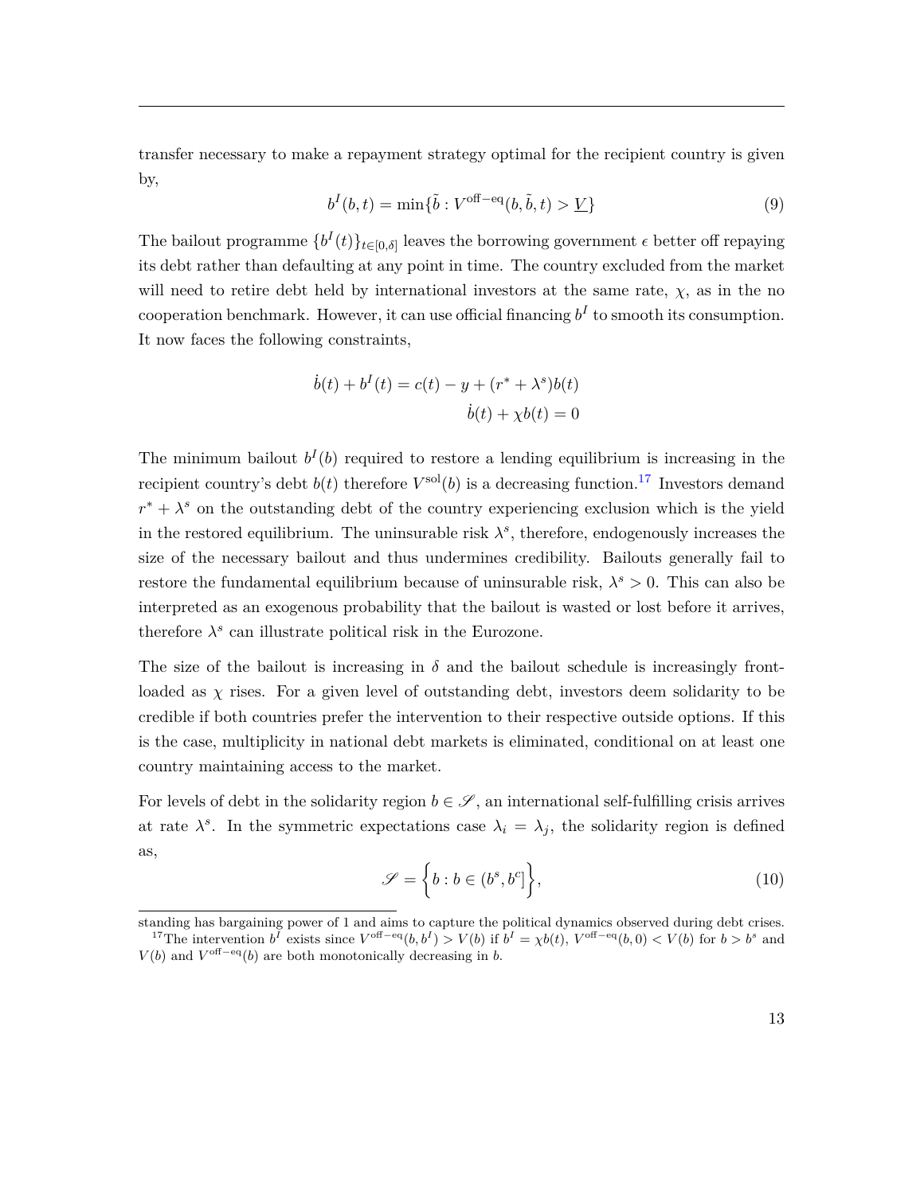transfer necessary to make a repayment strategy optimal for the recipient country is given by,

$$b^I(b,t) = \min\{\tilde{b} : V^{\text{off-eq}}(b,\tilde{b},t) > \underline{V}\} \tag{9}$$

The bailout programme $\{b^I(t)\}_{t\in[0,\delta]}$ leaves the borrowing government $\epsilon$ better off repaying its debt rather than defaulting at any point in time. The country excluded from the market will need to retire debt held by international investors at the same rate, $\chi$, as in the no cooperation benchmark. However, it can use official financing $b^I$ to smooth its consumption. It now faces the following constraints,

$$\dot{b}(t) + b^I(t) = c(t) - y + (r^* + \lambda^s)b(t)$$
$$\dot{b}(t) + \chi b(t) = 0$$

The minimum bailout $b^I(b)$ required to restore a lending equilibrium is increasing in the recipient country's debt $b(t)$ therefore $V^{\text{sol}}(b)$ is a decreasing function.[17] Investors demand $r^* + \lambda^s$ on the outstanding debt of the country experiencing exclusion which is the yield in the restored equilibrium. The uninsurable risk $\lambda^s$, therefore, endogenously increases the size of the necessary bailout and thus undermines credibility. Bailouts generally fail to restore the fundamental equilibrium because of uninsurable risk, $\lambda^s > 0$. This can also be interpreted as an exogenous probability that the bailout is wasted or lost before it arrives, therefore $\lambda^s$ can illustrate political risk in the Eurozone.

The size of the bailout is increasing in $\delta$ and the bailout schedule is increasingly front-loaded as $\chi$ rises. For a given level of outstanding debt, investors deem solidarity to be credible if both countries prefer the intervention to their respective outside options. If this is the case, multiplicity in national debt markets is eliminated, conditional on at least one country maintaining access to the market.

For levels of debt in the solidarity region $b \in \mathscr{S}$, an international self-fulfilling crisis arrives at rate $\lambda^s$. In the symmetric expectations case $\lambda_i = \lambda_j$, the solidarity region is defined as,

$$\mathscr{S} = \Big\{ b : b \in (b^s, b^c] \Big\}, \tag{10}$$

standing has bargaining power of 1 and aims to capture the political dynamics observed during debt crises.

[17] The intervention $b^I$ exists since $V^{\text{off-eq}}(b, b^I) > V(b)$ if $b^I = \chi b(t)$, $V^{\text{off-eq}}(b, 0) < V(b)$ for $b > b^s$ and $V(b)$ and $V^{\text{off-eq}}(b)$ are both monotonically decreasing in $b$.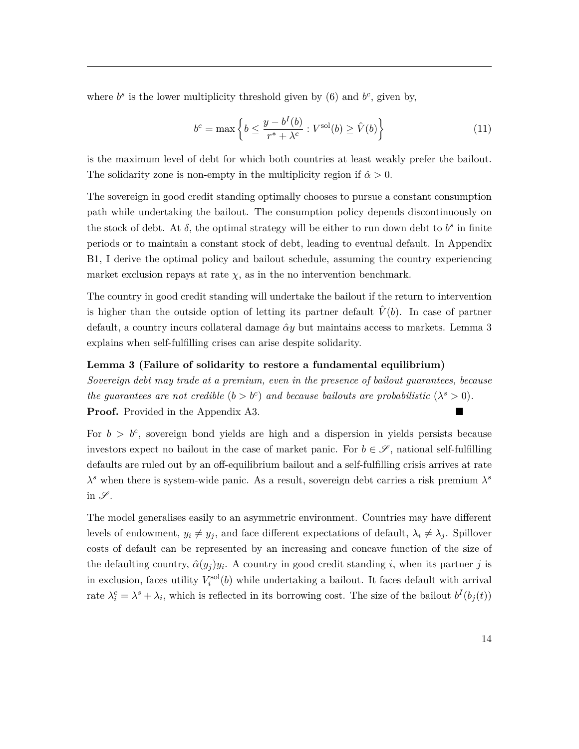where $b^s$ is the lower multiplicity threshold given by (6) and $b^c$, given by,

$$b^c = \max\left\{b \leq \frac{y - b^I(b)}{r^* + \lambda^c} : V^{\text{sol}}(b) \geq \hat{V}(b)\right\} \tag{11}$$

is the maximum level of debt for which both countries at least weakly prefer the bailout. The solidarity zone is non-empty in the multiplicity region if $\hat{\alpha} > 0$.

The sovereign in good credit standing optimally chooses to pursue a constant consumption path while undertaking the bailout. The consumption policy depends discontinuously on the stock of debt. At $\delta$, the optimal strategy will be either to run down debt to $b^s$ in finite periods or to maintain a constant stock of debt, leading to eventual default. In Appendix B1, I derive the optimal policy and bailout schedule, assuming the country experiencing market exclusion repays at rate $\chi$, as in the no intervention benchmark.

The country in good credit standing will undertake the bailout if the return to intervention is higher than the outside option of letting its partner default $\hat{V}(b)$. In case of partner default, a country incurs collateral damage $\hat{\alpha}y$ but maintains access to markets. Lemma 3 explains when self-fulfilling crises can arise despite solidarity.

**Lemma 3 (Failure of solidarity to restore a fundamental equilibrium)**
*Sovereign debt may trade at a premium, even in the presence of bailout guarantees, because the guarantees are not credible ($b > b^c$) and because bailouts are probabilistic ($\lambda^s > 0$).*
**Proof.** Provided in the Appendix A3. ■

For $b > b^c$, sovereign bond yields are high and a dispersion in yields persists because investors expect no bailout in the case of market panic. For $b \in \mathscr{S}$, national self-fulfilling defaults are ruled out by an off-equilibrium bailout and a self-fulfilling crisis arrives at rate $\lambda^s$ when there is system-wide panic. As a result, sovereign debt carries a risk premium $\lambda^s$ in $\mathscr{S}$.

The model generalises easily to an asymmetric environment. Countries may have different levels of endowment, $y_i \neq y_j$, and face different expectations of default, $\lambda_i \neq \lambda_j$. Spillover costs of default can be represented by an increasing and concave function of the size of the defaulting country, $\hat{\alpha}(y_j)y_i$. A country in good credit standing $i$, when its partner $j$ is in exclusion, faces utility $V_i^{\text{sol}}(b)$ while undertaking a bailout. It faces default with arrival rate $\lambda_i^c = \lambda^s + \lambda_i$, which is reflected in its borrowing cost. The size of the bailout $b^I(b_j(t))$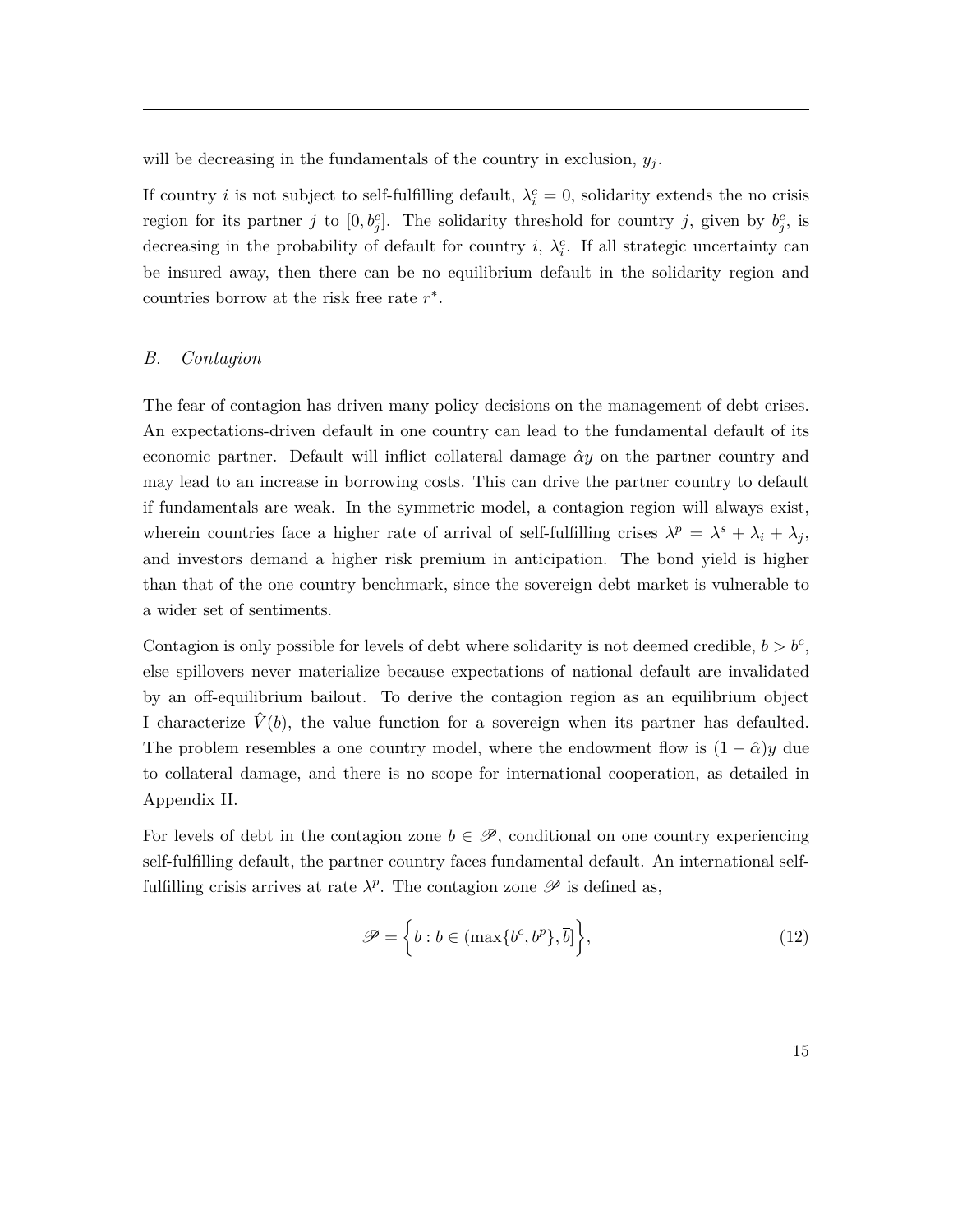will be decreasing in the fundamentals of the country in exclusion, $y_j$.

If country $i$ is not subject to self-fulfilling default, $\lambda_i^c = 0$, solidarity extends the no crisis region for its partner $j$ to $[0, b_j^c]$. The solidarity threshold for country $j$, given by $b_j^c$, is decreasing in the probability of default for country $i$, $\lambda_i^c$. If all strategic uncertainty can be insured away, then there can be no equilibrium default in the solidarity region and countries borrow at the risk free rate $r^*$.

### *B. Contagion*

The fear of contagion has driven many policy decisions on the management of debt crises. An expectations-driven default in one country can lead to the fundamental default of its economic partner. Default will inflict collateral damage $\hat{\alpha}y$ on the partner country and may lead to an increase in borrowing costs. This can drive the partner country to default if fundamentals are weak. In the symmetric model, a contagion region will always exist, wherein countries face a higher rate of arrival of self-fulfilling crises $\lambda^p = \lambda^s + \lambda_i + \lambda_j$, and investors demand a higher risk premium in anticipation. The bond yield is higher than that of the one country benchmark, since the sovereign debt market is vulnerable to a wider set of sentiments.

Contagion is only possible for levels of debt where solidarity is not deemed credible, $b > b^c$, else spillovers never materialize because expectations of national default are invalidated by an off-equilibrium bailout. To derive the contagion region as an equilibrium object I characterize $\hat{V}(b)$, the value function for a sovereign when its partner has defaulted. The problem resembles a one country model, where the endowment flow is $(1 - \hat{\alpha})y$ due to collateral damage, and there is no scope for international cooperation, as detailed in Appendix II.

For levels of debt in the contagion zone $b \in \mathscr{P}$, conditional on one country experiencing self-fulfilling default, the partner country faces fundamental default. An international self-fulfilling crisis arrives at rate $\lambda^p$. The contagion zone $\mathscr{P}$ is defined as,

$$\mathscr{P} = \left\{ b : b \in (\max\{b^c, b^p\}, \overline{b}] \right\}, \tag{12}$$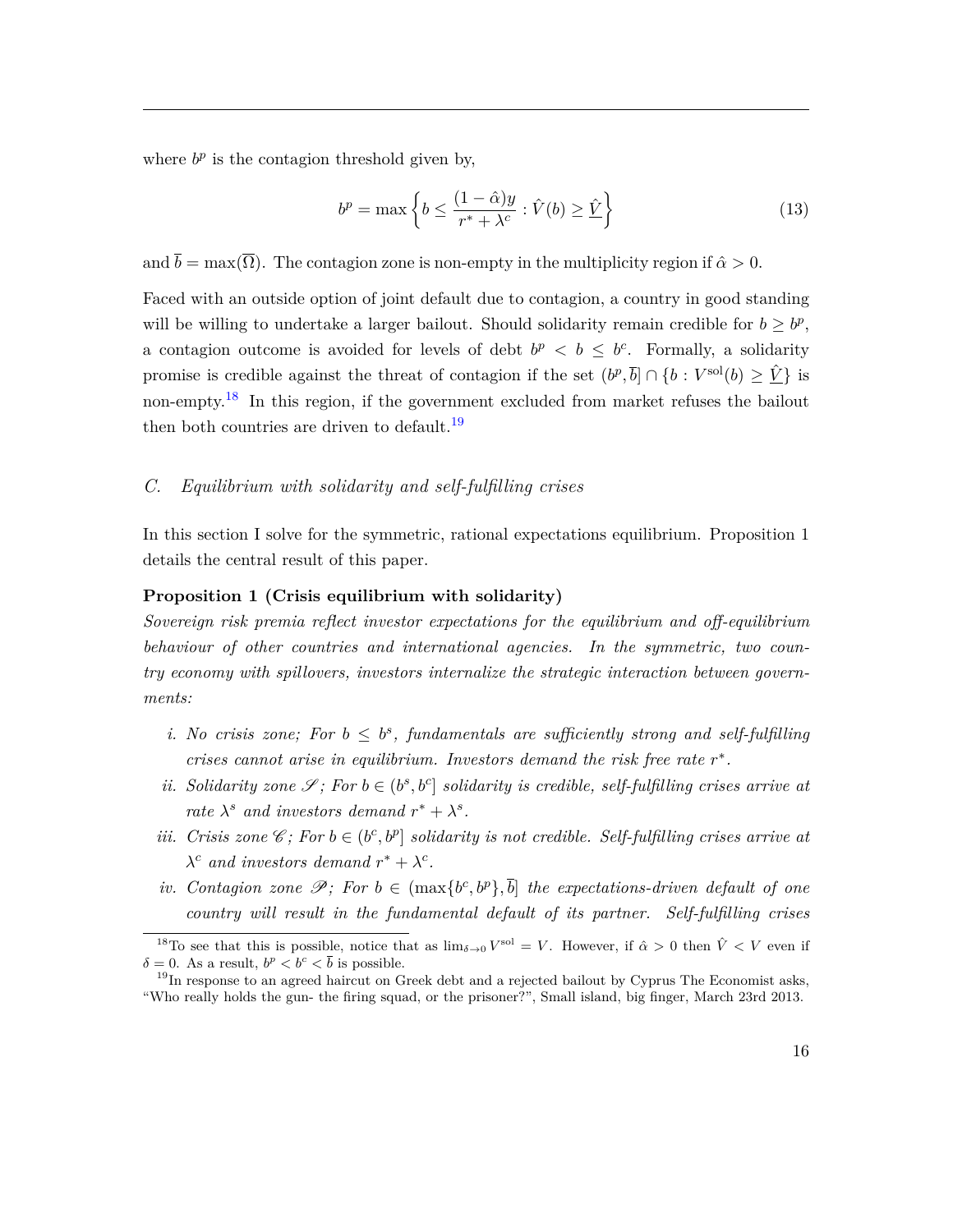where $b^p$ is the contagion threshold given by,

$$b^p = \max\left\{ b \leq \frac{(1-\hat{\alpha})y}{r^* + \lambda^c} : \hat{V}(b) \geq \underline{\hat{V}} \right\} \tag{13}$$

and $\overline{b} = \max(\overline{\Omega})$. The contagion zone is non-empty in the multiplicity region if $\hat{\alpha} > 0$.

Faced with an outside option of joint default due to contagion, a country in good standing will be willing to undertake a larger bailout. Should solidarity remain credible for $b \geq b^p$, a contagion outcome is avoided for levels of debt $b^p < b \leq b^c$. Formally, a solidarity promise is credible against the threat of contagion if the set $(b^p, \overline{b}] \cap \{b : V^{\text{sol}}(b) \geq \underline{\hat{V}}\}$ is non-empty.[18] In this region, if the government excluded from market refuses the bailout then both countries are driven to default.[19]

### C. *Equilibrium with solidarity and self-fulfilling crises*

In this section I solve for the symmetric, rational expectations equilibrium. Proposition 1 details the central result of this paper.

**Proposition 1 (Crisis equilibrium with solidarity)**
*Sovereign risk premia reflect investor expectations for the equilibrium and off-equilibrium behaviour of other countries and international agencies. In the symmetric, two country economy with spillovers, investors internalize the strategic interaction between governments:*

*i. No crisis zone; For $b \leq b^s$, fundamentals are sufficiently strong and self-fulfilling crises cannot arise in equilibrium. Investors demand the risk free rate $r^*$.*

*ii. Solidarity zone $\mathscr{S}$; For $b \in (b^s, b^c]$ solidarity is credible, self-fulfilling crises arrive at rate $\lambda^s$ and investors demand $r^* + \lambda^s$.*

*iii. Crisis zone $\mathscr{C}$; For $b \in (b^c, b^p]$ solidarity is not credible. Self-fulfilling crises arrive at $\lambda^c$ and investors demand $r^* + \lambda^c$.*

*iv. Contagion zone $\mathscr{P}$; For $b \in (\max\{b^c, b^p\}, \overline{b}]$ the expectations-driven default of one country will result in the fundamental default of its partner. Self-fulfilling crises*

---

[18] To see that this is possible, notice that as $\lim_{\delta \to 0} V^{\text{sol}} = V$. However, if $\hat{\alpha} > 0$ then $\hat{V} < V$ even if $\delta = 0$. As a result, $b^p < b^c < \overline{b}$ is possible.

[19] In response to an agreed haircut on Greek debt and a rejected bailout by Cyprus The Economist asks, "Who really holds the gun- the firing squad, or the prisoner?", Small island, big finger, March 23rd 2013.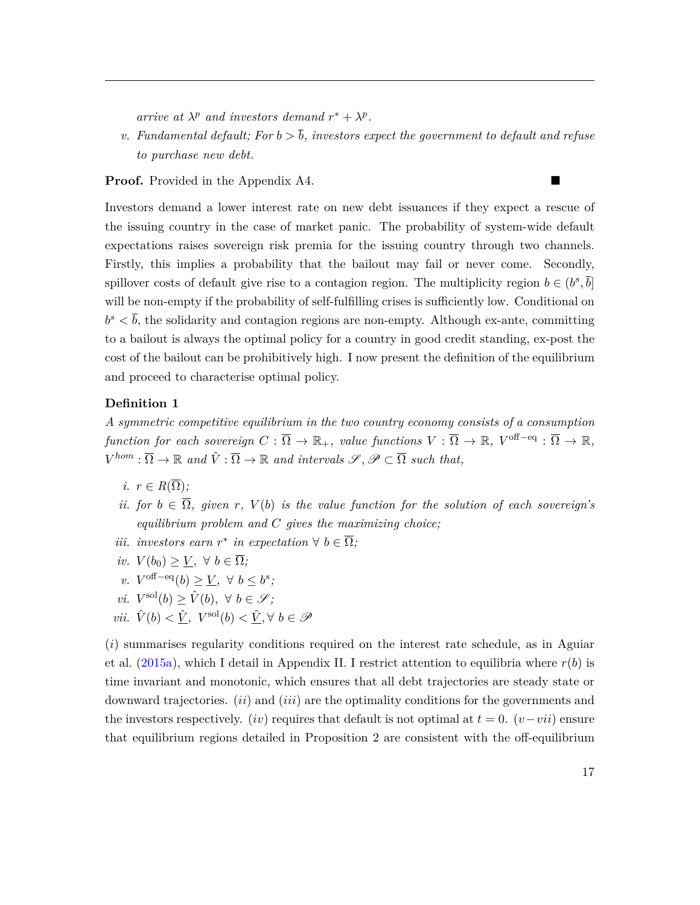*arrive at $\lambda^p$ and investors demand $r^* + \lambda^p$.*

v. *Fundamental default; For $b > \overline{b}$, investors expect the government to default and refuse to purchase new debt.*

**Proof.** Provided in the Appendix A4. ■

Investors demand a lower interest rate on new debt issuances if they expect a rescue of the issuing country in the case of market panic. The probability of system-wide default expectations raises sovereign risk premia for the issuing country through two channels. Firstly, this implies a probability that the bailout may fail or never come. Secondly, spillover costs of default give rise to a contagion region. The multiplicity region $b \in (b^s, \overline{b}]$ will be non-empty if the probability of self-fulfilling crises is sufficiently low. Conditional on $b^s < \overline{b}$, the solidarity and contagion regions are non-empty. Although ex-ante, committing to a bailout is always the optimal policy for a country in good credit standing, ex-post the cost of the bailout can be prohibitively high. I now present the definition of the equilibrium and proceed to characterise optimal policy.

**Definition 1**

*A symmetric competitive equilibrium in the two country economy consists of a consumption function for each sovereign $C : \overline{\Omega} \to \mathbb{R}_+$, value functions $V : \overline{\Omega} \to \mathbb{R}$, $V^{\text{off-eq}} : \overline{\Omega} \to \mathbb{R}$, $V^{hom} : \overline{\Omega} \to \mathbb{R}$ and $\hat{V} : \overline{\Omega} \to \mathbb{R}$ and intervals $\mathscr{S}, \mathscr{P} \subset \overline{\Omega}$ such that,*

i. *$r \in R(\overline{\Omega})$;*
ii. *for $b \in \overline{\Omega}$, given $r$, $V(b)$ is the value function for the solution of each sovereign's equilibrium problem and $C$ gives the maximizing choice;*
iii. *investors earn $r^*$ in expectation $\forall\ b \in \overline{\Omega}$;*
iv. *$V(b_0) \geq \underline{V},\ \forall\ b \in \overline{\Omega}$;*
v. *$V^{\text{off-eq}}(b) \geq \underline{V},\ \forall\ b \leq b^s$;*
vi. *$V^{\text{sol}}(b) \geq \hat{V}(b),\ \forall\ b \in \mathscr{S}$;*
vii. *$\hat{V}(b) < \hat{\underline{V}},\ V^{\text{sol}}(b) < \hat{\underline{V}}, \forall\ b \in \mathscr{P}$*

($i$) summarises regularity conditions required on the interest rate schedule, as in Aguiar et al. (2015a), which I detail in Appendix II. I restrict attention to equilibria where $r(b)$ is time invariant and monotonic, which ensures that all debt trajectories are steady state or downward trajectories. ($ii$) and ($iii$) are the optimality conditions for the governments and the investors respectively. ($iv$) requires that default is not optimal at $t = 0$. ($v - vii$) ensure that equilibrium regions detailed in Proposition 2 are consistent with the off-equilibrium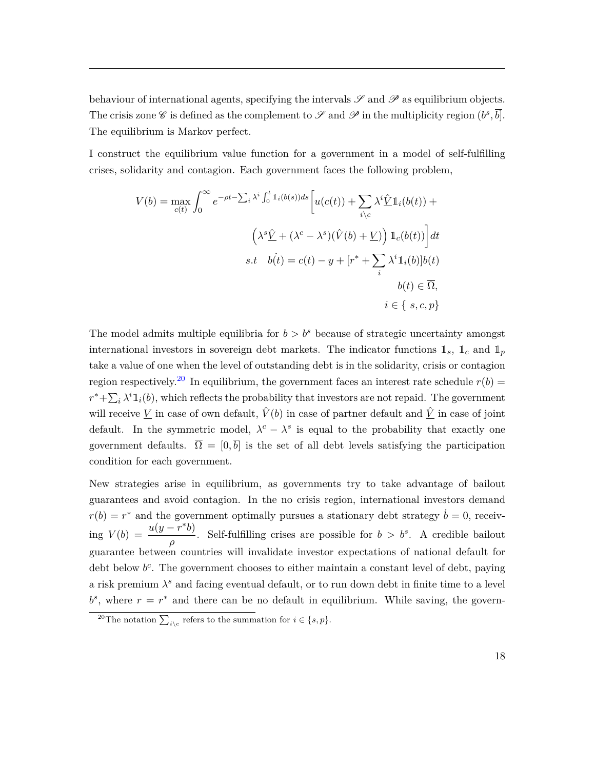behaviour of international agents, specifying the intervals $\mathscr{S}$ and $\mathscr{P}$ as equilibrium objects. The crisis zone $\mathscr{C}$ is defined as the complement to $\mathscr{S}$ and $\mathscr{P}$ in the multiplicity region $(b^s, \overline{b}]$. The equilibrium is Markov perfect.

I construct the equilibrium value function for a government in a model of self-fulfilling crises, solidarity and contagion. Each government faces the following problem,

$$
\begin{aligned}
V(b) = \max_{c(t)} \int_0^\infty e^{-\rho t - \sum_i \lambda^i \int_0^t \mathbb{1}_i(b(s))ds} \Big[ & u(c(t)) + \sum_{i \setminus c} \lambda^i \underline{\hat{V}} \mathbb{1}_i(b(t)) + \\
& \Big( \lambda^s \underline{\hat{V}} + (\lambda^c - \lambda^s)(\hat{V}(b) + \underline{V}) \Big) \mathbb{1}_c(b(t)) \Big] dt \\
s.t \quad \dot{b(t)} = c(t) - y + [r^* + & \sum_i \lambda^i \mathbb{1}_i(b)] b(t) \\
& b(t) \in \overline{\Omega}, \\
& i \in \{ s, c, p\}
\end{aligned}
$$

The model admits multiple equilibria for $b > b^s$ because of strategic uncertainty amongst international investors in sovereign debt markets. The indicator functions $\mathbb{1}_s$, $\mathbb{1}_c$ and $\mathbb{1}_p$ take a value of one when the level of outstanding debt is in the solidarity, crisis or contagion region respectively.[20] In equilibrium, the government faces an interest rate schedule $r(b) = r^* + \sum_i \lambda^i \mathbb{1}_i(b)$, which reflects the probability that investors are not repaid. The government will receive $\underline{V}$ in case of own default, $\hat{V}(b)$ in case of partner default and $\underline{\hat{V}}$ in case of joint default. In the symmetric model, $\lambda^c - \lambda^s$ is equal to the probability that exactly one government defaults. $\overline{\Omega} = [0, \overline{b}]$ is the set of all debt levels satisfying the participation condition for each government.

New strategies arise in equilibrium, as governments try to take advantage of bailout guarantees and avoid contagion. In the no crisis region, international investors demand $r(b) = r^*$ and the government optimally pursues a stationary debt strategy $\dot{b} = 0$, receiving $V(b) = \dfrac{u(y - r^* b)}{\rho}$. Self-fulfilling crises are possible for $b > b^s$. A credible bailout guarantee between countries will invalidate investor expectations of national default for debt below $b^c$. The government chooses to either maintain a constant level of debt, paying a risk premium $\lambda^s$ and facing eventual default, or to run down debt in finite time to a level $b^s$, where $r = r^*$ and there can be no default in equilibrium. While saving, the govern-

[20] The notation $\sum_{i \setminus c}$ refers to the summation for $i \in \{s, p\}$.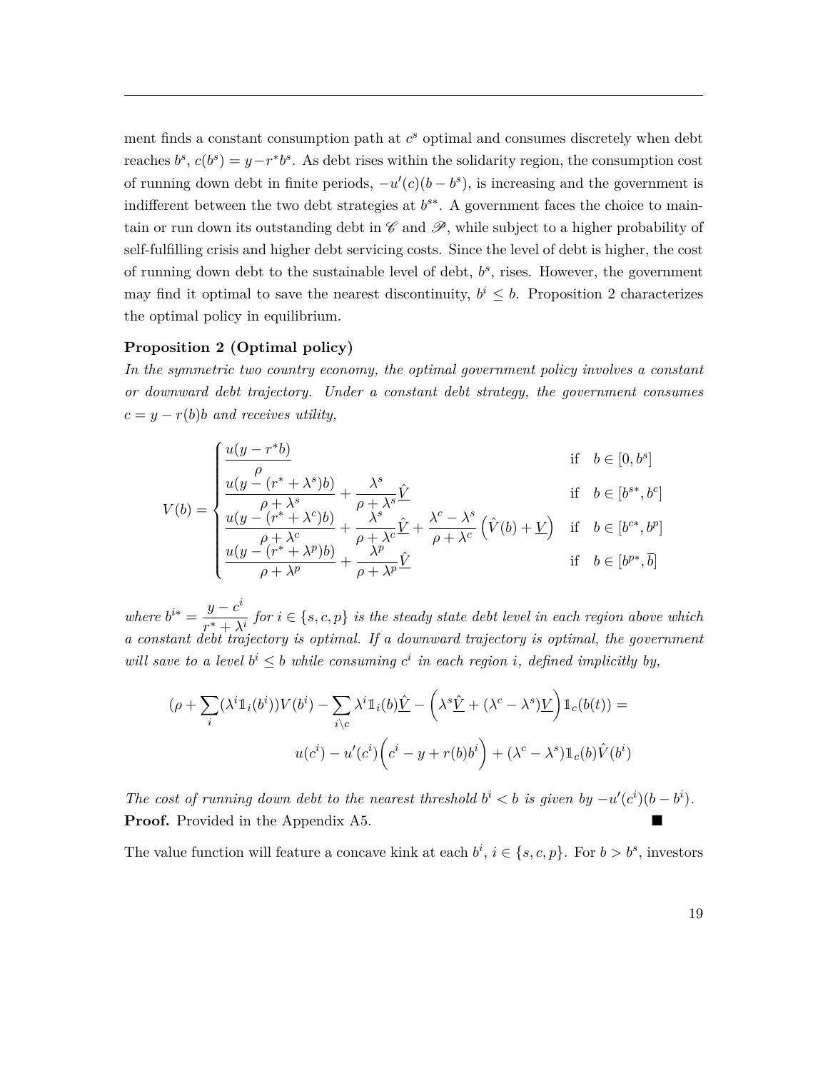ment finds a constant consumption path at $c^s$ optimal and consumes discretely when debt reaches $b^s$, $c(b^s) = y - r^* b^s$. As debt rises within the solidarity region, the consumption cost of running down debt in finite periods, $-u'(c)(b - b^s)$, is increasing and the government is indifferent between the two debt strategies at $b^{s*}$. A government faces the choice to maintain or run down its outstanding debt in $\mathscr{C}$ and $\mathscr{P}$, while subject to a higher probability of self-fulfilling crisis and higher debt servicing costs. Since the level of debt is higher, the cost of running down debt to the sustainable level of debt, $b^s$, rises. However, the government may find it optimal to save the nearest discontinuity, $b^i \leq b$. Proposition 2 characterizes the optimal policy in equilibrium.

**Proposition 2 (Optimal policy)**
*In the symmetric two country economy, the optimal government policy involves a constant or downward debt trajectory. Under a constant debt strategy, the government consumes $c = y - r(b)b$ and receives utility,*

$$
V(b) = \begin{cases}
\dfrac{u(y - r^* b)}{\rho} & \text{if} \quad b \in [0, b^s] \\
\dfrac{u(y - (r^* + \lambda^s)b)}{\rho + \lambda^s} + \dfrac{\lambda^s}{\rho + \lambda^s}\hat{\underline{V}} & \text{if} \quad b \in [b^{s*}, b^c] \\
\dfrac{u(y - (r^* + \lambda^c)b)}{\rho + \lambda^c} + \dfrac{\lambda^s}{\rho + \lambda^c}\hat{\underline{V}} + \dfrac{\lambda^c - \lambda^s}{\rho + \lambda^c}\left(\hat{V}(b) + \underline{V}\right) & \text{if} \quad b \in [b^{c*}, b^p] \\
\dfrac{u(y - (r^* + \lambda^p)b)}{\rho + \lambda^p} + \dfrac{\lambda^p}{\rho + \lambda^p}\hat{\underline{V}} & \text{if} \quad b \in [b^{p*}, \overline{b}]
\end{cases}
$$

*where $b^{i*} = \dfrac{y - c^i}{r^* + \lambda^i}$ for $i \in \{s, c, p\}$ is the steady state debt level in each region above which a constant debt trajectory is optimal. If a downward trajectory is optimal, the government will save to a level $b^i \leq b$ while consuming $c^i$ in each region $i$, defined implicitly by,*

$$
\begin{aligned}
(\rho + \sum_i (\lambda^i \mathbb{1}_i(b^i))V(b^i) - \sum_{i \setminus c} \lambda^i \mathbb{1}_i(b)\hat{\underline{V}} - \left(\lambda^s \hat{\underline{V}} + (\lambda^c - \lambda^s)\underline{V}\right)\mathbb{1}_c(b(t)) = \\
u(c^i) - u'(c^i)\left(c^i - y + r(b)b^i\right) + (\lambda^c - \lambda^s)\mathbb{1}_c(b)\hat{V}(b^i)
\end{aligned}
$$

*The cost of running down debt to the nearest threshold $b^i < b$ is given by $-u'(c^i)(b - b^i)$.*
**Proof.** Provided in the Appendix A5. ■

The value function will feature a concave kink at each $b^i$, $i \in \{s, c, p\}$. For $b > b^s$, investors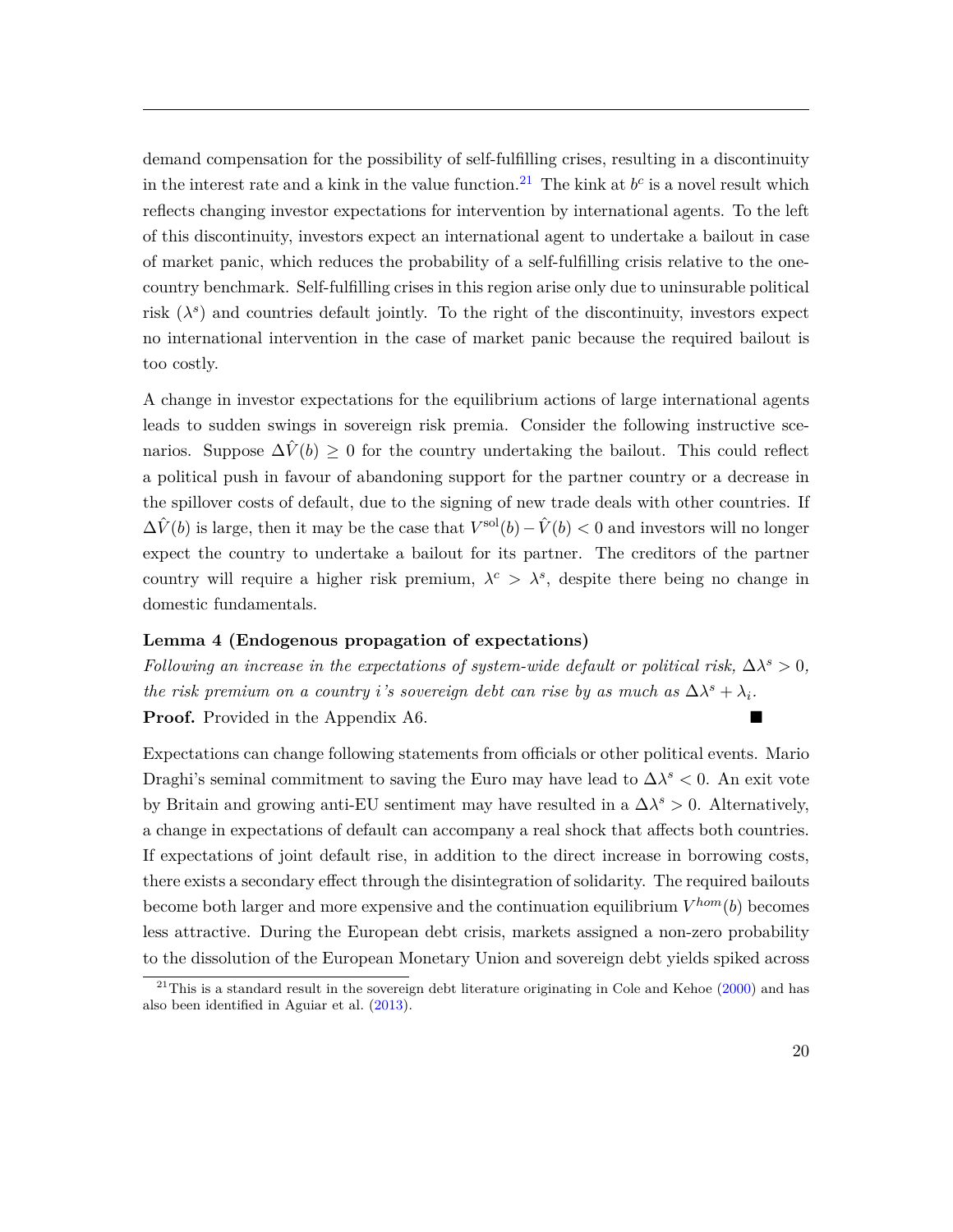demand compensation for the possibility of self-fulfilling crises, resulting in a discontinuity in the interest rate and a kink in the value function.[21] The kink at $b^c$ is a novel result which reflects changing investor expectations for intervention by international agents. To the left of this discontinuity, investors expect an international agent to undertake a bailout in case of market panic, which reduces the probability of a self-fulfilling crisis relative to the one-country benchmark. Self-fulfilling crises in this region arise only due to uninsurable political risk ($\lambda^s$) and countries default jointly. To the right of the discontinuity, investors expect no international intervention in the case of market panic because the required bailout is too costly.

A change in investor expectations for the equilibrium actions of large international agents leads to sudden swings in sovereign risk premia. Consider the following instructive scenarios. Suppose $\Delta\hat{V}(b) \geq 0$ for the country undertaking the bailout. This could reflect a political push in favour of abandoning support for the partner country or a decrease in the spillover costs of default, due to the signing of new trade deals with other countries. If $\Delta\hat{V}(b)$ is large, then it may be the case that $V^{\text{sol}}(b) - \hat{V}(b) < 0$ and investors will no longer expect the country to undertake a bailout for its partner. The creditors of the partner country will require a higher risk premium, $\lambda^c > \lambda^s$, despite there being no change in domestic fundamentals.

**Lemma 4 (Endogenous propagation of expectations)**
*Following an increase in the expectations of system-wide default or political risk, $\Delta\lambda^s > 0$, the risk premium on a country i's sovereign debt can rise by as much as $\Delta\lambda^s + \lambda_i$.*
**Proof.** Provided in the Appendix A6. ■

Expectations can change following statements from officials or other political events. Mario Draghi's seminal commitment to saving the Euro may have lead to $\Delta\lambda^s < 0$. An exit vote by Britain and growing anti-EU sentiment may have resulted in a $\Delta\lambda^s > 0$. Alternatively, a change in expectations of default can accompany a real shock that affects both countries. If expectations of joint default rise, in addition to the direct increase in borrowing costs, there exists a secondary effect through the disintegration of solidarity. The required bailouts become both larger and more expensive and the continuation equilibrium $V^{hom}(b)$ becomes less attractive. During the European debt crisis, markets assigned a non-zero probability to the dissolution of the European Monetary Union and sovereign debt yields spiked across

[21] This is a standard result in the sovereign debt literature originating in Cole and Kehoe (2000) and has also been identified in Aguiar et al. (2013).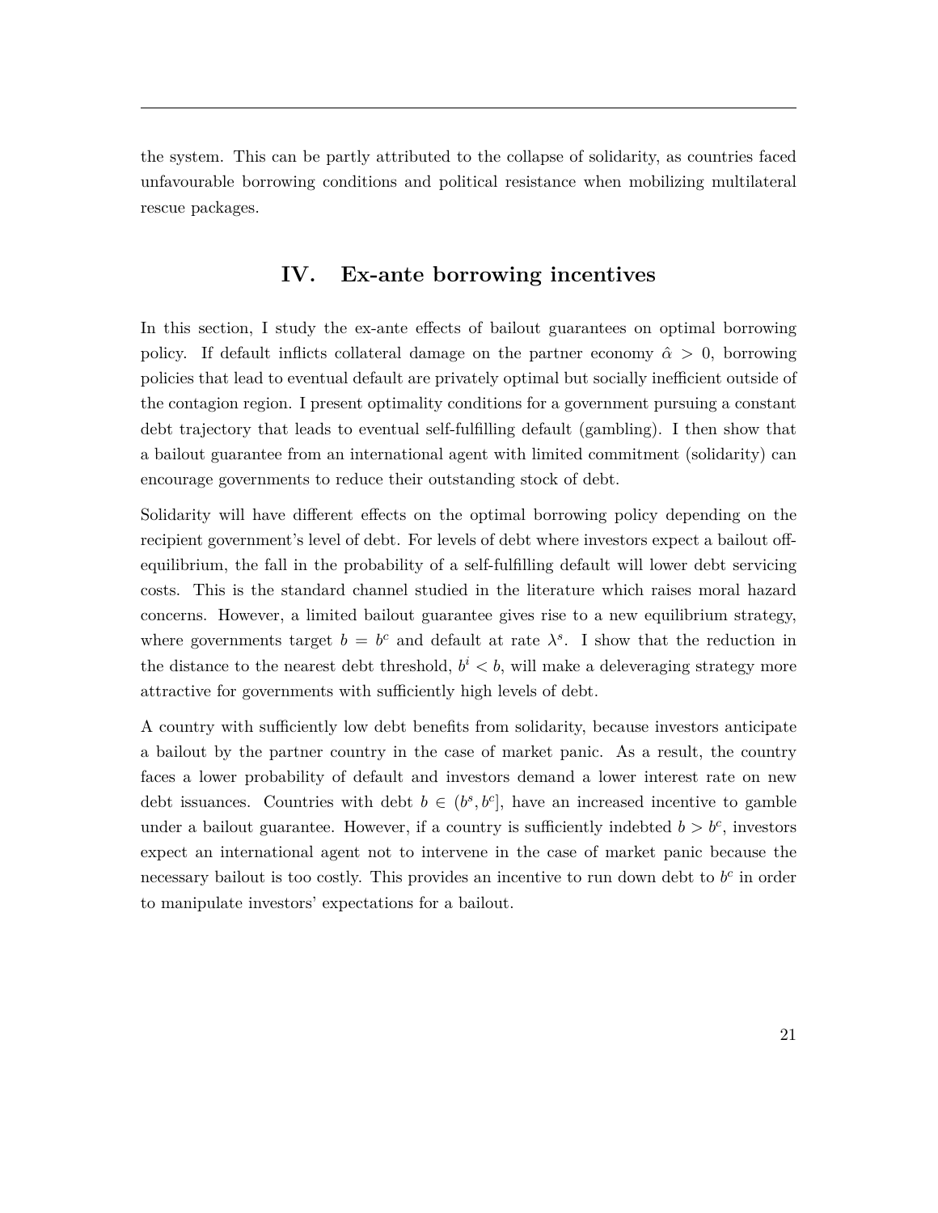the system. This can be partly attributed to the collapse of solidarity, as countries faced unfavourable borrowing conditions and political resistance when mobilizing multilateral rescue packages.

## IV. Ex-ante borrowing incentives

In this section, I study the ex-ante effects of bailout guarantees on optimal borrowing policy. If default inflicts collateral damage on the partner economy $\hat{\alpha} > 0$, borrowing policies that lead to eventual default are privately optimal but socially inefficient outside of the contagion region. I present optimality conditions for a government pursuing a constant debt trajectory that leads to eventual self-fulfilling default (gambling). I then show that a bailout guarantee from an international agent with limited commitment (solidarity) can encourage governments to reduce their outstanding stock of debt.

Solidarity will have different effects on the optimal borrowing policy depending on the recipient government's level of debt. For levels of debt where investors expect a bailout off-equilibrium, the fall in the probability of a self-fulfilling default will lower debt servicing costs. This is the standard channel studied in the literature which raises moral hazard concerns. However, a limited bailout guarantee gives rise to a new equilibrium strategy, where governments target $b = b^c$ and default at rate $\lambda^s$. I show that the reduction in the distance to the nearest debt threshold, $b^i < b$, will make a deleveraging strategy more attractive for governments with sufficiently high levels of debt.

A country with sufficiently low debt benefits from solidarity, because investors anticipate a bailout by the partner country in the case of market panic. As a result, the country faces a lower probability of default and investors demand a lower interest rate on new debt issuances. Countries with debt $b \in (b^s, b^c]$, have an increased incentive to gamble under a bailout guarantee. However, if a country is sufficiently indebted $b > b^c$, investors expect an international agent not to intervene in the case of market panic because the necessary bailout is too costly. This provides an incentive to run down debt to $b^c$ in order to manipulate investors' expectations for a bailout.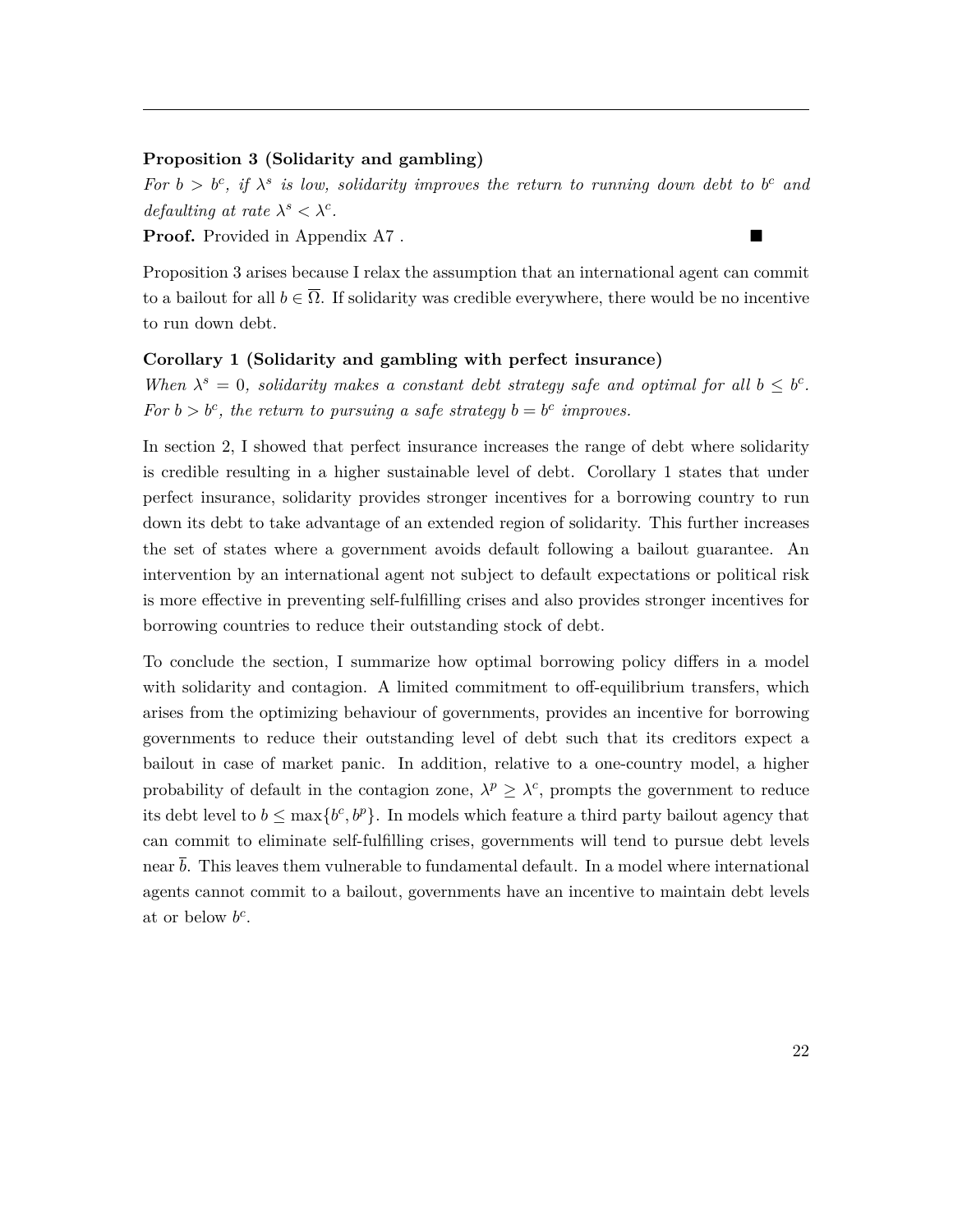**Proposition 3 (Solidarity and gambling)**
*For $b > b^c$, if $\lambda^s$ is low, solidarity improves the return to running down debt to $b^c$ and defaulting at rate $\lambda^s < \lambda^c$.*

**Proof.** Provided in Appendix A7 . ■

Proposition 3 arises because I relax the assumption that an international agent can commit to a bailout for all $b \in \overline{\Omega}$. If solidarity was credible everywhere, there would be no incentive to run down debt.

**Corollary 1 (Solidarity and gambling with perfect insurance)**
*When $\lambda^s = 0$, solidarity makes a constant debt strategy safe and optimal for all $b \leq b^c$. For $b > b^c$, the return to pursuing a safe strategy $b = b^c$ improves.*

In section 2, I showed that perfect insurance increases the range of debt where solidarity is credible resulting in a higher sustainable level of debt. Corollary 1 states that under perfect insurance, solidarity provides stronger incentives for a borrowing country to run down its debt to take advantage of an extended region of solidarity. This further increases the set of states where a government avoids default following a bailout guarantee. An intervention by an international agent not subject to default expectations or political risk is more effective in preventing self-fulfilling crises and also provides stronger incentives for borrowing countries to reduce their outstanding stock of debt.

To conclude the section, I summarize how optimal borrowing policy differs in a model with solidarity and contagion. A limited commitment to off-equilibrium transfers, which arises from the optimizing behaviour of governments, provides an incentive for borrowing governments to reduce their outstanding level of debt such that its creditors expect a bailout in case of market panic. In addition, relative to a one-country model, a higher probability of default in the contagion zone, $\lambda^p \geq \lambda^c$, prompts the government to reduce its debt level to $b \leq \max\{b^c, b^p\}$. In models which feature a third party bailout agency that can commit to eliminate self-fulfilling crises, governments will tend to pursue debt levels near $\overline{b}$. This leaves them vulnerable to fundamental default. In a model where international agents cannot commit to a bailout, governments have an incentive to maintain debt levels at or below $b^c$.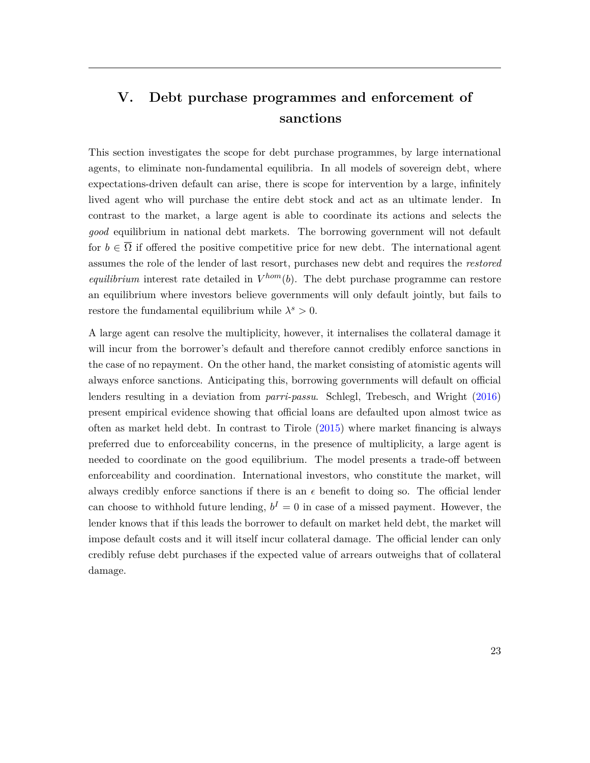# V. Debt purchase programmes and enforcement of sanctions

This section investigates the scope for debt purchase programmes, by large international agents, to eliminate non-fundamental equilibria. In all models of sovereign debt, where expectations-driven default can arise, there is scope for intervention by a large, infinitely lived agent who will purchase the entire debt stock and act as an ultimate lender. In contrast to the market, a large agent is able to coordinate its actions and selects the *good* equilibrium in national debt markets. The borrowing government will not default for $b \in \overline{\Omega}$ if offered the positive competitive price for new debt. The international agent assumes the role of the lender of last resort, purchases new debt and requires the *restored equilibrium* interest rate detailed in $V^{hom}(b)$. The debt purchase programme can restore an equilibrium where investors believe governments will only default jointly, but fails to restore the fundamental equilibrium while $\lambda^s > 0$.

A large agent can resolve the multiplicity, however, it internalises the collateral damage it will incur from the borrower's default and therefore cannot credibly enforce sanctions in the case of no repayment. On the other hand, the market consisting of atomistic agents will always enforce sanctions. Anticipating this, borrowing governments will default on official lenders resulting in a deviation from *parri-passu*. Schlegl, Trebesch, and Wright (2016) present empirical evidence showing that official loans are defaulted upon almost twice as often as market held debt. In contrast to Tirole (2015) where market financing is always preferred due to enforceability concerns, in the presence of multiplicity, a large agent is needed to coordinate on the good equilibrium. The model presents a trade-off between enforceability and coordination. International investors, who constitute the market, will always credibly enforce sanctions if there is an $\epsilon$ benefit to doing so. The official lender can choose to withhold future lending, $b^I = 0$ in case of a missed payment. However, the lender knows that if this leads the borrower to default on market held debt, the market will impose default costs and it will itself incur collateral damage. The official lender can only credibly refuse debt purchases if the expected value of arrears outweighs that of collateral damage.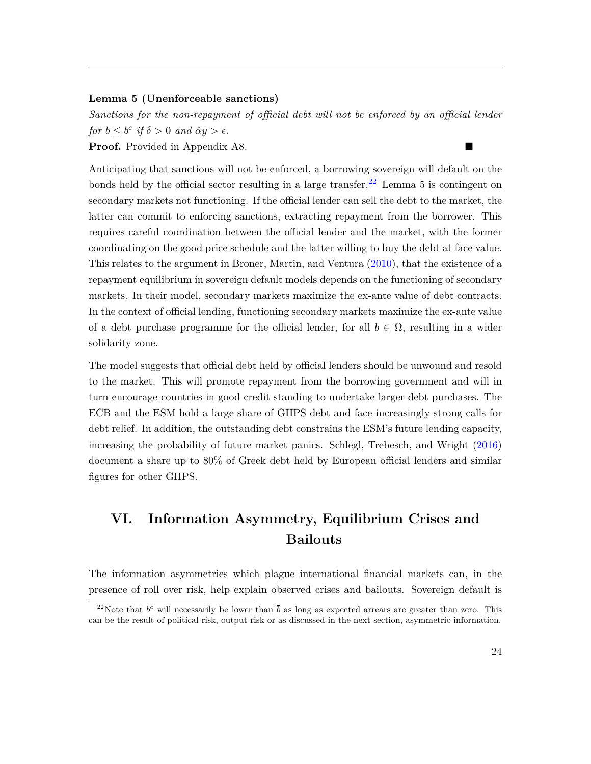**Lemma 5 (Unenforceable sanctions)**

*Sanctions for the non-repayment of official debt will not be enforced by an official lender for $b \leq b^c$ if $\delta > 0$ and $\hat{\alpha} y > \epsilon$.*

**Proof.** Provided in Appendix A8. ■

Anticipating that sanctions will not be enforced, a borrowing sovereign will default on the bonds held by the official sector resulting in a large transfer.[22] Lemma 5 is contingent on secondary markets not functioning. If the official lender can sell the debt to the market, the latter can commit to enforcing sanctions, extracting repayment from the borrower. This requires careful coordination between the official lender and the market, with the former coordinating on the good price schedule and the latter willing to buy the debt at face value. This relates to the argument in Broner, Martin, and Ventura (2010), that the existence of a repayment equilibrium in sovereign default models depends on the functioning of secondary markets. In their model, secondary markets maximize the ex-ante value of debt contracts. In the context of official lending, functioning secondary markets maximize the ex-ante value of a debt purchase programme for the official lender, for all $b \in \overline{\Omega}$, resulting in a wider solidarity zone.

The model suggests that official debt held by official lenders should be unwound and resold to the market. This will promote repayment from the borrowing government and will in turn encourage countries in good credit standing to undertake larger debt purchases. The ECB and the ESM hold a large share of GIIPS debt and face increasingly strong calls for debt relief. In addition, the outstanding debt constrains the ESM's future lending capacity, increasing the probability of future market panics. Schlegl, Trebesch, and Wright (2016) document a share up to 80% of Greek debt held by European official lenders and similar figures for other GIIPS.

## VI. Information Asymmetry, Equilibrium Crises and Bailouts

The information asymmetries which plague international financial markets can, in the presence of roll over risk, help explain observed crises and bailouts. Sovereign default is

[22] Note that $b^c$ will necessarily be lower than $\overline{b}$ as long as expected arrears are greater than zero. This can be the result of political risk, output risk or as discussed in the next section, asymmetric information.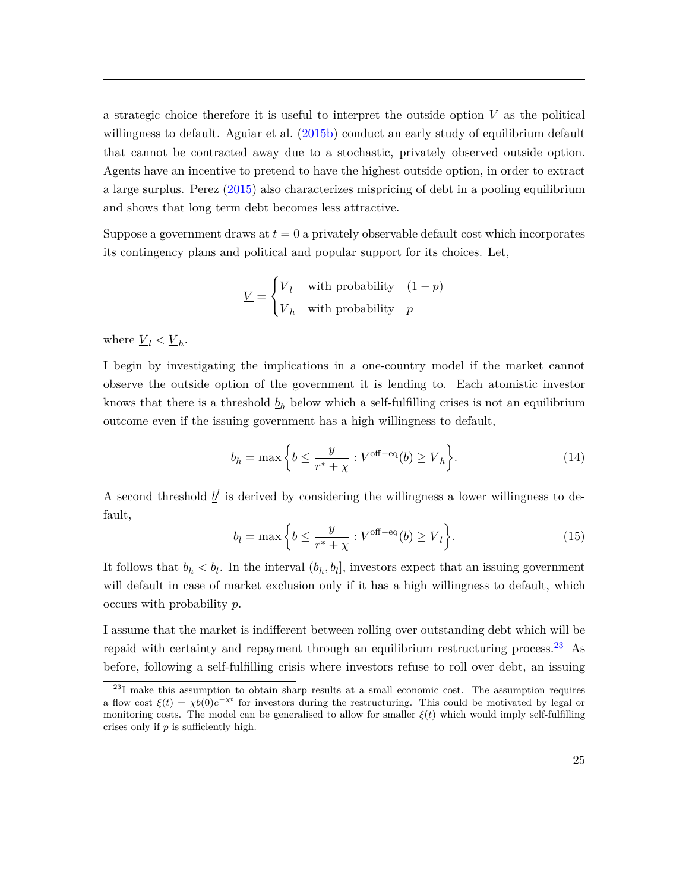a strategic choice therefore it is useful to interpret the outside option $\underline{V}$ as the political willingness to default. Aguiar et al. (2015b) conduct an early study of equilibrium default that cannot be contracted away due to a stochastic, privately observed outside option. Agents have an incentive to pretend to have the highest outside option, in order to extract a large surplus. Perez (2015) also characterizes mispricing of debt in a pooling equilibrium and shows that long term debt becomes less attractive.

Suppose a government draws at $t = 0$ a privately observable default cost which incorporates its contingency plans and political and popular support for its choices. Let,

$$\underline{V} = \begin{cases} \underline{V}_l & \text{with probability} \quad (1-p) \\ \underline{V}_h & \text{with probability} \quad p \end{cases}$$

where $\underline{V}_l < \underline{V}_h$.

I begin by investigating the implications in a one-country model if the market cannot observe the outside option of the government it is lending to. Each atomistic investor knows that there is a threshold $\underline{b}_h$ below which a self-fulfilling crises is not an equilibrium outcome even if the issuing government has a high willingness to default,

$$\underline{b}_h = \max\left\{b \leq \frac{y}{r^* + \chi} : V^{\text{off-eq}}(b) \geq \underline{V}_h\right\}. \tag{14}$$

A second threshold $\underline{b}^l$ is derived by considering the willingness a lower willingness to default,

$$\underline{b}_l = \max\left\{b \leq \frac{y}{r^* + \chi} : V^{\text{off-eq}}(b) \geq \underline{V}_l\right\}. \tag{15}$$

It follows that $\underline{b}_h < \underline{b}_l$. In the interval $(\underline{b}_h, \underline{b}_l]$, investors expect that an issuing government will default in case of market exclusion only if it has a high willingness to default, which occurs with probability $p$.

I assume that the market is indifferent between rolling over outstanding debt which will be repaid with certainty and repayment through an equilibrium restructuring process.[23] As before, following a self-fulfilling crisis where investors refuse to roll over debt, an issuing

[23] I make this assumption to obtain sharp results at a small economic cost. The assumption requires a flow cost $\xi(t) = \chi b(0)e^{-\chi t}$ for investors during the restructuring. This could be motivated by legal or monitoring costs. The model can be generalised to allow for smaller $\xi(t)$ which would imply self-fulfilling crises only if $p$ is sufficiently high.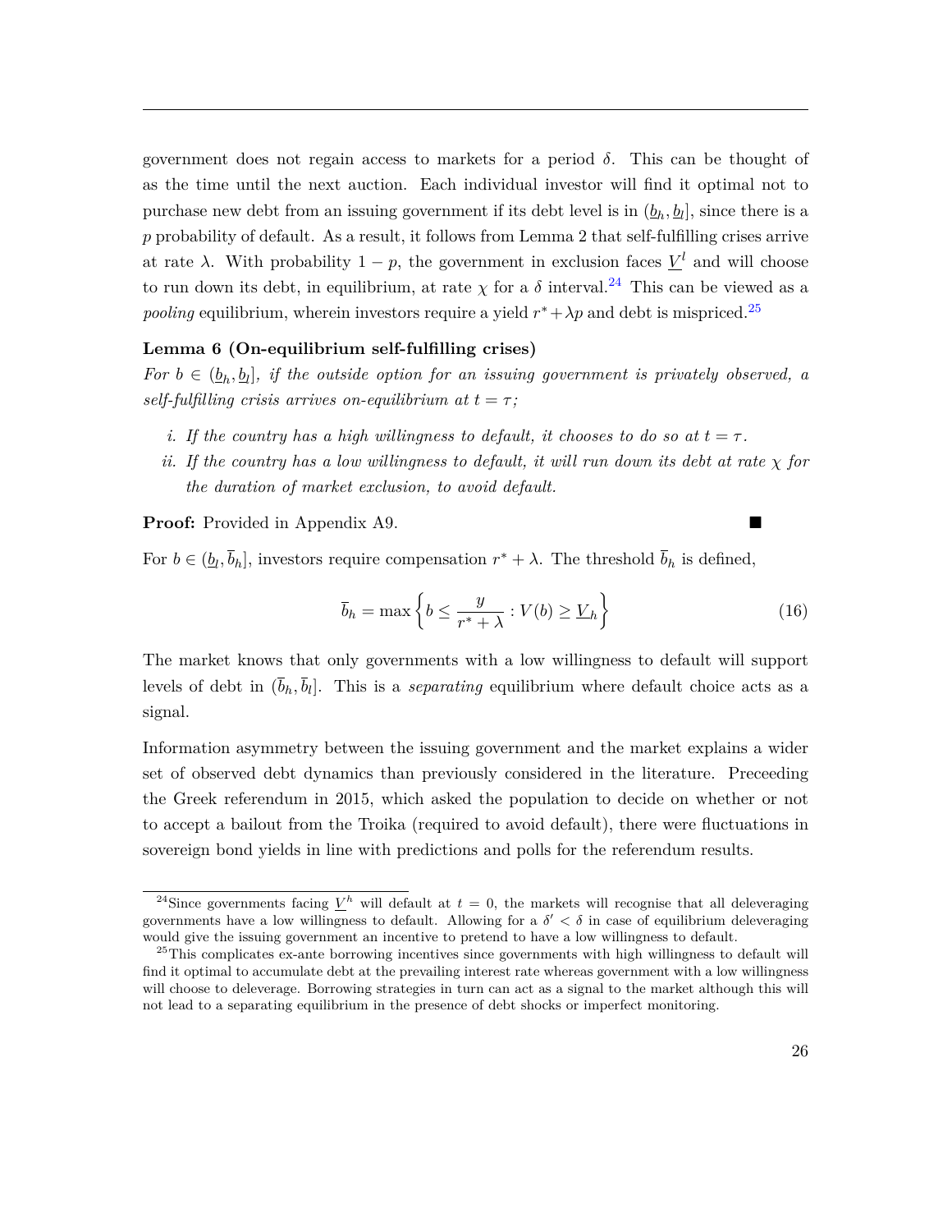government does not regain access to markets for a period $\delta$. This can be thought of as the time until the next auction. Each individual investor will find it optimal not to purchase new debt from an issuing government if its debt level is in $(\underline{b}_h, \underline{b}_l]$, since there is a $p$ probability of default. As a result, it follows from Lemma 2 that self-fulfilling crises arrive at rate $\lambda$. With probability $1-p$, the government in exclusion faces $\underline{V}^l$ and will choose to run down its debt, in equilibrium, at rate $\chi$ for a $\delta$ interval.[24] This can be viewed as a *pooling* equilibrium, wherein investors require a yield $r^* + \lambda p$ and debt is mispriced.[25]

**Lemma 6 (On-equilibrium self-fulfilling crises)**

*For $b \in (\underline{b}_h, \underline{b}_l]$, if the outside option for an issuing government is privately observed, a self-fulfilling crisis arrives on-equilibrium at $t = \tau$;*

*i. If the country has a high willingness to default, it chooses to do so at $t = \tau$.*

*ii. If the country has a low willingness to default, it will run down its debt at rate $\chi$ for the duration of market exclusion, to avoid default.*

**Proof:** Provided in Appendix A9. ■

For $b \in (\underline{b}_l, \overline{b}_h]$, investors require compensation $r^* + \lambda$. The threshold $\overline{b}_h$ is defined,

$$\overline{b}_h = \max\left\{ b \leq \frac{y}{r^* + \lambda} : V(b) \geq \underline{V}_h \right\} \tag{16}$$

The market knows that only governments with a low willingness to default will support levels of debt in $(\overline{b}_h, \overline{b}_l]$. This is a *separating* equilibrium where default choice acts as a signal.

Information asymmetry between the issuing government and the market explains a wider set of observed debt dynamics than previously considered in the literature. Preceeding the Greek referendum in 2015, which asked the population to decide on whether or not to accept a bailout from the Troika (required to avoid default), there were fluctuations in sovereign bond yields in line with predictions and polls for the referendum results.

---

[24] Since governments facing $\underline{V}^h$ will default at $t = 0$, the markets will recognise that all deleveraging governments have a low willingess to default. Allowing for a $\delta' < \delta$ in case of equilibrium deleveraging would give the issuing government an incentive to pretend to have a low willingness to default.

[25] This complicates ex-ante borrowing incentives since governments with high willingness to default will find it optimal to accumulate debt at the prevailing interest rate whereas government with a low willingness will choose to deleverage. Borrowing strategies in turn can act as a signal to the market although this will not lead to a separating equilibrium in the presence of debt shocks or imperfect monitoring.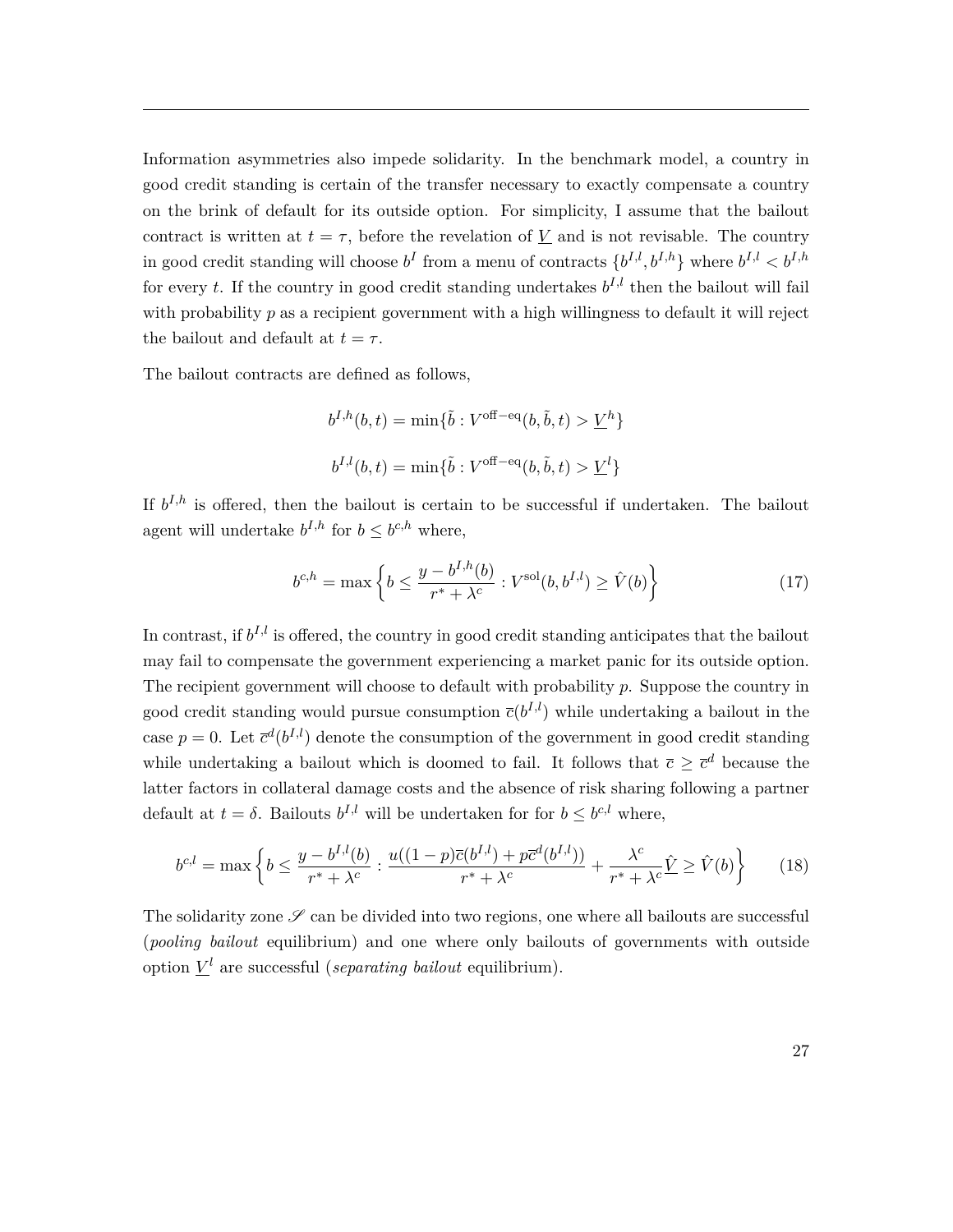Information asymmetries also impede solidarity. In the benchmark model, a country in good credit standing is certain of the transfer necessary to exactly compensate a country on the brink of default for its outside option. For simplicity, I assume that the bailout contract is written at $t = \tau$, before the revelation of $\underline{V}$ and is not revisable. The country in good credit standing will choose $b^I$ from a menu of contracts $\{b^{I,l}, b^{I,h}\}$ where $b^{I,l} < b^{I,h}$ for every $t$. If the country in good credit standing undertakes $b^{I,l}$ then the bailout will fail with probability $p$ as a recipient government with a high willingness to default it will reject the bailout and default at $t = \tau$.

The bailout contracts are defined as follows,

$$b^{I,h}(b,t) = \min\{\tilde{b} : V^{\text{off-eq}}(b, \tilde{b}, t) > \underline{V}^h\}$$

$$b^{I,l}(b,t) = \min\{\tilde{b} : V^{\text{off-eq}}(b, \tilde{b}, t) > \underline{V}^l\}$$

If $b^{I,h}$ is offered, then the bailout is certain to be successful if undertaken. The bailout agent will undertake $b^{I,h}$ for $b \leq b^{c,h}$ where,

$$b^{c,h} = \max\left\{b \leq \frac{y - b^{I,h}(b)}{r^* + \lambda^c} : V^{\text{sol}}(b, b^{I,l}) \geq \hat{V}(b)\right\} \tag{17}$$

In contrast, if $b^{I,l}$ is offered, the country in good credit standing anticipates that the bailout may fail to compensate the government experiencing a market panic for its outside option. The recipient government will choose to default with probability $p$. Suppose the country in good credit standing would pursue consumption $\overline{c}(b^{I,l})$ while undertaking a bailout in the case $p = 0$. Let $\overline{c}^d(b^{I,l})$ denote the consumption of the government in good credit standing while undertaking a bailout which is doomed to fail. It follows that $\overline{c} \geq \overline{c}^d$ because the latter factors in collateral damage costs and the absence of risk sharing following a partner default at $t = \delta$. Bailouts $b^{I,l}$ will be undertaken for for $b \leq b^{c,l}$ where,

$$b^{c,l} = \max\left\{b \leq \frac{y - b^{I,l}(b)}{r^* + \lambda^c} : \frac{u((1-p)\overline{c}(b^{I,l}) + p\overline{c}^d(b^{I,l}))}{r^* + \lambda^c} + \frac{\lambda^c}{r^* + \lambda^c}\underline{\hat{V}} \geq \hat{V}(b)\right\} \tag{18}$$

The solidarity zone $\mathscr{S}$ can be divided into two regions, one where all bailouts are successful (*pooling bailout* equilibrium) and one where only bailouts of governments with outside option $\underline{V}^l$ are successful (*separating bailout* equilibrium).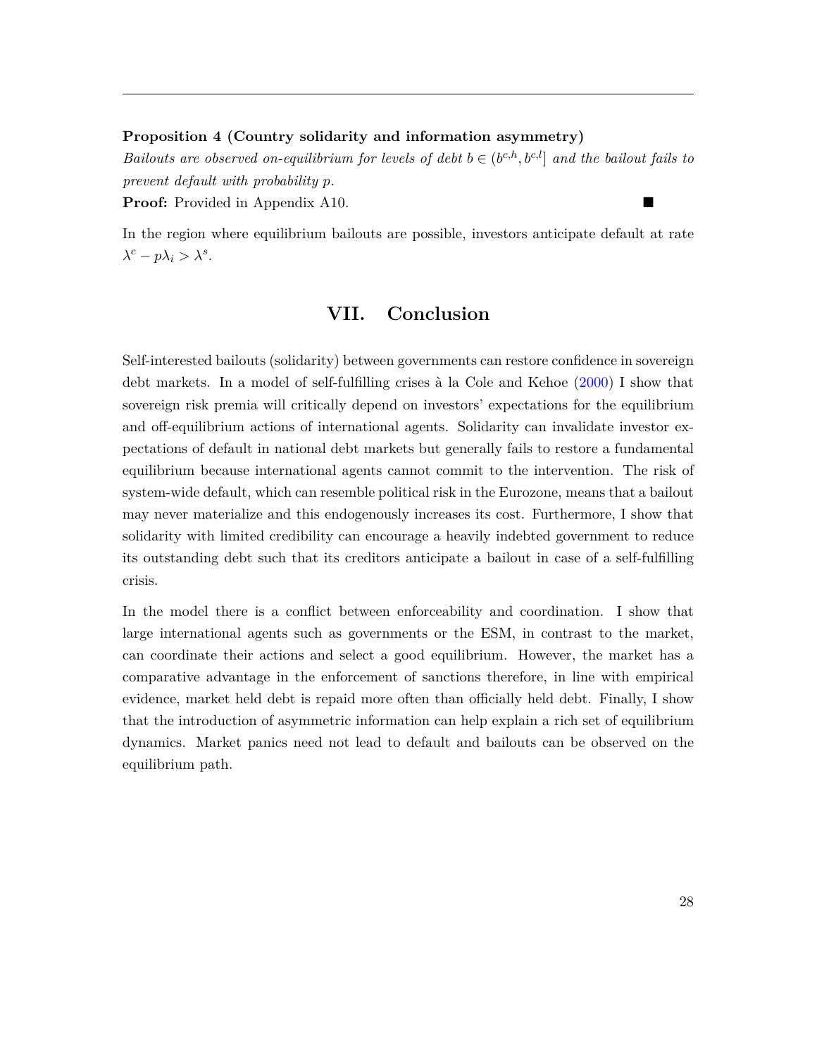**Proposition 4 (Country solidarity and information asymmetry)**
*Bailouts are observed on-equilibrium for levels of debt $b \in (b^{c,h}, b^{c,l}]$ and the bailout fails to prevent default with probability $p$.*

**Proof:** Provided in Appendix A10. ■

In the region where equilibrium bailouts are possible, investors anticipate default at rate $\lambda^c - p\lambda_i > \lambda^s$.

## VII. Conclusion

Self-interested bailouts (solidarity) between governments can restore confidence in sovereign debt markets. In a model of self-fulfilling crises à la Cole and Kehoe (2000) I show that sovereign risk premia will critically depend on investors' expectations for the equilibrium and off-equilibrium actions of international agents. Solidarity can invalidate investor expectations of default in national debt markets but generally fails to restore a fundamental equilibrium because international agents cannot commit to the intervention. The risk of system-wide default, which can resemble political risk in the Eurozone, means that a bailout may never materialize and this endogenously increases its cost. Furthermore, I show that solidarity with limited credibility can encourage a heavily indebted government to reduce its outstanding debt such that its creditors anticipate a bailout in case of a self-fulfilling crisis.

In the model there is a conflict between enforceability and coordination. I show that large international agents such as governments or the ESM, in contrast to the market, can coordinate their actions and select a good equilibrium. However, the market has a comparative advantage in the enforcement of sanctions therefore, in line with empirical evidence, market held debt is repaid more often than officially held debt. Finally, I show that the introduction of asymmetric information can help explain a rich set of equilibrium dynamics. Market panics need not lead to default and bailouts can be observed on the equilibrium path.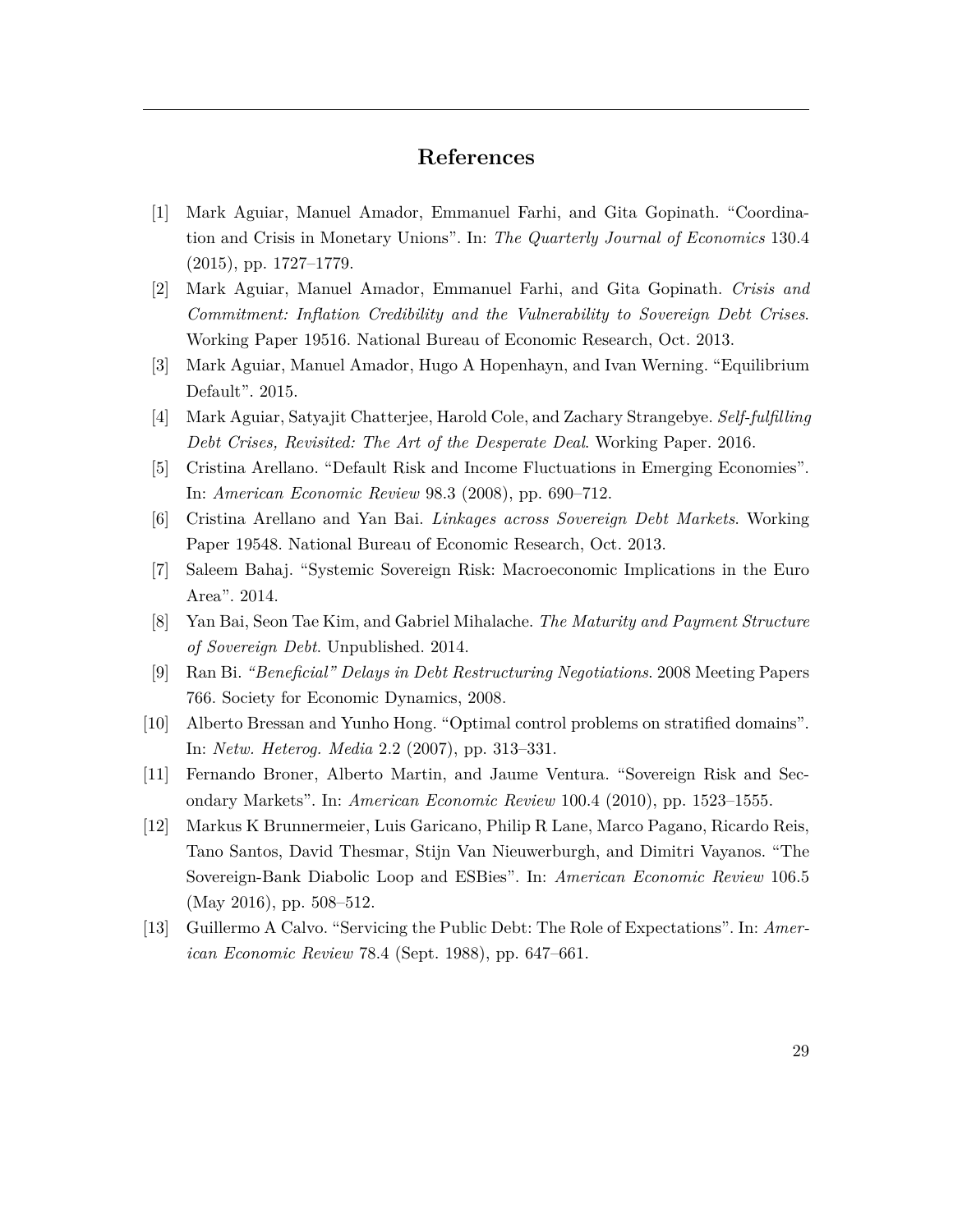## References

[1] Mark Aguiar, Manuel Amador, Emmanuel Farhi, and Gita Gopinath. "Coordination and Crisis in Monetary Unions". In: *The Quarterly Journal of Economics* 130.4 (2015), pp. 1727–1779.

[2] Mark Aguiar, Manuel Amador, Emmanuel Farhi, and Gita Gopinath. *Crisis and Commitment: Inflation Credibility and the Vulnerability to Sovereign Debt Crises*. Working Paper 19516. National Bureau of Economic Research, Oct. 2013.

[3] Mark Aguiar, Manuel Amador, Hugo A Hopenhayn, and Ivan Werning. "Equilibrium Default". 2015.

[4] Mark Aguiar, Satyajit Chatterjee, Harold Cole, and Zachary Strangebye. *Self-fulfilling Debt Crises, Revisited: The Art of the Desperate Deal*. Working Paper. 2016.

[5] Cristina Arellano. "Default Risk and Income Fluctuations in Emerging Economies". In: *American Economic Review* 98.3 (2008), pp. 690–712.

[6] Cristina Arellano and Yan Bai. *Linkages across Sovereign Debt Markets*. Working Paper 19548. National Bureau of Economic Research, Oct. 2013.

[7] Saleem Bahaj. "Systemic Sovereign Risk: Macroeconomic Implications in the Euro Area". 2014.

[8] Yan Bai, Seon Tae Kim, and Gabriel Mihalache. *The Maturity and Payment Structure of Sovereign Debt*. Unpublished. 2014.

[9] Ran Bi. *"Beneficial" Delays in Debt Restructuring Negotiations*. 2008 Meeting Papers 766. Society for Economic Dynamics, 2008.

[10] Alberto Bressan and Yunho Hong. "Optimal control problems on stratified domains". In: *Netw. Heterog. Media* 2.2 (2007), pp. 313–331.

[11] Fernando Broner, Alberto Martin, and Jaume Ventura. "Sovereign Risk and Secondary Markets". In: *American Economic Review* 100.4 (2010), pp. 1523–1555.

[12] Markus K Brunnermeier, Luis Garicano, Philip R Lane, Marco Pagano, Ricardo Reis, Tano Santos, David Thesmar, Stijn Van Nieuwerburgh, and Dimitri Vayanos. "The Sovereign-Bank Diabolic Loop and ESBies". In: *American Economic Review* 106.5 (May 2016), pp. 508–512.

[13] Guillermo A Calvo. "Servicing the Public Debt: The Role of Expectations". In: *American Economic Review* 78.4 (Sept. 1988), pp. 647–661.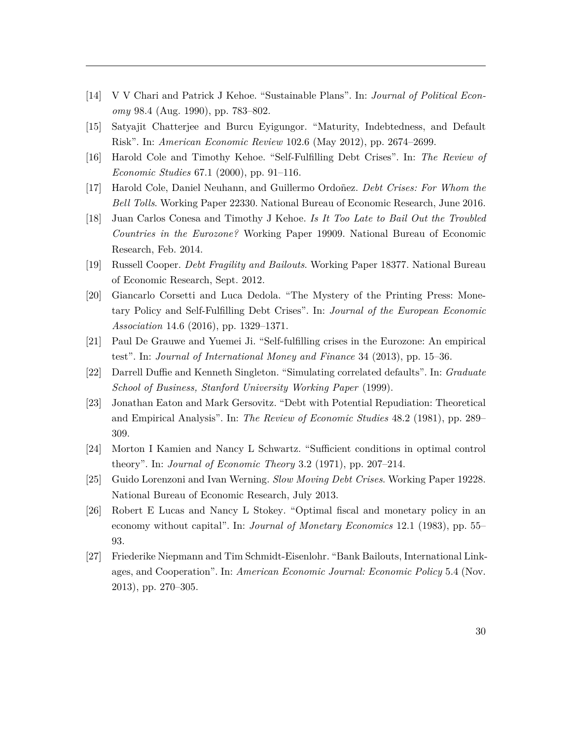[14] V V Chari and Patrick J Kehoe. "Sustainable Plans". In: *Journal of Political Economy* 98.4 (Aug. 1990), pp. 783–802.

[15] Satyajit Chatterjee and Burcu Eyigungor. "Maturity, Indebtedness, and Default Risk". In: *American Economic Review* 102.6 (May 2012), pp. 2674–2699.

[16] Harold Cole and Timothy Kehoe. "Self-Fulfilling Debt Crises". In: *The Review of Economic Studies* 67.1 (2000), pp. 91–116.

[17] Harold Cole, Daniel Neuhann, and Guillermo Ordoñez. *Debt Crises: For Whom the Bell Tolls*. Working Paper 22330. National Bureau of Economic Research, June 2016.

[18] Juan Carlos Conesa and Timothy J Kehoe. *Is It Too Late to Bail Out the Troubled Countries in the Eurozone?* Working Paper 19909. National Bureau of Economic Research, Feb. 2014.

[19] Russell Cooper. *Debt Fragility and Bailouts*. Working Paper 18377. National Bureau of Economic Research, Sept. 2012.

[20] Giancarlo Corsetti and Luca Dedola. "The Mystery of the Printing Press: Monetary Policy and Self-Fulfilling Debt Crises". In: *Journal of the European Economic Association* 14.6 (2016), pp. 1329–1371.

[21] Paul De Grauwe and Yuemei Ji. "Self-fulfilling crises in the Eurozone: An empirical test". In: *Journal of International Money and Finance* 34 (2013), pp. 15–36.

[22] Darrell Duffie and Kenneth Singleton. "Simulating correlated defaults". In: *Graduate School of Business, Stanford University Working Paper* (1999).

[23] Jonathan Eaton and Mark Gersovitz. "Debt with Potential Repudiation: Theoretical and Empirical Analysis". In: *The Review of Economic Studies* 48.2 (1981), pp. 289–309.

[24] Morton I Kamien and Nancy L Schwartz. "Sufficient conditions in optimal control theory". In: *Journal of Economic Theory* 3.2 (1971), pp. 207–214.

[25] Guido Lorenzoni and Ivan Werning. *Slow Moving Debt Crises*. Working Paper 19228. National Bureau of Economic Research, July 2013.

[26] Robert E Lucas and Nancy L Stokey. "Optimal fiscal and monetary policy in an economy without capital". In: *Journal of Monetary Economics* 12.1 (1983), pp. 55–93.

[27] Friederike Niepmann and Tim Schmidt-Eisenlohr. "Bank Bailouts, International Linkages, and Cooperation". In: *American Economic Journal: Economic Policy* 5.4 (Nov. 2013), pp. 270–305.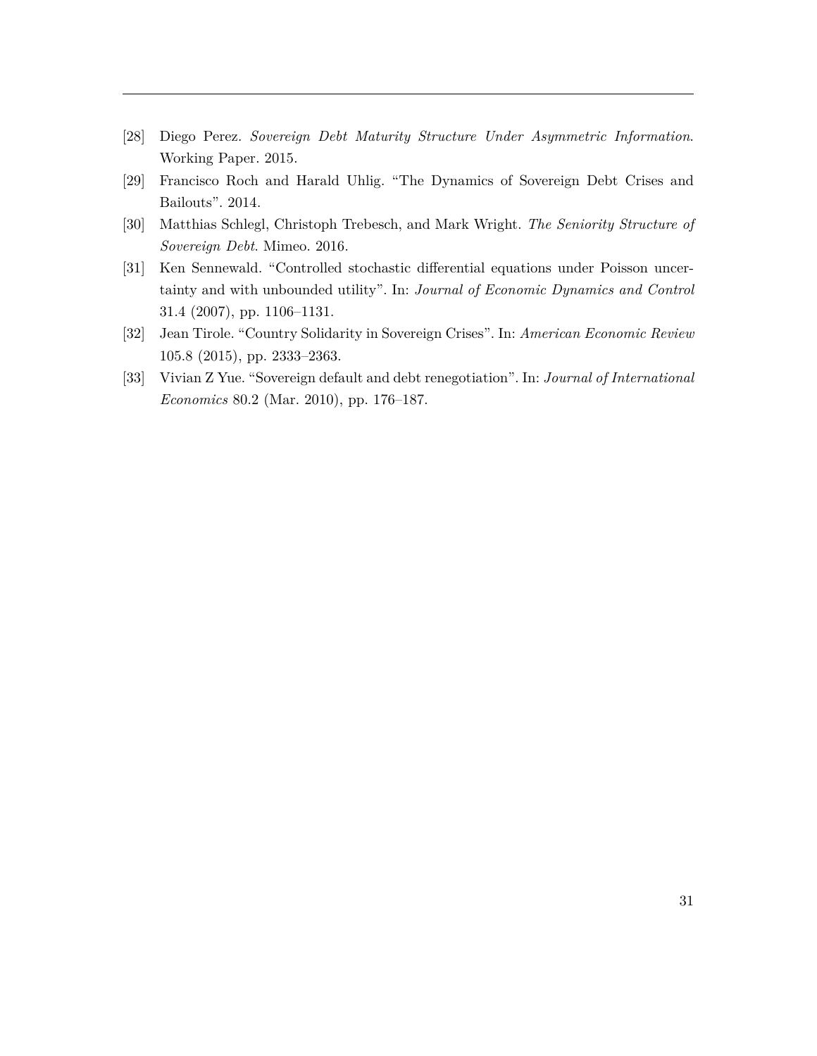[28] Diego Perez. *Sovereign Debt Maturity Structure Under Asymmetric Information*. Working Paper. 2015.

[29] Francisco Roch and Harald Uhlig. "The Dynamics of Sovereign Debt Crises and Bailouts". 2014.

[30] Matthias Schlegl, Christoph Trebesch, and Mark Wright. *The Seniority Structure of Sovereign Debt*. Mimeo. 2016.

[31] Ken Sennewald. "Controlled stochastic differential equations under Poisson uncertainty and with unbounded utility". In: *Journal of Economic Dynamics and Control* 31.4 (2007), pp. 1106–1131.

[32] Jean Tirole. "Country Solidarity in Sovereign Crises". In: *American Economic Review* 105.8 (2015), pp. 2333–2363.

[33] Vivian Z Yue. "Sovereign default and debt renegotiation". In: *Journal of International Economics* 80.2 (Mar. 2010), pp. 176–187.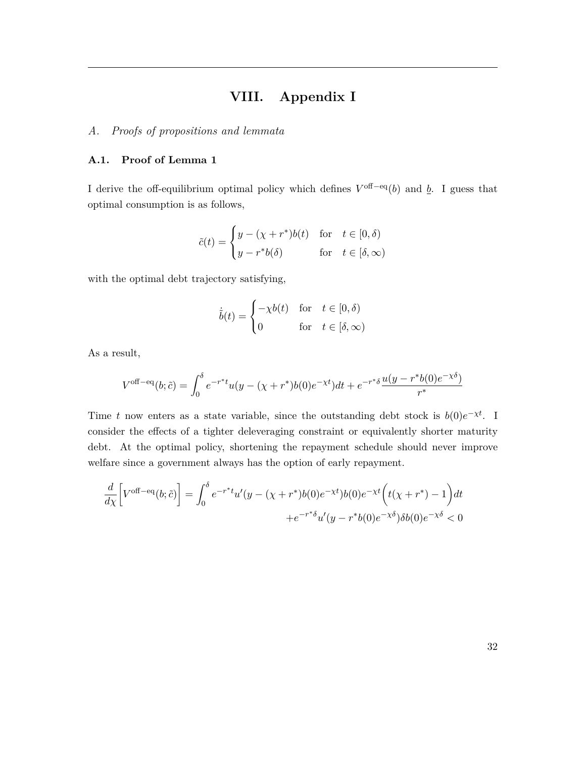# VIII. Appendix I

## A. *Proofs of propositions and lemmata*

### A.1. Proof of Lemma 1

I derive the off-equilibrium optimal policy which defines $V^{\text{off-eq}}(b)$ and $\underline{b}$. I guess that optimal consumption is as follows,

$$\tilde{c}(t) = \begin{cases} y - (\chi + r^*)b(t) & \text{for} \quad t \in [0, \delta) \\ y - r^* b(\delta) & \text{for} \quad t \in [\delta, \infty) \end{cases}$$

with the optimal debt trajectory satisfying,

$$\dot{\tilde{b}}(t) = \begin{cases} -\chi b(t) & \text{for} \quad t \in [0, \delta) \\ 0 & \text{for} \quad t \in [\delta, \infty) \end{cases}$$

As a result,

$$V^{\text{off-eq}}(b; \tilde{c}) = \int_0^\delta e^{-r^* t} u(y - (\chi + r^*)b(0)e^{-\chi t})dt + e^{-r^* \delta} \frac{u(y - r^* b(0)e^{-\chi \delta})}{r^*}$$

Time $t$ now enters as a state variable, since the outstanding debt stock is $b(0)e^{-\chi t}$. I consider the effects of a tighter deleveraging constraint or equivalently shorter maturity debt. At the optimal policy, shortening the repayment schedule should never improve welfare since a government always has the option of early repayment.

$$\begin{aligned} \frac{d}{d\chi}\Big[V^{\text{off-eq}}(b; \tilde{c})\Big] = \int_0^\delta e^{-r^* t} u'(y - (\chi + r^*)b(0)e^{-\chi t}) b(0)e^{-\chi t}\Big(t(\chi + r^*) - 1\Big)dt \\ + e^{-r^* \delta} u'(y - r^* b(0)e^{-\chi \delta}) \delta b(0) e^{-\chi \delta} < 0 \end{aligned}$$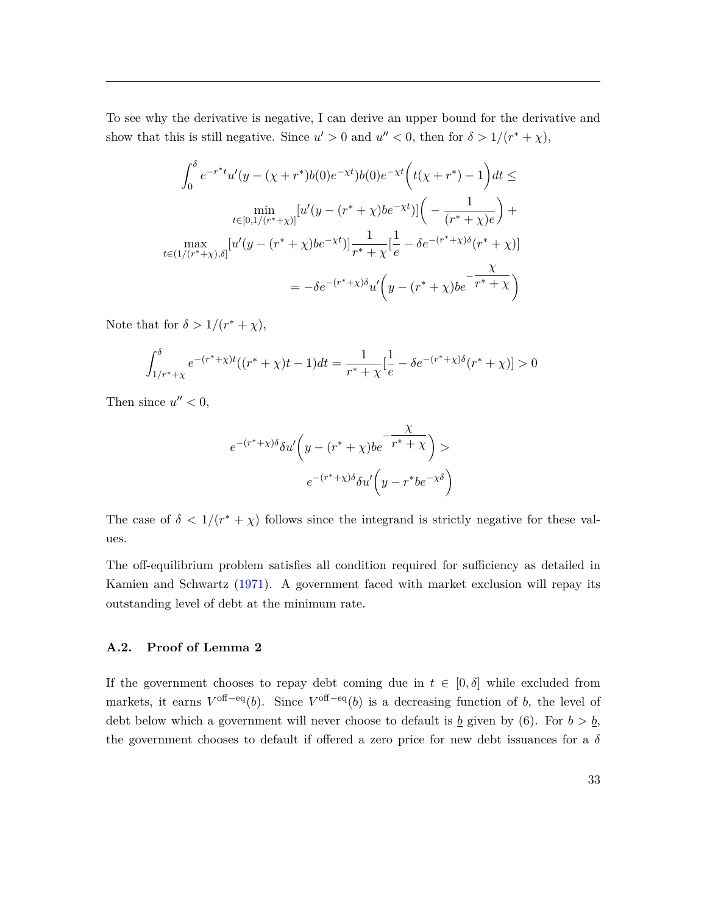To see why the derivative is negative, I can derive an upper bound for the derivative and show that this is still negative. Since $u' > 0$ and $u'' < 0$, then for $\delta > 1/(r^* + \chi)$,

$$\int_0^\delta e^{-r^* t} u'(y - (\chi + r^*)b(0)e^{-\chi t})b(0)e^{-\chi t}\Big(t(\chi + r^*) - 1\Big)dt \leq$$

$$\min_{t \in [0, 1/(r^*+\chi)]} [u'(y - (r^* + \chi)be^{-\chi t})]\Big(-\frac{1}{(r^* + \chi)e}\Big) +$$

$$\max_{t \in (1/(r^*+\chi), \delta]} [u'(y - (r^* + \chi)be^{-\chi t})]\frac{1}{r^* + \chi}[\frac{1}{e} - \delta e^{-(r^*+\chi)\delta}(r^* + \chi)]$$

$$= -\delta e^{-(r^*+\chi)\delta} u'\Big(y - (r^* + \chi)be^{-\frac{\chi}{r^* + \chi}}\Big)$$

Note that for $\delta > 1/(r^* + \chi)$,

$$\int_{1/r^*+\chi}^{\delta} e^{-(r^*+\chi)t}((r^* + \chi)t - 1)dt = \frac{1}{r^* + \chi}[\frac{1}{e} - \delta e^{-(r^*+\chi)\delta}(r^* + \chi)] > 0$$

Then since $u'' < 0$,

$$e^{-(r^*+\chi)\delta}\delta u'\Big(y - (r^* + \chi)be^{-\frac{\chi}{r^* + \chi}}\Big) >$$

$$e^{-(r^*+\chi)\delta}\delta u'\Big(y - r^* be^{-\chi\delta}\Big)$$

The case of $\delta < 1/(r^* + \chi)$ follows since the integrand is strictly negative for these values.

The off-equilibrium problem satisfies all condition required for sufficiency as detailed in Kamien and Schwartz (1971). A government faced with market exclusion will repay its outstanding level of debt at the minimum rate.

### A.2. Proof of Lemma 2

If the government chooses to repay debt coming due in $t \in [0, \delta]$ while excluded from markets, it earns $V^{\text{off-eq}}(b)$. Since $V^{\text{off-eq}}(b)$ is a decreasing function of $b$, the level of debt below which a government will never choose to default is $\underline{b}$ given by (6). For $b > \underline{b}$, the government chooses to default if offered a zero price for new debt issuances for a $\delta$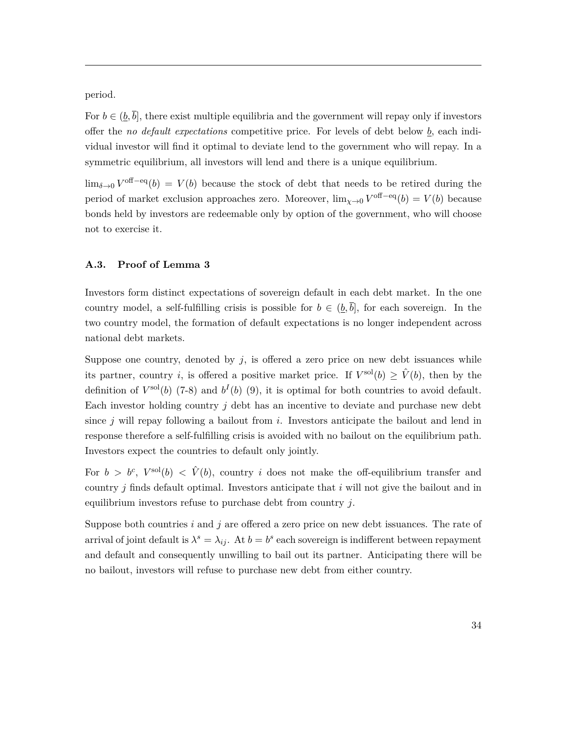period.

For $b \in (\underline{b}, \overline{b}]$, there exist multiple equilibria and the government will repay only if investors offer the *no default expectations* competitive price. For levels of debt below $\underline{b}$, each individual investor will find it optimal to deviate lend to the government who will repay. In a symmetric equilibrium, all investors will lend and there is a unique equilibrium.

$\lim_{\delta \to 0} V^{\text{off-eq}}(b) = V(b)$ because the stock of debt that needs to be retired during the period of market exclusion approaches zero. Moreover, $\lim_{\chi \to 0} V^{\text{off-eq}}(b) = V(b)$ because bonds held by investors are redeemable only by option of the government, who will choose not to exercise it.

### A.3. Proof of Lemma 3

Investors form distinct expectations of sovereign default in each debt market. In the one country model, a self-fulfilling crisis is possible for $b \in (\underline{b}, \overline{b}]$, for each sovereign. In the two country model, the formation of default expectations is no longer independent across national debt markets.

Suppose one country, denoted by $j$, is offered a zero price on new debt issuances while its partner, country $i$, is offered a positive market price. If $V^{\text{sol}}(b) \geq \hat{V}(b)$, then by the definition of $V^{\text{sol}}(b)$ (7-8) and $b^I(b)$ (9), it is optimal for both countries to avoid default. Each investor holding country $j$ debt has an incentive to deviate and purchase new debt since $j$ will repay following a bailout from $i$. Investors anticipate the bailout and lend in response therefore a self-fulfilling crisis is avoided with no bailout on the equilibrium path. Investors expect the countries to default only jointly.

For $b > b^c$, $V^{\text{sol}}(b) < \hat{V}(b)$, country $i$ does not make the off-equilibrium transfer and country $j$ finds default optimal. Investors anticipate that $i$ will not give the bailout and in equilibrium investors refuse to purchase debt from country $j$.

Suppose both countries $i$ and $j$ are offered a zero price on new debt issuances. The rate of arrival of joint default is $\lambda^s = \lambda_{ij}$. At $b = b^s$ each sovereign is indifferent between repayment and default and consequently unwilling to bail out its partner. Anticipating there will be no bailout, investors will refuse to purchase new debt from either country.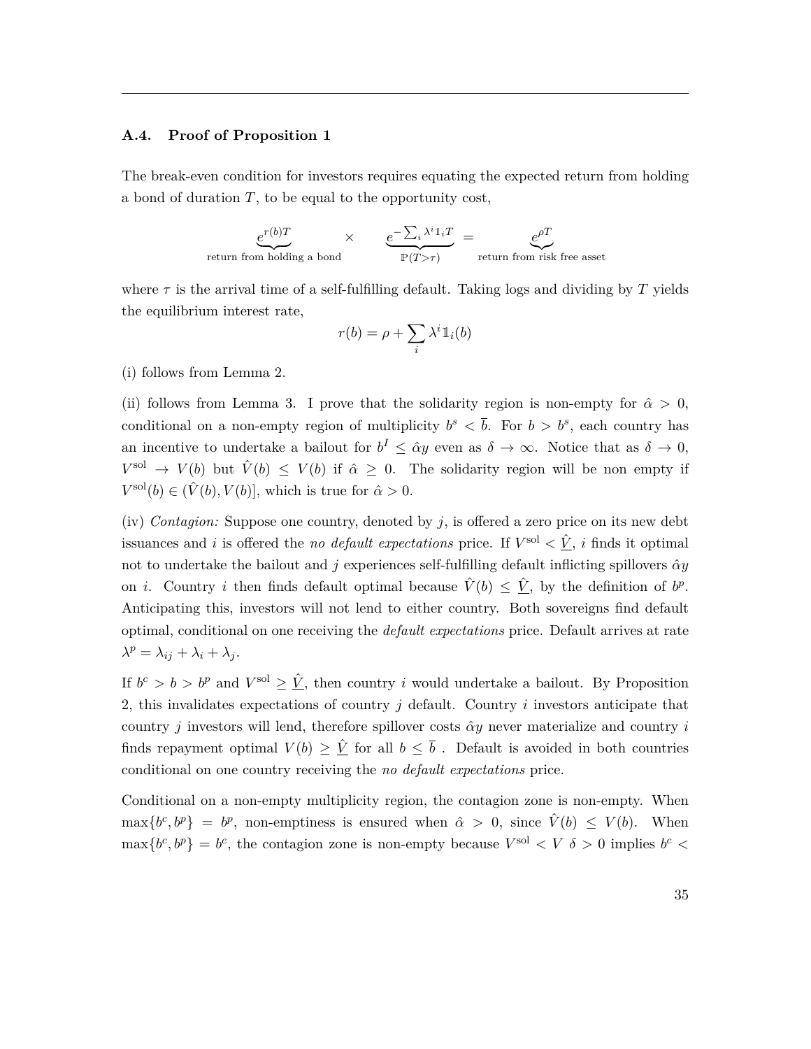### A.4. Proof of Proposition 1

The break-even condition for investors requires equating the expected return from holding a bond of duration $T$, to be equal to the opportunity cost,

$$\underbrace{e^{r(b)T}}_{\text{return from holding a bond}} \times \underbrace{e^{-\sum_i \lambda^i \mathbb{1}_i T}}_{\mathbb{P}(T>\tau)} = \underbrace{e^{\rho T}}_{\text{return from risk free asset}}$$

where $\tau$ is the arrival time of a self-fulfilling default. Taking logs and dividing by $T$ yields the equilibrium interest rate,

$$r(b) = \rho + \sum_i \lambda^i \mathbb{1}_i(b)$$

(i) follows from Lemma 2.

(ii) follows from Lemma 3. I prove that the solidarity region is non-empty for $\hat{\alpha} > 0$, conditional on a non-empty region of multiplicity $b^s < \overline{b}$. For $b > b^s$, each country has an incentive to undertake a bailout for $b^I \leq \hat{\alpha} y$ even as $\delta \to \infty$. Notice that as $\delta \to 0$, $V^{\text{sol}} \to V(b)$ but $\hat{V}(b) \leq V(b)$ if $\hat{\alpha} \geq 0$. The solidarity region will be non empty if $V^{\text{sol}}(b) \in (\hat{V}(b), V(b)]$, which is true for $\hat{\alpha} > 0$.

(iv) *Contagion:* Suppose one country, denoted by $j$, is offered a zero price on its new debt issuances and $i$ is offered the *no default expectations* price. If $V^{\text{sol}} < \underline{\hat{V}}$, $i$ finds it optimal not to undertake the bailout and $j$ experiences self-fulfilling default inflicting spillovers $\hat{\alpha} y$ on $i$. Country $i$ then finds default optimal because $\hat{V}(b) \leq \underline{\hat{V}}$, by the definition of $b^p$. Anticipating this, investors will not lend to either country. Both sovereigns find default optimal, conditional on one receiving the *default expectations* price. Default arrives at rate $\lambda^p = \lambda_{ij} + \lambda_i + \lambda_j$.

If $b^c > b > b^p$ and $V^{\text{sol}} \geq \underline{\hat{V}}$, then country $i$ would undertake a bailout. By Proposition 2, this invalidates expectations of country $j$ default. Country $i$ investors anticipate that country $j$ investors will lend, therefore spillover costs $\hat{\alpha} y$ never materialize and country $i$ finds repayment optimal $V(b) \geq \underline{\hat{V}}$ for all $b \leq \overline{b}$ . Default is avoided in both countries conditional on one country receiving the *no default expectations* price.

Conditional on a non-empty multiplicity region, the contagion zone is non-empty. When $\max\{b^c, b^p\} = b^p$, non-emptiness is ensured when $\hat{\alpha} > 0$, since $\hat{V}(b) \leq V(b)$. When $\max\{b^c, b^p\} = b^c$, the contagion zone is non-empty because $V^{\text{sol}} < V$ $\delta > 0$ implies $b^c <$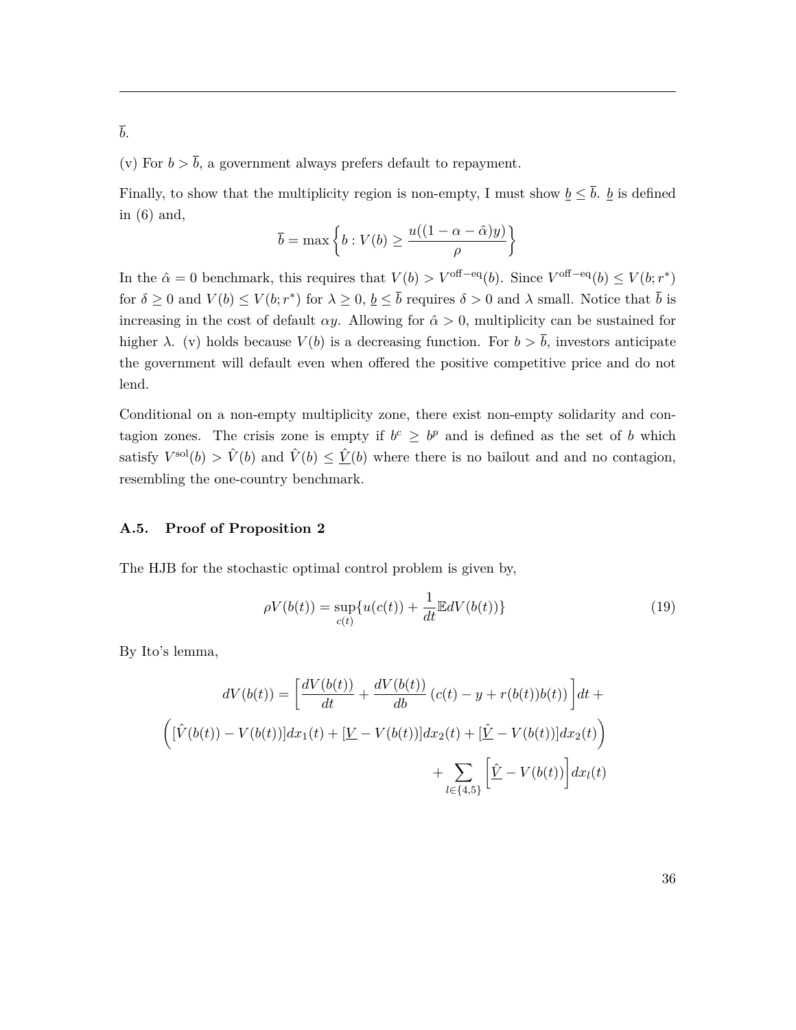$\overline{b}$.

(v) For $b > \overline{b}$, a government always prefers default to repayment.

Finally, to show that the multiplicity region is non-empty, I must show $\underline{b} \leq \overline{b}$. $\underline{b}$ is defined in (6) and,

$$\overline{b} = \max\left\{b : V(b) \geq \frac{u((1-\alpha-\hat{\alpha})y)}{\rho}\right\}$$

In the $\hat{\alpha} = 0$ benchmark, this requires that $V(b) > V^{\text{off-eq}}(b)$. Since $V^{\text{off-eq}}(b) \leq V(b; r^*)$ for $\delta \geq 0$ and $V(b) \leq V(b; r^*)$ for $\lambda \geq 0$, $\underline{b} \leq \overline{b}$ requires $\delta > 0$ and $\lambda$ small. Notice that $\overline{b}$ is increasing in the cost of default $\alpha y$. Allowing for $\hat{\alpha} > 0$, multiplicity can be sustained for higher $\lambda$. (v) holds because $V(b)$ is a decreasing function. For $b > \overline{b}$, investors anticipate the government will default even when offered the positive competitive price and do not lend.

Conditional on a non-empty multiplicity zone, there exist non-empty solidarity and contagion zones. The crisis zone is empty if $b^c \geq b^p$ and is defined as the set of $b$ which satisfy $V^{\text{sol}}(b) > \hat{V}(b)$ and $\hat{V}(b) \leq \underline{\hat{V}}(b)$ where there is no bailout and and no contagion, resembling the one-country benchmark.

### A.5. Proof of Proposition 2

The HJB for the stochastic optimal control problem is given by,

$$\rho V(b(t)) = \sup_{c(t)}\{u(c(t)) + \frac{1}{dt}\mathbb{E}dV(b(t))\} \tag{19}$$

By Ito's lemma,

$$dV(b(t)) = \left[\frac{dV(b(t))}{dt} + \frac{dV(b(t))}{db}\left(c(t) - y + r(b(t))b(t)\right)\right]dt +$$
$$\left([\hat{V}(b(t)) - V(b(t))]dx_1(t) + [\underline{V} - V(b(t))]dx_2(t) + [\underline{\hat{V}} - V(b(t))]dx_2(t)\right)$$
$$+ \sum_{l\in\{4,5\}}\left[\underline{\hat{V}} - V(b(t))\right]dx_l(t)$$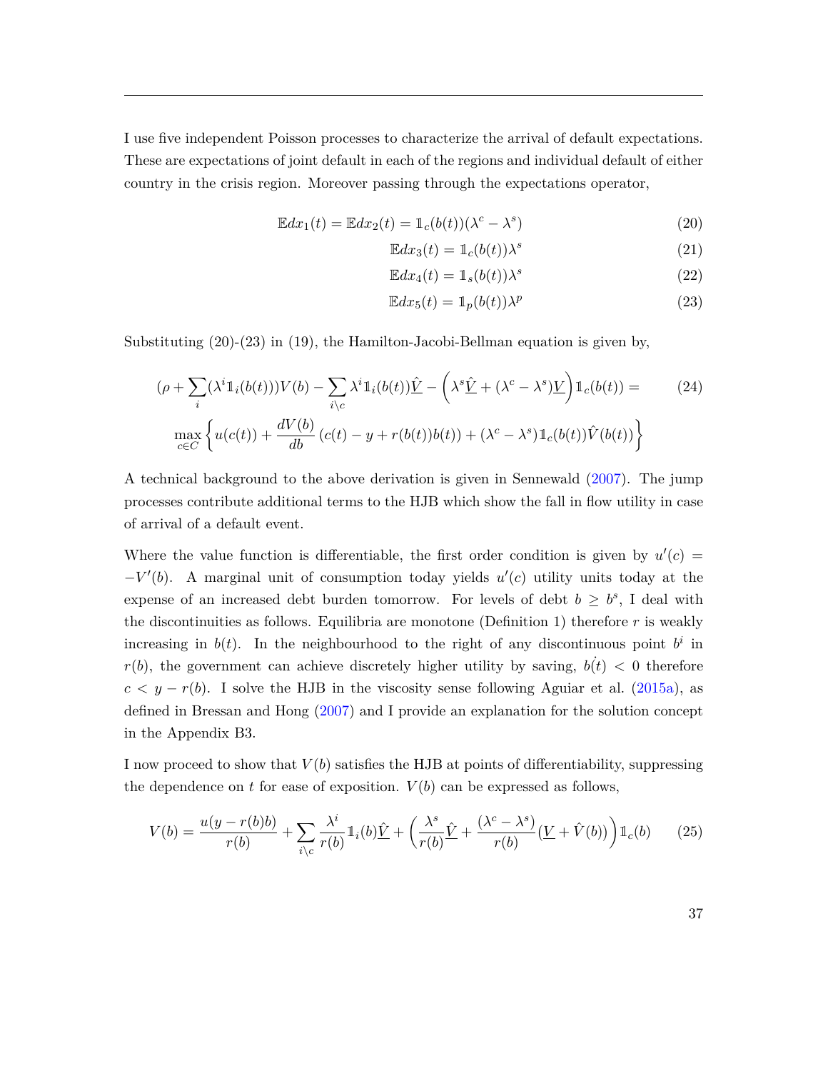I use five independent Poisson processes to characterize the arrival of default expectations. These are expectations of joint default in each of the regions and individual default of either country in the crisis region. Moreover passing through the expectations operator,

$$\mathbb{E}dx_1(t) = \mathbb{E}dx_2(t) = \mathbb{1}_c(b(t))(\lambda^c - \lambda^s) \tag{20}$$

$$\mathbb{E}dx_3(t) = \mathbb{1}_c(b(t))\lambda^s \tag{21}$$

$$\mathbb{E}dx_4(t) = \mathbb{1}_s(b(t))\lambda^s \tag{22}$$

$$\mathbb{E}dx_5(t) = \mathbb{1}_p(b(t))\lambda^p \tag{23}$$

Substituting (20)-(23) in (19), the Hamilton-Jacobi-Bellman equation is given by,

$$\begin{aligned}(\rho + \sum_i (\lambda^i \mathbb{1}_i(b(t)))V(b) - \sum_{i\setminus c} \lambda^i \mathbb{1}_i(b(t))\underline{\hat{V}} - \left(\lambda^s \underline{\hat{V}} + (\lambda^c - \lambda^s)\underline{V}\right)\mathbb{1}_c(b(t)) = \\ \max_{c \in C}\left\{u(c(t)) + \frac{dV(b)}{db}\left(c(t) - y + r(b(t))b(t)\right) + (\lambda^c - \lambda^s)\mathbb{1}_c(b(t))\hat{V}(b(t))\right\}\end{aligned} \tag{24}$$

A technical background to the above derivation is given in Sennewald (2007). The jump processes contribute additional terms to the HJB which show the fall in flow utility in case of arrival of a default event.

Where the value function is differentiable, the first order condition is given by $u'(c) = -V'(b)$. A marginal unit of consumption today yields $u'(c)$ utility units today at the expense of an increased debt burden tomorrow. For levels of debt $b \geq b^s$, I deal with the discontinuities as follows. Equilibria are monotone (Definition 1) therefore $r$ is weakly increasing in $b(t)$. In the neighbourhood to the right of any discontinuous point $b^i$ in $r(b)$, the government can achieve discretely higher utility by saving, $\dot{b(t)} < 0$ therefore $c < y - r(b)$. I solve the HJB in the viscosity sense following Aguiar et al. (2015a), as defined in Bressan and Hong (2007) and I provide an explanation for the solution concept in the Appendix B3.

I now proceed to show that $V(b)$ satisfies the HJB at points of differentiability, suppressing the dependence on $t$ for ease of exposition. $V(b)$ can be expressed as follows,

$$V(b) = \frac{u(y - r(b)b)}{r(b)} + \sum_{i\setminus c} \frac{\lambda^i}{r(b)}\mathbb{1}_i(b)\underline{\hat{V}} + \left(\frac{\lambda^s}{r(b)}\underline{\hat{V}} + \frac{(\lambda^c - \lambda^s)}{r(b)}(\underline{V} + \hat{V}(b))\right)\mathbb{1}_c(b) \tag{25}$$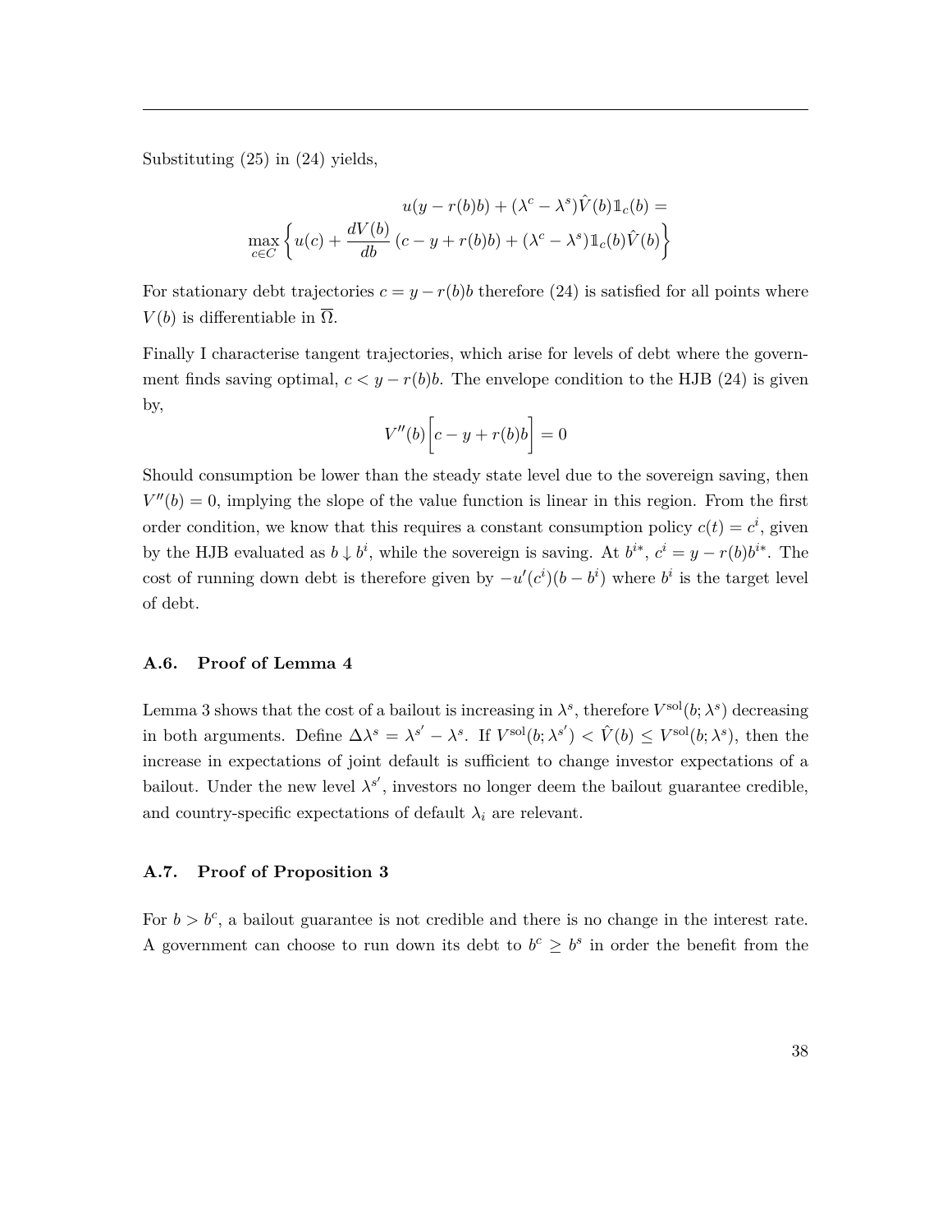Substituting (25) in (24) yields,

$$
\begin{aligned}
u(y - r(b)b) + (\lambda^c - \lambda^s)\hat{V}(b)\mathbb{1}_c(b) &= \\
\max_{c \in C} \left\{ u(c) + \frac{dV(b)}{db}\left(c - y + r(b)b\right) + (\lambda^c - \lambda^s)\mathbb{1}_c(b)\hat{V}(b) \right\}
\end{aligned}
$$

For stationary debt trajectories $c = y - r(b)b$ therefore (24) is satisfied for all points where $V(b)$ is differentiable in $\overline{\Omega}$.

Finally I characterise tangent trajectories, which arise for levels of debt where the government finds saving optimal, $c < y - r(b)b$. The envelope condition to the HJB (24) is given by,

$$
V''(b)\Big[c - y + r(b)b\Big] = 0
$$

Should consumption be lower than the steady state level due to the sovereign saving, then $V''(b) = 0$, implying the slope of the value function is linear in this region. From the first order condition, we know that this requires a constant consumption policy $c(t) = c^i$, given by the HJB evaluated as $b \downarrow b^i$, while the sovereign is saving. At $b^{i*}$, $c^i = y - r(b)b^{i*}$. The cost of running down debt is therefore given by $-u'(c^i)(b - b^i)$ where $b^i$ is the target level of debt.

### A.6. Proof of Lemma 4

Lemma 3 shows that the cost of a bailout is increasing in $\lambda^s$, therefore $V^{\text{sol}}(b; \lambda^s)$ decreasing in both arguments. Define $\Delta\lambda^s = \lambda^{s'} - \lambda^s$. If $V^{\text{sol}}(b; \lambda^{s'}) < \hat{V}(b) \leq V^{\text{sol}}(b; \lambda^s)$, then the increase in expectations of joint default is sufficient to change investor expectations of a bailout. Under the new level $\lambda^{s'}$, investors no longer deem the bailout guarantee credible, and country-specific expectations of default $\lambda_i$ are relevant.

### A.7. Proof of Proposition 3

For $b > b^c$, a bailout guarantee is not credible and there is no change in the interest rate. A government can choose to run down its debt to $b^c \geq b^s$ in order the benefit from the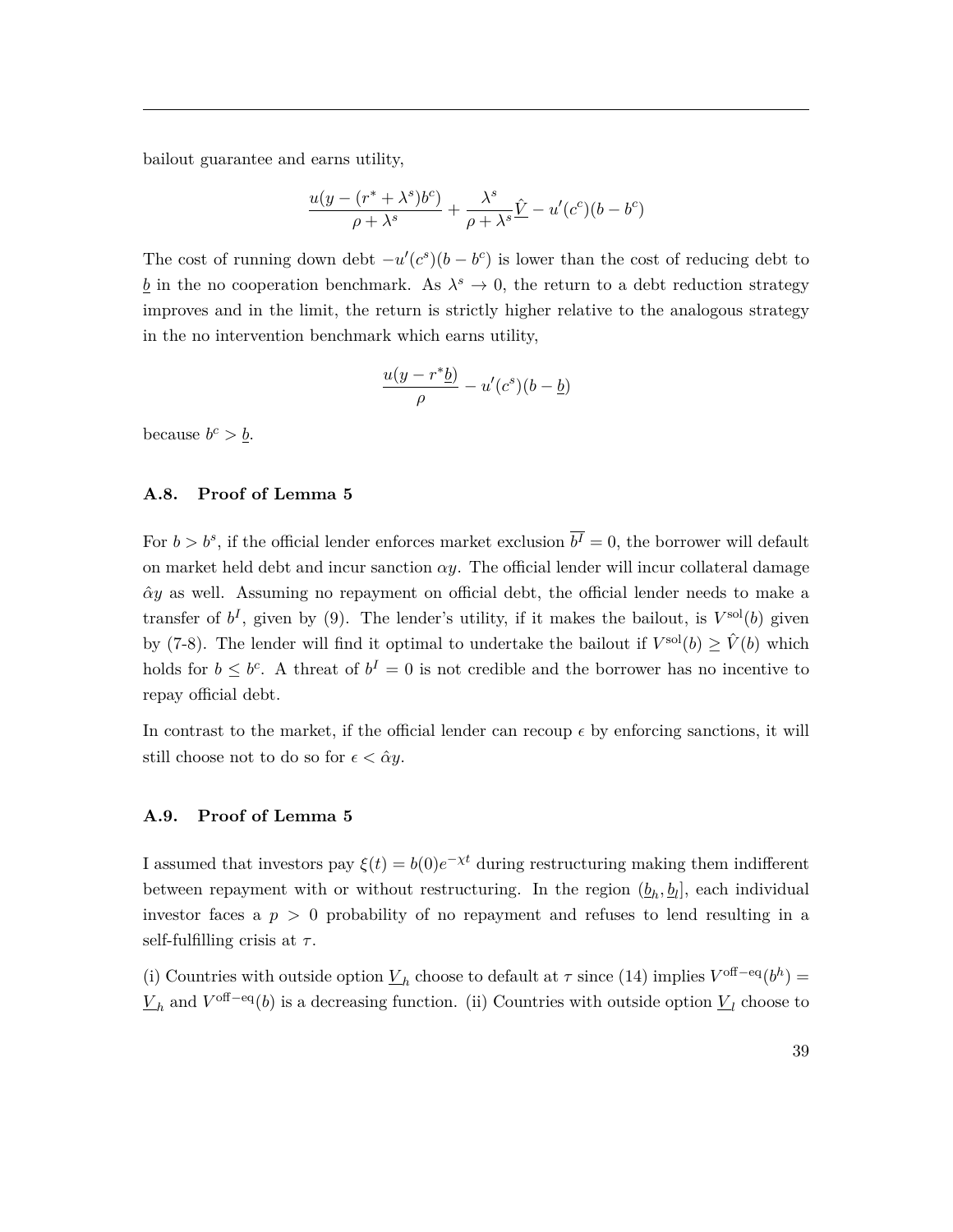bailout guarantee and earns utility,

$$\frac{u(y-(r^*+\lambda^s)b^c)}{\rho+\lambda^s}+\frac{\lambda^s}{\rho+\lambda^s}\underline{\hat{V}}-u'(c^c)(b-b^c)$$

The cost of running down debt $-u'(c^s)(b-b^c)$ is lower than the cost of reducing debt to $\underline{b}$ in the no cooperation benchmark. As $\lambda^s \to 0$, the return to a debt reduction strategy improves and in the limit, the return is strictly higher relative to the analogous strategy in the no intervention benchmark which earns utility,

$$\frac{u(y-r^*\underline{b})}{\rho}-u'(c^s)(b-\underline{b})$$

because $b^c > \underline{b}$.

### A.8. Proof of Lemma 5

For $b > b^s$, if the official lender enforces market exclusion $\overline{b^I}=0$, the borrower will default on market held debt and incur sanction $\alpha y$. The official lender will incur collateral damage $\hat{\alpha}y$ as well. Assuming no repayment on official debt, the official lender needs to make a transfer of $b^I$, given by (9). The lender's utility, if it makes the bailout, is $V^{\text{sol}}(b)$ given by (7-8). The lender will find it optimal to undertake the bailout if $V^{\text{sol}}(b) \geq \hat{V}(b)$ which holds for $b \leq b^c$. A threat of $b^I = 0$ is not credible and the borrower has no incentive to repay official debt.

In contrast to the market, if the official lender can recoup $\epsilon$ by enforcing sanctions, it will still choose not to do so for $\epsilon < \hat{\alpha}y$.

### A.9. Proof of Lemma 5

I assumed that investors pay $\xi(t) = b(0)e^{-\chi t}$ during restructuring making them indifferent between repayment with or without restructuring. In the region $(\underline{b}_h, \underline{b}_l]$, each individual investor faces a $p > 0$ probability of no repayment and refuses to lend resulting in a self-fulfilling crisis at $\tau$.

(i) Countries with outside option $\underline{V}_h$ choose to default at $\tau$ since (14) implies $V^{\text{off}-\text{eq}}(b^h) = \underline{V}_h$ and $V^{\text{off}-\text{eq}}(b)$ is a decreasing function. (ii) Countries with outside option $\underline{V}_l$ choose to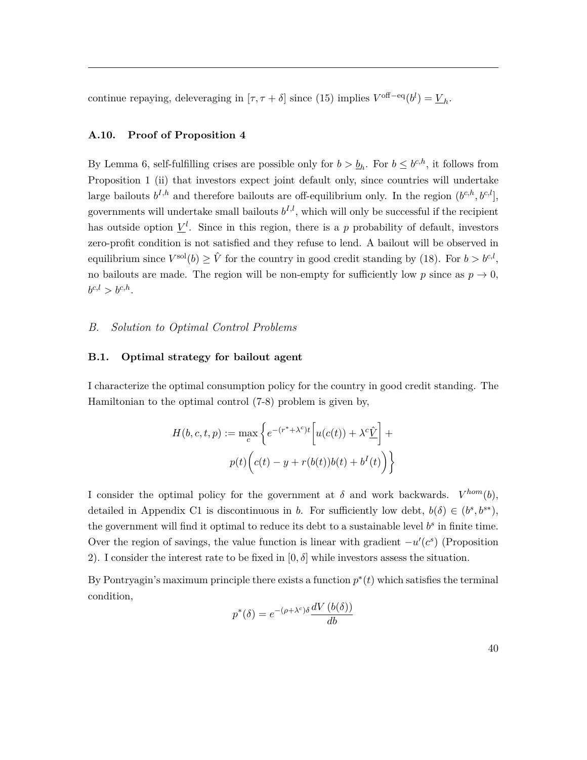continue repaying, deleveraging in $[\tau, \tau + \delta]$ since (15) implies $V^{\text{off-eq}}(b^l) = \underline{V}_h$.

### A.10. Proof of Proposition 4

By Lemma 6, self-fulfilling crises are possible only for $b > \underline{b}_h$. For $b \leq b^{c,h}$, it follows from Proposition 1 (ii) that investors expect joint default only, since countries will undertake large bailouts $b^{I,h}$ and therefore bailouts are off-equilibrium only. In the region $(b^{c,h}, b^{c,l}]$, governments will undertake small bailouts $b^{I,l}$, which will only be successful if the recipient has outside option $\underline{V}^l$. Since in this region, there is a $p$ probability of default, investors zero-profit condition is not satisfied and they refuse to lend. A bailout will be observed in equilibrium since $V^{\text{sol}}(b) \geq \hat{V}$ for the country in good credit standing by (18). For $b > b^{c,l}$, no bailouts are made. The region will be non-empty for sufficiently low $p$ since as $p \to 0$, $b^{c,l} > b^{c,h}$.

## *B. Solution to Optimal Control Problems*

### B.1. Optimal strategy for bailout agent

I characterize the optimal consumption policy for the country in good credit standing. The Hamiltonian to the optimal control (7-8) problem is given by,

$$H(b, c, t, p) := \max_c \left\{ e^{-(r^* + \lambda^c)t} \Big[ u(c(t)) + \lambda^c \underline{\hat{V}} \Big] + p(t) \Big( c(t) - y + r(b(t))b(t) + b^I(t) \Big) \right\}$$

I consider the optimal policy for the government at $\delta$ and work backwards. $V^{hom}(b)$, detailed in Appendix C1 is discontinuous in $b$. For sufficiently low debt, $b(\delta) \in (b^s, b^{s*})$, the government will find it optimal to reduce its debt to a sustainable level $b^s$ in finite time. Over the region of savings, the value function is linear with gradient $-u'(c^s)$ (Proposition 2). I consider the interest rate to be fixed in $[0, \delta]$ while investors assess the situation.

By Pontryagin's maximum principle there exists a function $p^*(t)$ which satisfies the terminal condition,

$$p^*(\delta) = e^{-(\rho + \lambda^c)\delta} \frac{dV\left(b(\delta)\right)}{db}$$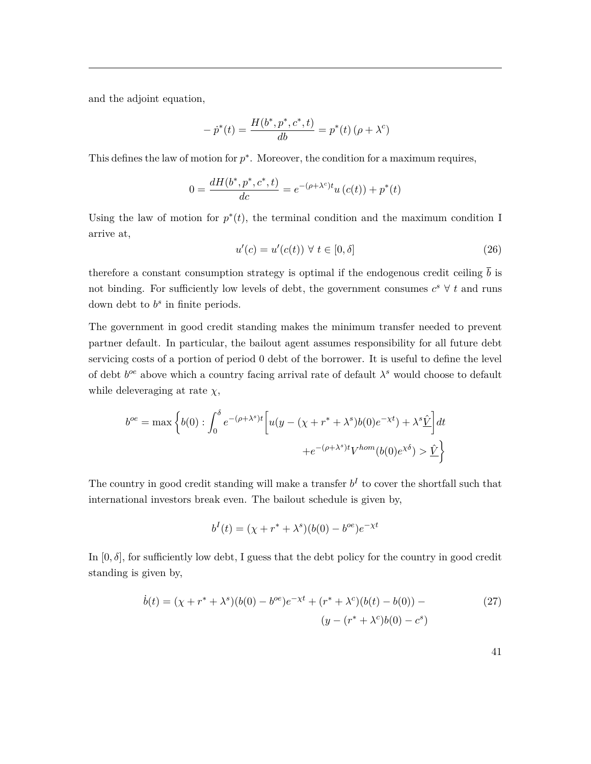and the adjoint equation,

$$-\dot{p}^*(t) = \frac{H(b^*, p^*, c^*, t)}{db} = p^*(t)\,(\rho + \lambda^c)$$

This defines the law of motion for $p^*$. Moreover, the condition for a maximum requires,

$$0 = \frac{dH(b^*, p^*, c^*, t)}{dc} = e^{-(\rho+\lambda^c)t} u\left(c(t)\right) + p^*(t)$$

Using the law of motion for $p^*(t)$, the terminal condition and the maximum condition I arrive at,

$$u'(c) = u'(c(t)) \;\forall\; t \in [0, \delta] \tag{26}$$

therefore a constant consumption strategy is optimal if the endogenous credit ceiling $\overline{b}$ is not binding. For sufficiently low levels of debt, the government consumes $c^s$ $\forall$ $t$ and runs down debt to $b^s$ in finite periods.

The government in good credit standing makes the minimum transfer needed to prevent partner default. In particular, the bailout agent assumes responsibility for all future debt servicing costs of a portion of period 0 debt of the borrower. It is useful to define the level of debt $b^{oe}$ above which a country facing arrival rate of default $\lambda^s$ would choose to default while deleveraging at rate $\chi$,

$$b^{oe} = \max\Bigg\{b(0) : \int_0^\delta e^{-(\rho+\lambda^s)t}\Big[u(y - (\chi + r^* + \lambda^s)b(0)e^{-\chi t}) + \lambda^s \underline{\hat{V}}\Big]dt \\ + e^{-(\rho+\lambda^s)t} V^{hom}(b(0)e^{\chi\delta}) > \underline{\hat{V}}\Bigg\}$$

The country in good credit standing will make a transfer $b^I$ to cover the shortfall such that international investors break even. The bailout schedule is given by,

$$b^I(t) = (\chi + r^* + \lambda^s)(b(0) - b^{oe})e^{-\chi t}$$

In $[0, \delta]$, for sufficiently low debt, I guess that the debt policy for the country in good credit standing is given by,

$$\dot{b}(t) = (\chi + r^* + \lambda^s)(b(0) - b^{oe})e^{-\chi t} + (r^* + \lambda^c)(b(t) - b(0)) - \\ (y - (r^* + \lambda^c)b(0) - c^s) \tag{27}$$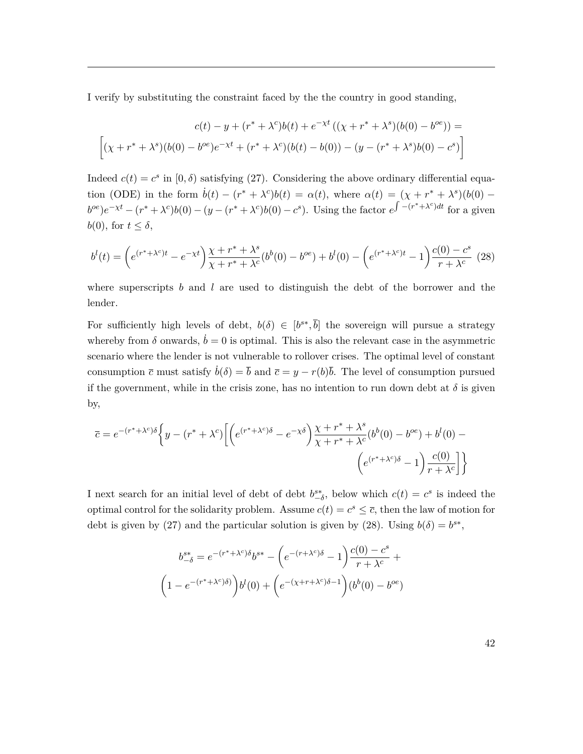I verify by substituting the constraint faced by the the country in good standing,

$$c(t) - y + (r^* + \lambda^c)b(t) + e^{-\chi t}\left((\chi + r^* + \lambda^s)(b(0) - b^{oe})\right) =$$

$$\left[(\chi + r^* + \lambda^s)(b(0) - b^{oe})e^{-\chi t} + (r^* + \lambda^c)(b(t) - b(0)) - (y - (r^* + \lambda^s)b(0) - c^s)\right]$$

Indeed $c(t) = c^s$ in $[0, \delta)$ satisfying (27). Considering the above ordinary differential equation (ODE) in the form $\dot{b}(t) - (r^* + \lambda^c)b(t) = \alpha(t)$, where $\alpha(t) = (\chi + r^* + \lambda^s)(b(0) - b^{oe})e^{-\chi t} - (r^* + \lambda^c)b(0) - (y - (r^* + \lambda^c)b(0) - c^s)$. Using the factor $e^{\int -(r^* + \lambda^c)dt}$ for a given $b(0)$, for $t \leq \delta$,

$$b^l(t) = \left(e^{(r^* + \lambda^c)t} - e^{-\chi t}\right)\frac{\chi + r^* + \lambda^s}{\chi + r^* + \lambda^c}(b^b(0) - b^{oe}) + b^l(0) - \left(e^{(r^* + \lambda^c)t} - 1\right)\frac{c(0) - c^s}{r + \lambda^c} \quad (28)$$

where superscripts $b$ and $l$ are used to distinguish the debt of the borrower and the lender.

For sufficiently high levels of debt, $b(\delta) \in [b^{s*}, \overline{b}]$ the sovereign will pursue a strategy whereby from $\delta$ onwards, $\dot{b} = 0$ is optimal. This is also the relevant case in the asymmetric scenario where the lender is not vulnerable to rollover crises. The optimal level of constant consumption $\overline{c}$ must satisfy $\dot{b}(\delta) = \overline{b}$ and $\overline{c} = y - r(b)\overline{b}$. The level of consumption pursued if the government, while in the crisis zone, has no intention to run down debt at $\delta$ is given by,

$$\overline{c} = e^{-(r^* + \lambda^c)\delta}\bigg\{y - (r^* + \lambda^c)\bigg[\left(e^{(r^* + \lambda^c)\delta} - e^{-\chi\delta}\right)\frac{\chi + r^* + \lambda^s}{\chi + r^* + \lambda^c}(b^b(0) - b^{oe}) + b^l(0) - \left(e^{(r^* + \lambda^c)\delta} - 1\right)\frac{c(0)}{r + \lambda^c}\bigg]\bigg\}$$

I next search for an initial level of debt of debt $b^{s*}_{-\delta}$, below which $c(t) = c^s$ is indeed the optimal control for the solidarity problem. Assume $c(t) = c^s \leq \overline{c}$, then the law of motion for debt is given by (27) and the particular solution is given by (28). Using $b(\delta) = b^{s*}$,

$$b^{s*}_{-\delta} = e^{-(r^* + \lambda^c)\delta}b^{s*} - \left(e^{-(r + \lambda^c)\delta} - 1\right)\frac{c(0) - c^s}{r + \lambda^c} + \left(1 - e^{-(r^* + \lambda^c)\delta)}\right)b^l(0) + \left(e^{-(\chi + r + \lambda^c)\delta - 1}\right)(b^b(0) - b^{oe})$$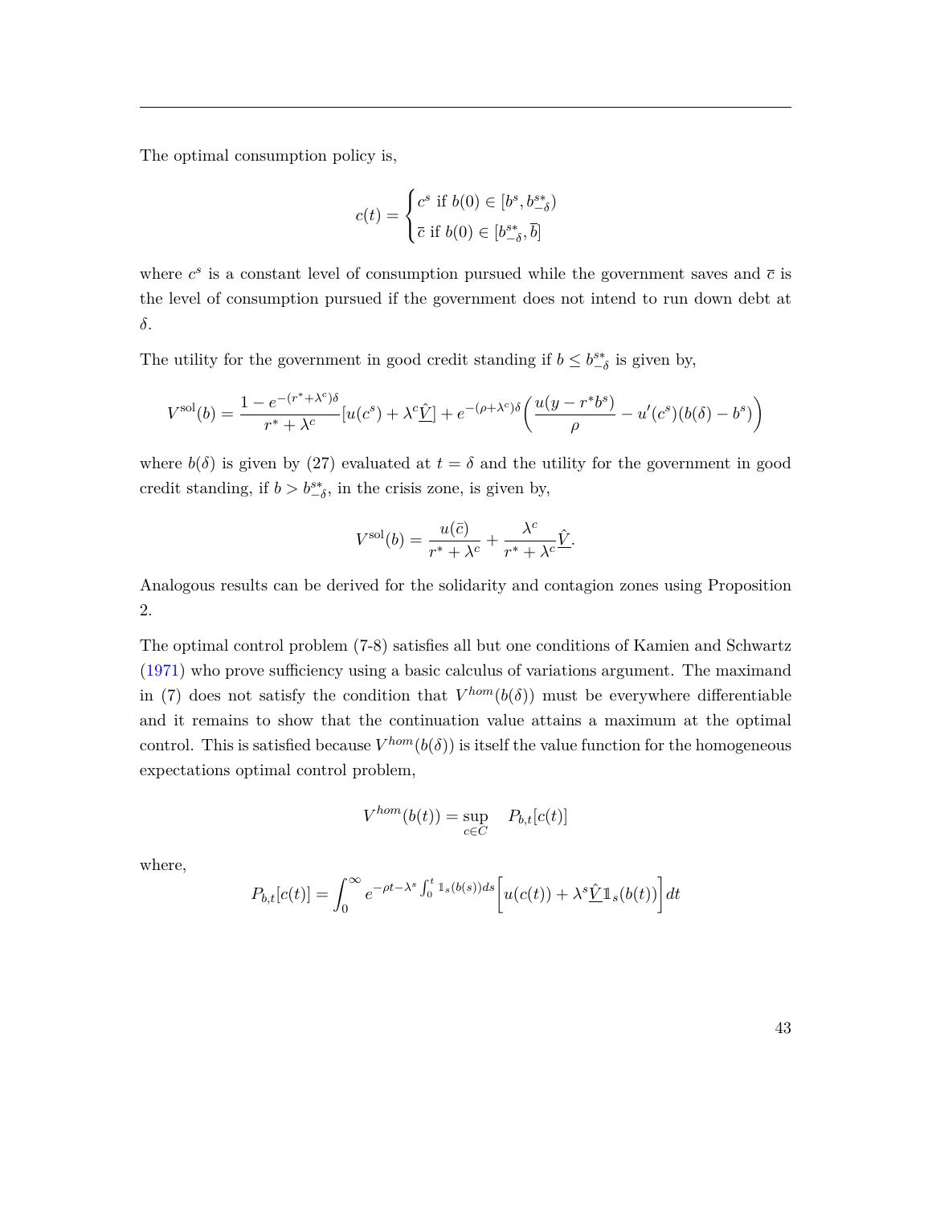The optimal consumption policy is,

$$
c(t) = \begin{cases} c^s \text{ if } b(0) \in [b^s, b^{s*}_{-\delta}) \\ \overline{c} \text{ if } b(0) \in [b^{s*}_{-\delta}, \overline{b}] \end{cases}
$$

where $c^s$ is a constant level of consumption pursued while the government saves and $\overline{c}$ is the level of consumption pursued if the government does not intend to run down debt at $\delta$.

The utility for the government in good credit standing if $b \leq b^{s*}_{-\delta}$ is given by,

$$
V^{\text{sol}}(b) = \frac{1 - e^{-(r^* + \lambda^c)\delta}}{r^* + \lambda^c}[u(c^s) + \lambda^c \underline{\hat{V}}] + e^{-(\rho + \lambda^c)\delta}\left(\frac{u(y - r^* b^s)}{\rho} - u'(c^s)(b(\delta) - b^s)\right)
$$

where $b(\delta)$ is given by (27) evaluated at $t = \delta$ and the utility for the government in good credit standing, if $b > b^{s*}_{-\delta}$, in the crisis zone, is given by,

$$
V^{\text{sol}}(b) = \frac{u(\overline{c})}{r^* + \lambda^c} + \frac{\lambda^c}{r^* + \lambda^c}\underline{\hat{V}}.
$$

Analogous results can be derived for the solidarity and contagion zones using Proposition 2.

The optimal control problem (7-8) satisfies all but one conditions of Kamien and Schwartz (1971) who prove sufficiency using a basic calculus of variations argument. The maximand in (7) does not satisfy the condition that $V^{hom}(b(\delta))$ must be everywhere differentiable and it remains to show that the continuation value attains a maximum at the optimal control. This is satisfied because $V^{hom}(b(\delta))$ is itself the value function for the homogeneous expectations optimal control problem,

$$
V^{hom}(b(t)) = \sup_{c \in C} \quad P_{b,t}[c(t)]
$$

where,

$$
P_{b,t}[c(t)] = \int_0^\infty e^{-\rho t - \lambda^s \int_0^t \mathbb{1}_s(b(s))ds}\Big[u(c(t)) + \lambda^s \underline{\hat{V}} \mathbb{1}_s(b(t))\Big]dt
$$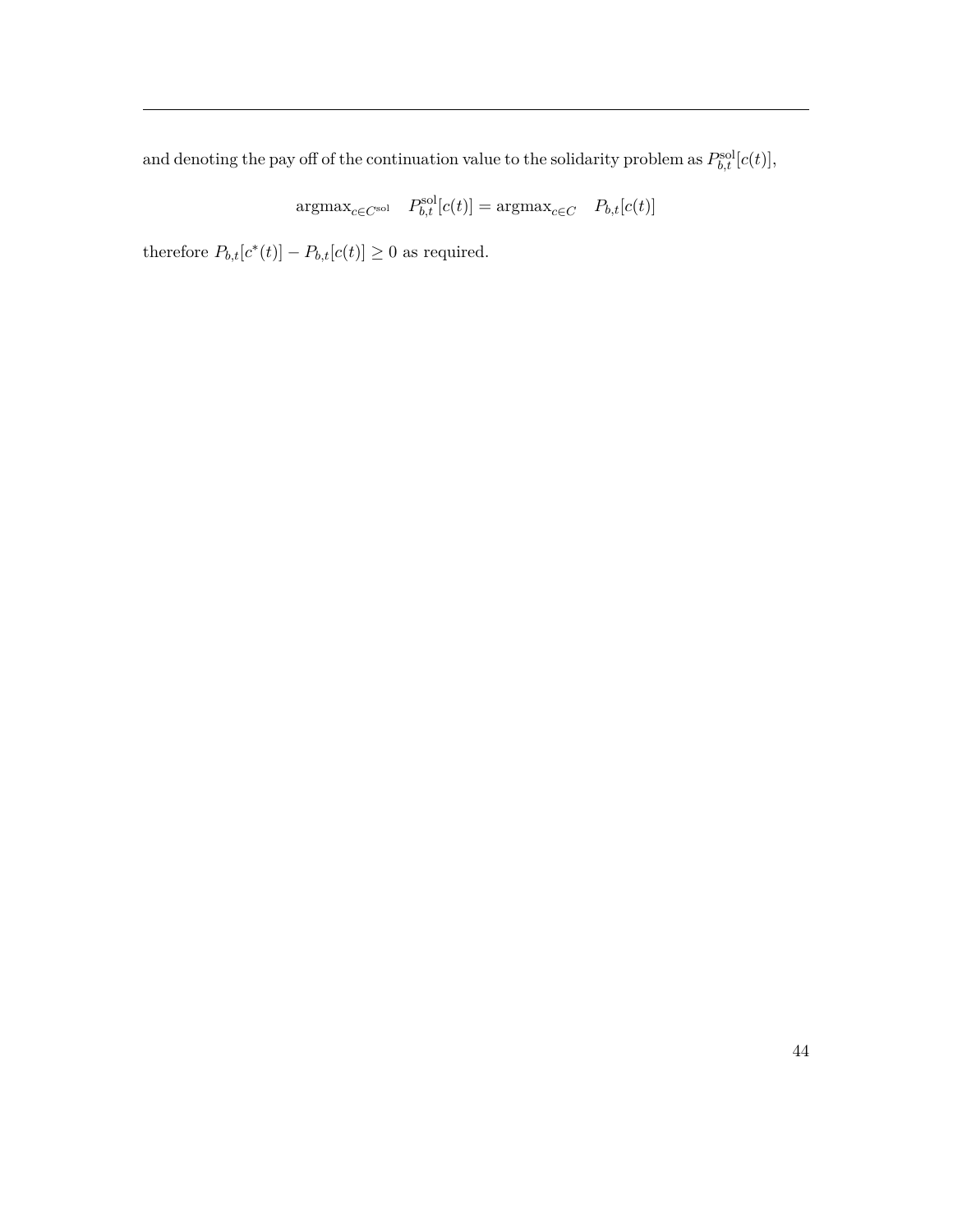and denoting the pay off of the continuation value to the solidarity problem as $P^{\text{sol}}_{b,t}[c(t)]$,

$$\text{argmax}_{c \in C^{\text{sol}}} \quad P^{\text{sol}}_{b,t}[c(t)] = \text{argmax}_{c \in C} \quad P_{b,t}[c(t)]$$

therefore $P_{b,t}[c^*(t)] - P_{b,t}[c(t)] \geq 0$ as required.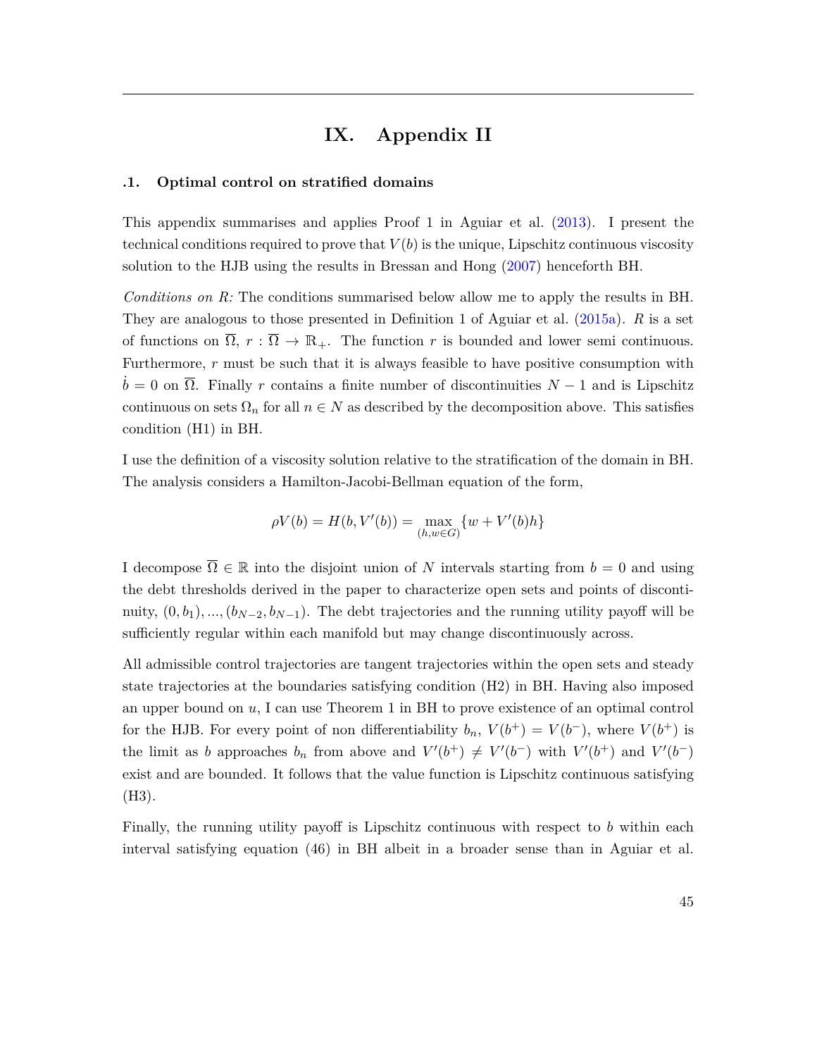# IX. Appendix II

### .1. Optimal control on stratified domains

This appendix summarises and applies Proof 1 in Aguiar et al. (2013). I present the technical conditions required to prove that $V(b)$ is the unique, Lipschitz continuous viscosity solution to the HJB using the results in Bressan and Hong (2007) henceforth BH.

*Conditions on R:* The conditions summarised below allow me to apply the results in BH. They are analogous to those presented in Definition 1 of Aguiar et al. (2015a). $R$ is a set of functions on $\overline{\Omega}$, $r : \overline{\Omega} \to \mathbb{R}_+$. The function $r$ is bounded and lower semi continuous. Furthermore, $r$ must be such that it is always feasible to have positive consumption with $\dot{b} = 0$ on $\overline{\Omega}$. Finally $r$ contains a finite number of discontinuities $N - 1$ and is Lipschitz continuous on sets $\Omega_n$ for all $n \in N$ as described by the decomposition above. This satisfies condition (H1) in BH.

I use the definition of a viscosity solution relative to the stratification of the domain in BH. The analysis considers a Hamilton-Jacobi-Bellman equation of the form,

$$\rho V(b) = H(b, V'(b)) = \max_{(h,w \in G)} \{w + V'(b)h\}$$

I decompose $\overline{\Omega} \in \mathbb{R}$ into the disjoint union of $N$ intervals starting from $b = 0$ and using the debt thresholds derived in the paper to characterize open sets and points of discontinuity, $(0, b_1), ..., (b_{N-2}, b_{N-1})$. The debt trajectories and the running utility payoff will be sufficiently regular within each manifold but may change discontinuously across.

All admissible control trajectories are tangent trajectories within the open sets and steady state trajectories at the boundaries satisfying condition (H2) in BH. Having also imposed an upper bound on $u$, I can use Theorem 1 in BH to prove existence of an optimal control for the HJB. For every point of non differentiability $b_n$, $V(b^+) = V(b^-)$, where $V(b^+)$ is the limit as $b$ approaches $b_n$ from above and $V'(b^+) \neq V'(b^-)$ with $V'(b^+)$ and $V'(b^-)$ exist and are bounded. It follows that the value function is Lipschitz continuous satisfying (H3).

Finally, the running utility payoff is Lipschitz continuous with respect to $b$ within each interval satisfying equation (46) in BH albeit in a broader sense than in Aguiar et al.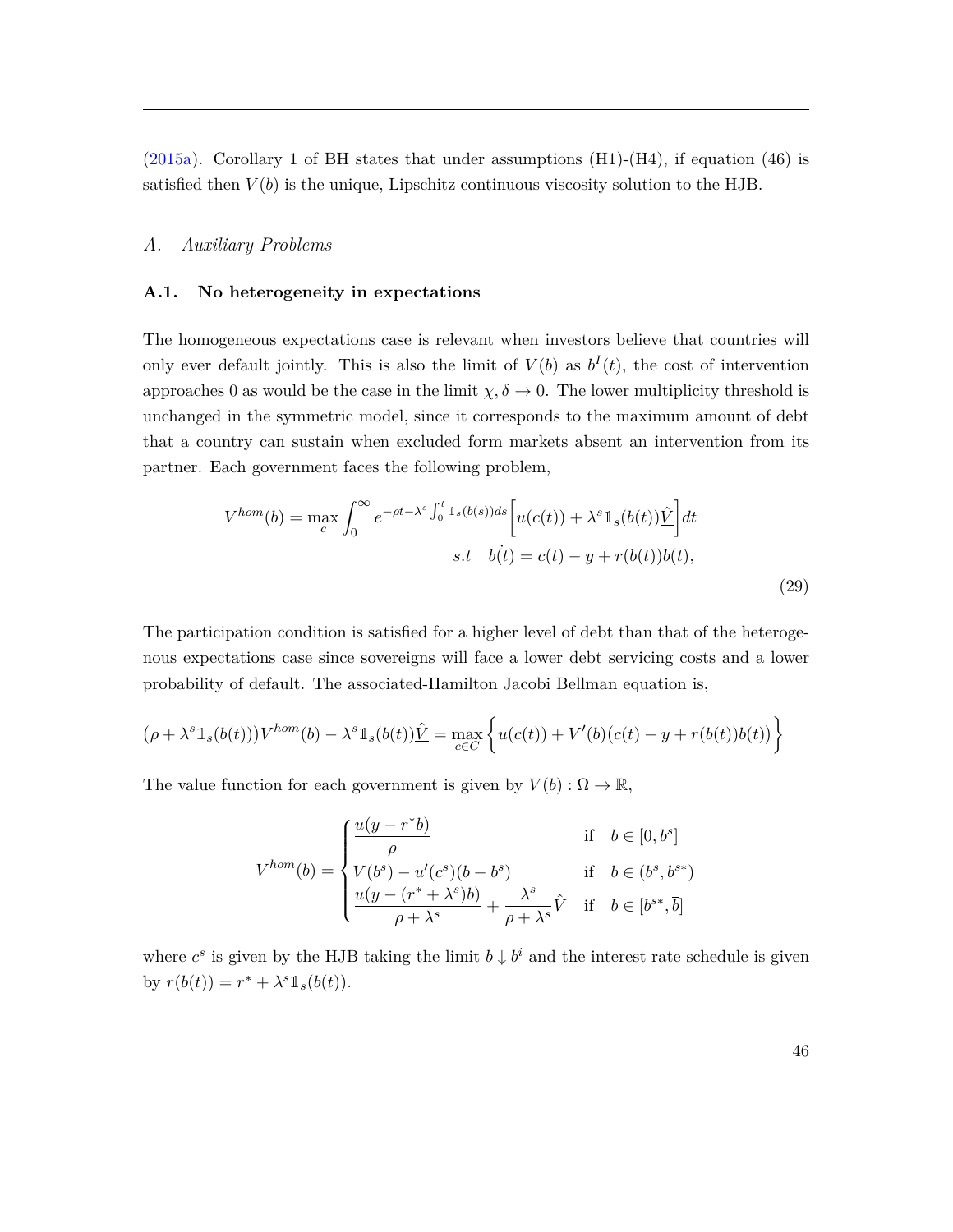(2015a). Corollary 1 of BH states that under assumptions (H1)-(H4), if equation (46) is satisfied then $V(b)$ is the unique, Lipschitz continuous viscosity solution to the HJB.

## *A. Auxiliary Problems*

### A.1. No heterogeneity in expectations

The homogeneous expectations case is relevant when investors believe that countries will only ever default jointly. This is also the limit of $V(b)$ as $b^I(t)$, the cost of intervention approaches 0 as would be the case in the limit $\chi, \delta \to 0$. The lower multiplicity threshold is unchanged in the symmetric model, since it corresponds to the maximum amount of debt that a country can sustain when excluded form markets absent an intervention from its partner. Each government faces the following problem,

$$V^{hom}(b) = \max_{c} \int_0^\infty e^{-\rho t - \lambda^s \int_0^t \mathbb{1}_s(b(s))ds} \Big[u(c(t)) + \lambda^s \mathbb{1}_s(b(t))\underline{\hat{V}}\Big] dt$$
$$s.t \quad \dot{b(t)} = c(t) - y + r(b(t))b(t), \tag{29}$$

The participation condition is satisfied for a higher level of debt than that of the heterogenous expectations case since sovereigns will face a lower debt servicing costs and a lower probability of default. The associated-Hamilton Jacobi Bellman equation is,

$$(\rho + \lambda^s \mathbb{1}_s(b(t)))V^{hom}(b) - \lambda^s \mathbb{1}_s(b(t))\underline{\hat{V}} = \max_{c \in C}\Big\{u(c(t)) + V'(b)\big(c(t) - y + r(b(t))b(t)\big)\Big\}$$

The value function for each government is given by $V(b) : \Omega \to \mathbb{R}$,

$$V^{hom}(b) = \begin{cases} \dfrac{u(y - r^* b)}{\rho} & \text{if} \quad b \in [0, b^s] \\ V(b^s) - u'(c^s)(b - b^s) & \text{if} \quad b \in (b^s, b^{s*}) \\ \dfrac{u(y - (r^* + \lambda^s)b)}{\rho + \lambda^s} + \dfrac{\lambda^s}{\rho + \lambda^s}\underline{\hat{V}} & \text{if} \quad b \in [b^{s*}, \overline{b}] \end{cases}$$

where $c^s$ is given by the HJB taking the limit $b \downarrow b^i$ and the interest rate schedule is given by $r(b(t)) = r^* + \lambda^s \mathbb{1}_s(b(t))$.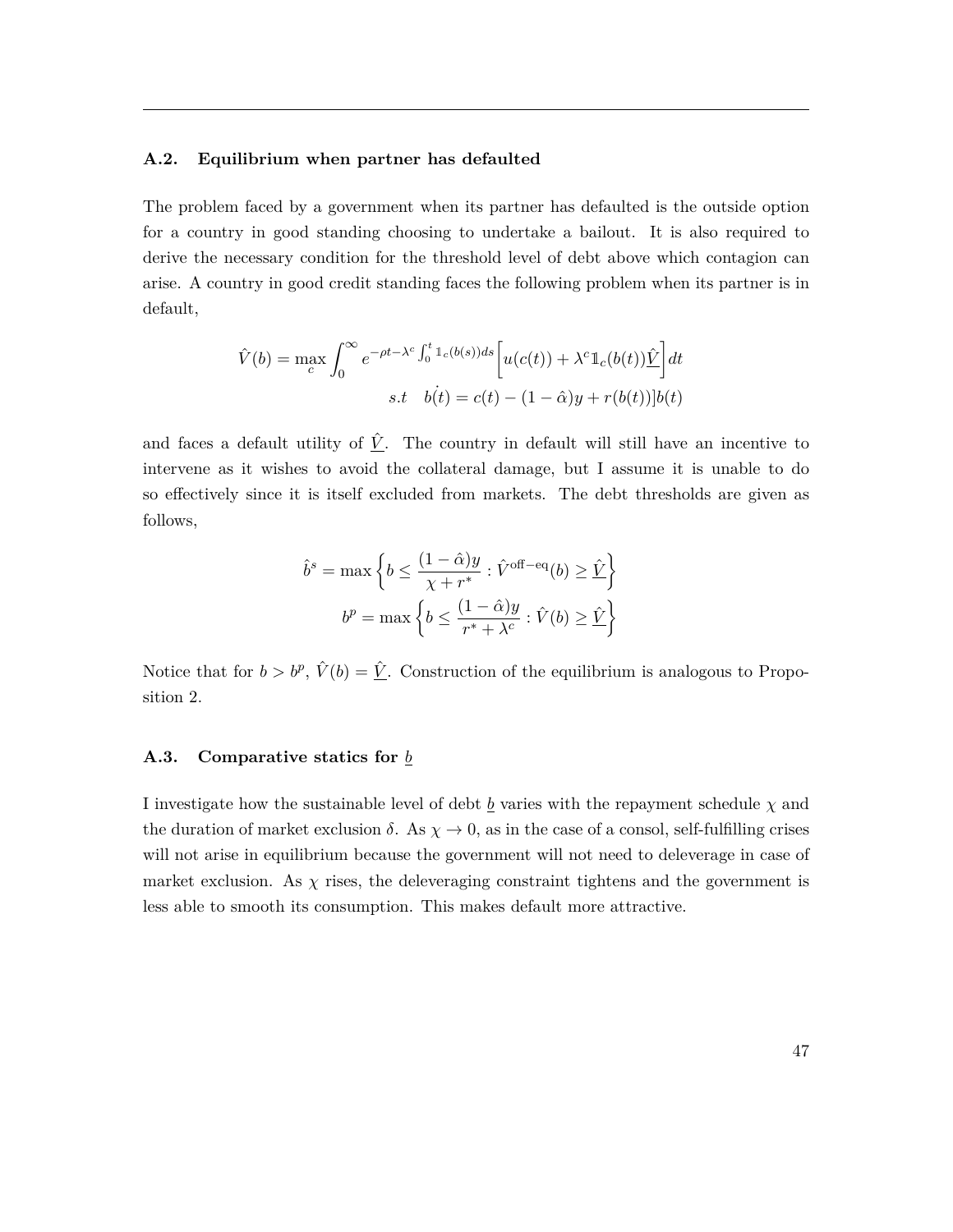### A.2. Equilibrium when partner has defaulted

The problem faced by a government when its partner has defaulted is the outside option for a country in good standing choosing to undertake a bailout. It is also required to derive the necessary condition for the threshold level of debt above which contagion can arise. A country in good credit standing faces the following problem when its partner is in default,

$$
\hat{V}(b) = \max_{c} \int_0^\infty e^{-\rho t - \lambda^c \int_0^t \mathbb{1}_c(b(s))ds} \Big[ u(c(t)) + \lambda^c \mathbb{1}_c(b(t)) \underline{\hat{V}} \Big] dt
$$

$$
s.t \quad \dot{b(t)} = c(t) - (1-\hat{\alpha})y + r(b(t))]b(t)
$$

and faces a default utility of $\underline{\hat{V}}$. The country in default will still have an incentive to intervene as it wishes to avoid the collateral damage, but I assume it is unable to do so effectively since it is itself excluded from markets. The debt thresholds are given as follows,

$$
\hat{b}^s = \max \left\{ b \leq \frac{(1-\hat{\alpha})y}{\chi + r^*} : \hat{V}^{\text{off-eq}}(b) \geq \underline{\hat{V}} \right\}
$$

$$
b^p = \max \left\{ b \leq \frac{(1-\hat{\alpha})y}{r^* + \lambda^c} : \hat{V}(b) \geq \underline{\hat{V}} \right\}
$$

Notice that for $b > b^p$, $\hat{V}(b) = \underline{\hat{V}}$. Construction of the equilibrium is analogous to Proposition 2.

### A.3. Comparative statics for $\underline{b}$

I investigate how the sustainable level of debt $\underline{b}$ varies with the repayment schedule $\chi$ and the duration of market exclusion $\delta$. As $\chi \to 0$, as in the case of a consol, self-fulfilling crises will not arise in equilibrium because the government will not need to deleverage in case of market exclusion. As $\chi$ rises, the deleveraging constraint tightens and the government is less able to smooth its consumption. This makes default more attractive.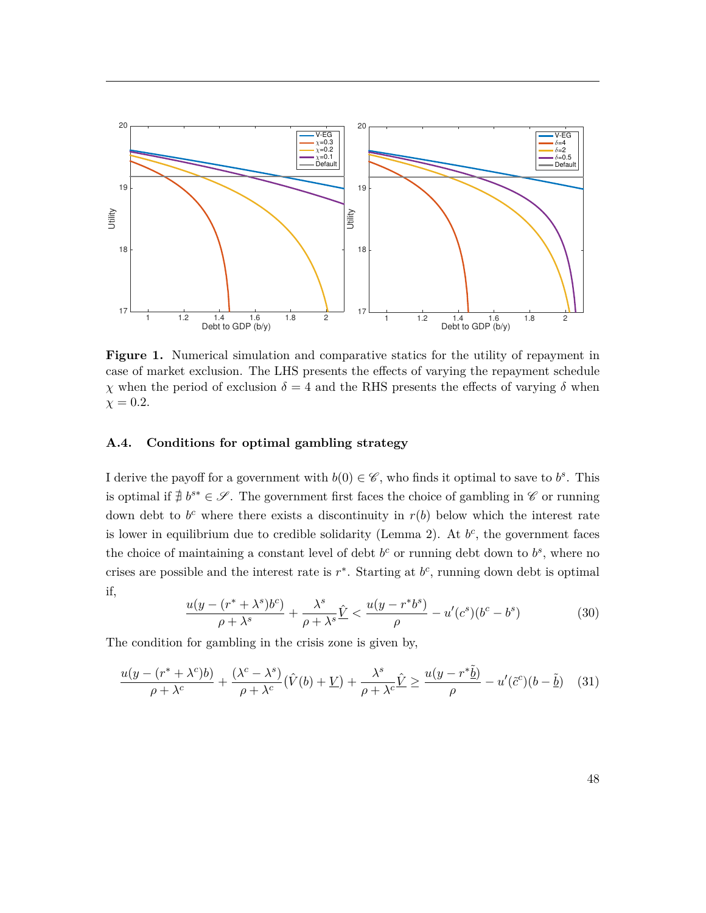20
19
18
17
Utility
1
1.2
1.4
1.6
1.8
2
Debt to GDP (b/y)
V-EG
χ=0.3
χ=0.2
χ=0.1
Default

20
19
18
17
Utility
1
1.2
1.4
1.6
1.8
2
Debt to GDP (b/y)
V-EG
δ=4
δ=2
δ=0.5
Default

**Figure 1.** Numerical simulation and comparative statics for the utility of repayment in case of market exclusion. The LHS presents the effects of varying the repayment schedule $\chi$ when the period of exclusion $\delta = 4$ and the RHS presents the effects of varying $\delta$ when $\chi = 0.2$.

### A.4. Conditions for optimal gambling strategy

I derive the payoff for a government with $b(0) \in \mathscr{C}$, who finds it optimal to save to $b^s$. This is optimal if $\nexists\, b^{s*} \in \mathscr{S}$. The government first faces the choice of gambling in $\mathscr{C}$ or running down debt to $b^c$ where there exists a discontinuity in $r(b)$ below which the interest rate is lower in equilibrium due to credible solidarity (Lemma 2). At $b^c$, the government faces the choice of maintaining a constant level of debt $b^c$ or running debt down to $b^s$, where no crises are possible and the interest rate is $r^*$. Starting at $b^c$, running down debt is optimal if,

$$\frac{u(y-(r^*+\lambda^s)b^c)}{\rho+\lambda^s} + \frac{\lambda^s}{\rho+\lambda^s}\underline{\hat{V}} < \frac{u(y-r^*b^s)}{\rho} - u'(c^s)(b^c-b^s) \tag{30}$$

The condition for gambling in the crisis zone is given by,

$$\frac{u(y-(r^*+\lambda^c)b)}{\rho+\lambda^c} + \frac{(\lambda^c-\lambda^s)}{\rho+\lambda^c}(\hat{V}(b)+\underline{V}) + \frac{\lambda^s}{\rho+\lambda^c}\underline{\hat{V}} \geq \frac{u(y-r^*\underline{\tilde{b}})}{\rho} - u'(\tilde{c}^c)(b-\underline{\tilde{b}}) \tag{31}$$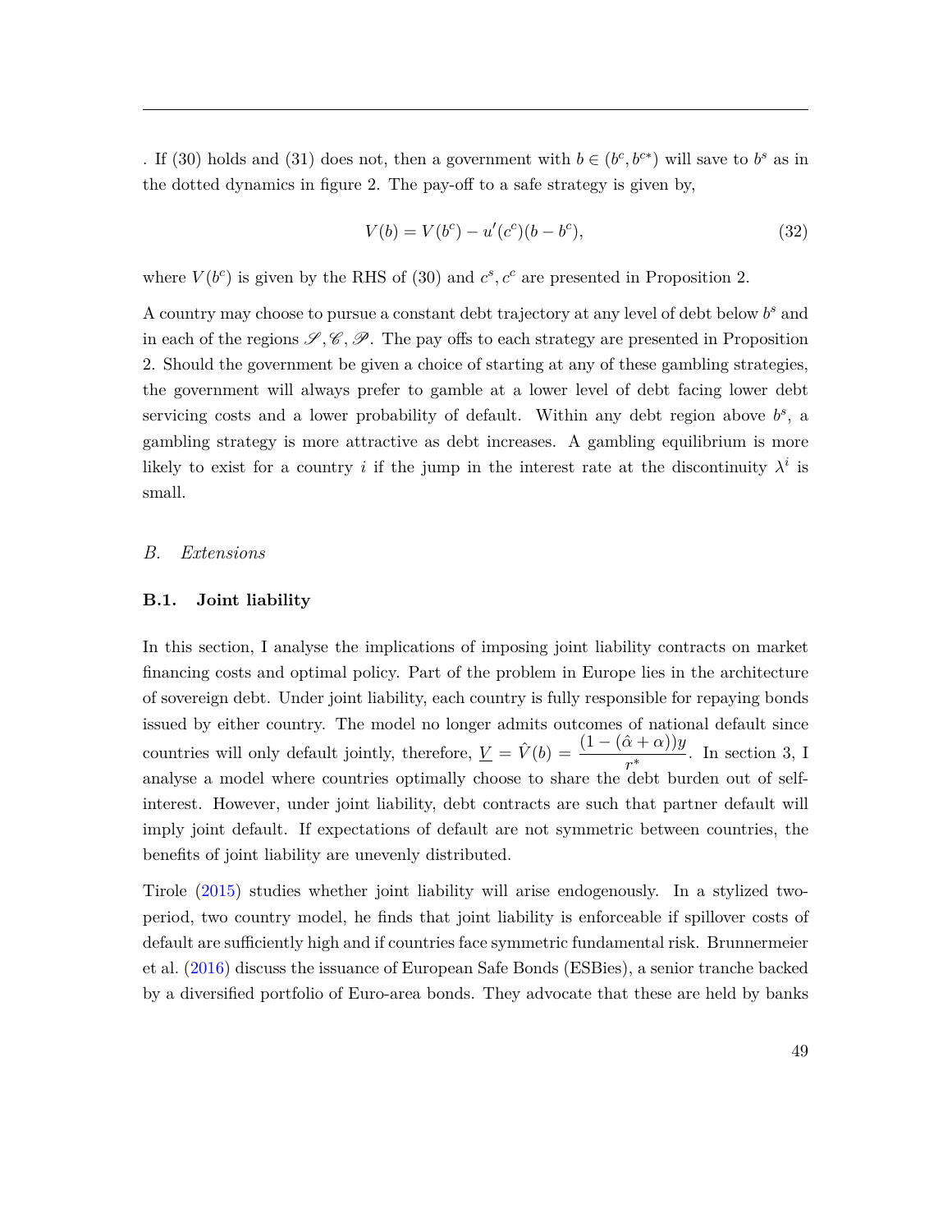. If (30) holds and (31) does not, then a government with $b \in (b^c, b^{c*})$ will save to $b^s$ as in the dotted dynamics in figure 2. The pay-off to a safe strategy is given by,

$$V(b) = V(b^c) - u'(c^c)(b - b^c), \tag{32}$$

where $V(b^c)$ is given by the RHS of (30) and $c^s, c^c$ are presented in Proposition 2.

A country may choose to pursue a constant debt trajectory at any level of debt below $b^s$ and in each of the regions $\mathscr{S}, \mathscr{C}, \mathscr{P}$. The pay offs to each strategy are presented in Proposition 2. Should the government be given a choice of starting at any of these gambling strategies, the government will always prefer to gamble at a lower level of debt facing lower debt servicing costs and a lower probability of default. Within any debt region above $b^s$, a gambling strategy is more attractive as debt increases. A gambling equilibrium is more likely to exist for a country $i$ if the jump in the interest rate at the discontinuity $\lambda^i$ is small.

## *B. Extensions*

### B.1. Joint liability

In this section, I analyse the implications of imposing joint liability contracts on market financing costs and optimal policy. Part of the problem in Europe lies in the architecture of sovereign debt. Under joint liability, each country is fully responsible for repaying bonds issued by either country. The model no longer admits outcomes of national default since countries will only default jointly, therefore, $\underline{V} = \hat{V}(b) = \dfrac{(1-(\hat{\alpha}+\alpha))y}{r^*}$. In section 3, I analyse a model where countries optimally choose to share the debt burden out of self-interest. However, under joint liability, debt contracts are such that partner default will imply joint default. If expectations of default are not symmetric between countries, the benefits of joint liability are unevenly distributed.

Tirole (2015) studies whether joint liability will arise endogenously. In a stylized two-period, two country model, he finds that joint liability is enforceable if spillover costs of default are sufficiently high and if countries face symmetric fundamental risk. Brunnermeier et al. (2016) discuss the issuance of European Safe Bonds (ESBies), a senior tranche backed by a diversified portfolio of Euro-area bonds. They advocate that these are held by banks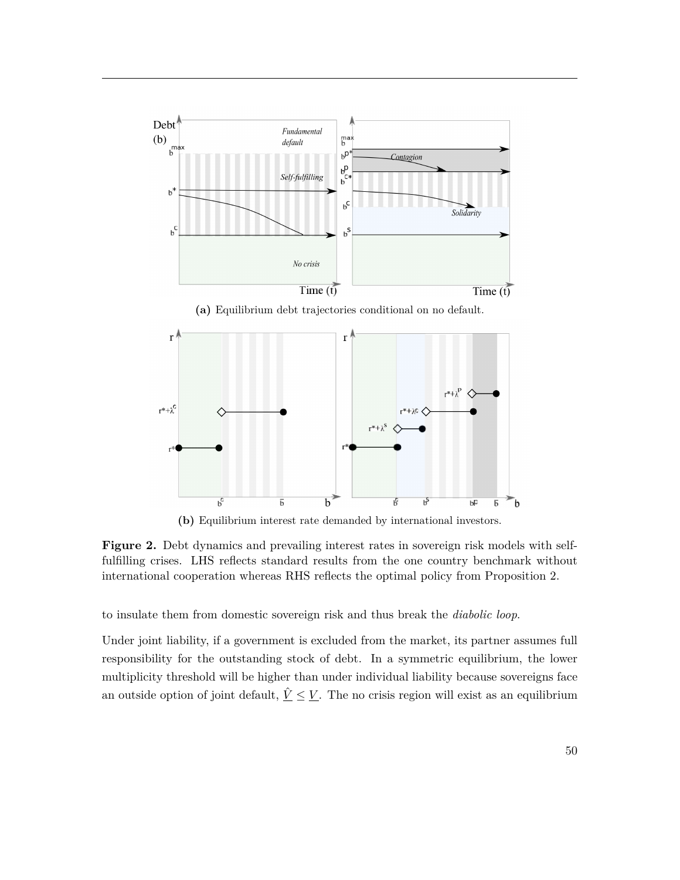Debt (b)

$b^{max}$

Fundamental default

Self-fulfilling

$b^*$

$b^c$

No crisis

Time (t)

$b^{max}$

$b^{p*}$

Contagion

$b^p$

$b^{c*}$

$b^c$

Solidarity

$b^s$

Time (t)

**(a)** Equilibrium debt trajectories conditional on no default.

r

$r^*+\lambda^c$

$r^*$

$\bar{b}^c$

$\bar{b}$

b

r

$r^*+\lambda^p$

$r^*+\lambda^c$

$r^*+\lambda^s$

$r^*$

$\bar{b}^c$

$\bar{b}^s$

$\bar{b}^p$

$\bar{b}$

b

**(b)** Equilibrium interest rate demanded by international investors.

**Figure 2.** Debt dynamics and prevailing interest rates in sovereign risk models with self-fulfilling crises. LHS reflects standard results from the one country benchmark without international cooperation whereas RHS reflects the optimal policy from Proposition 2.

to insulate them from domestic sovereign risk and thus break the *diabolic loop*.

Under joint liability, if a government is excluded from the market, its partner assumes full responsibility for the outstanding stock of debt. In a symmetric equilibrium, the lower multiplicity threshold will be higher than under individual liability because sovereigns face an outside option of joint default, $\underline{\hat{V}} \leq \underline{V}$. The no crisis region will exist as an equilibrium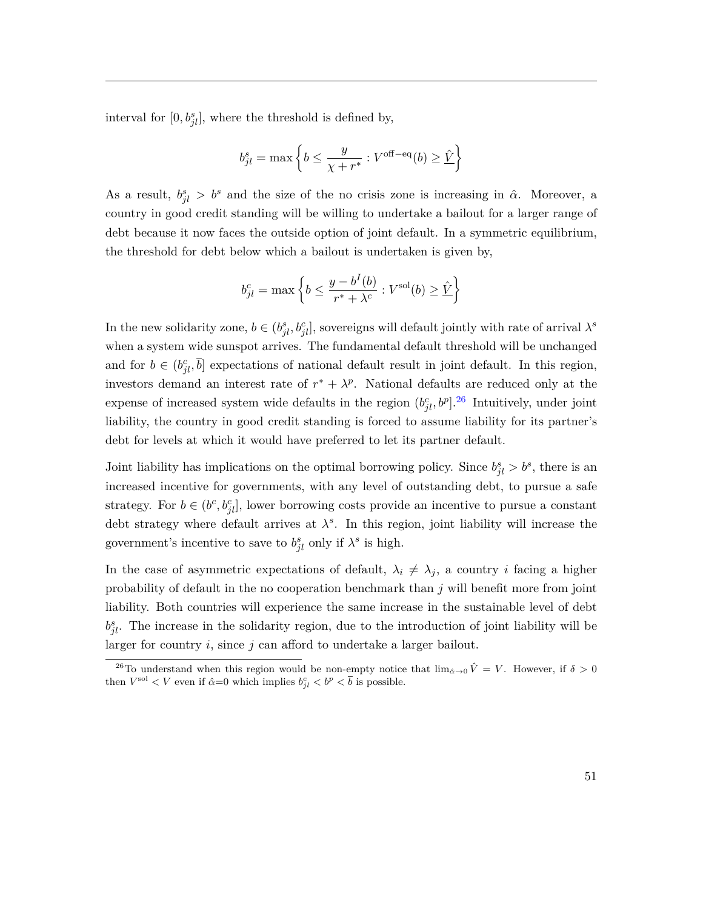interval for $[0, b^s_{jl}]$, where the threshold is defined by,

$$b^s_{jl} = \max\left\{ b \leq \frac{y}{\chi + r^*} : V^{\text{off-eq}}(b) \geq \underline{\hat{V}} \right\}$$

As a result, $b^s_{jl} > b^s$ and the size of the no crisis zone is increasing in $\hat{\alpha}$. Moreover, a country in good credit standing will be willing to undertake a bailout for a larger range of debt because it now faces the outside option of joint default. In a symmetric equilibrium, the threshold for debt below which a bailout is undertaken is given by,

$$b^c_{jl} = \max\left\{ b \leq \frac{y - b^I(b)}{r^* + \lambda^c} : V^{\text{sol}}(b) \geq \underline{\hat{V}} \right\}$$

In the new solidarity zone, $b \in (b^s_{jl}, b^c_{jl}]$, sovereigns will default jointly with rate of arrival $\lambda^s$ when a system wide sunspot arrives. The fundamental default threshold will be unchanged and for $b \in (b^c_{jl}, \overline{b}]$ expectations of national default result in joint default. In this region, investors demand an interest rate of $r^* + \lambda^p$. National defaults are reduced only at the expense of increased system wide defaults in the region $(b^c_{jl}, b^p]$.[26] Intuitively, under joint liability, the country in good credit standing is forced to assume liability for its partner's debt for levels at which it would have preferred to let its partner default.

Joint liability has implications on the optimal borrowing policy. Since $b^s_{jl} > b^s$, there is an increased incentive for governments, with any level of outstanding debt, to pursue a safe strategy. For $b \in (b^c, b^c_{jl}]$, lower borrowing costs provide an incentive to pursue a constant debt strategy where default arrives at $\lambda^s$. In this region, joint liability will increase the government's incentive to save to $b^s_{jl}$ only if $\lambda^s$ is high.

In the case of asymmetric expectations of default, $\lambda_i \neq \lambda_j$, a country $i$ facing a higher probability of default in the no cooperation benchmark than $j$ will benefit more from joint liability. Both countries will experience the same increase in the sustainable level of debt $b^s_{jl}$. The increase in the solidarity region, due to the introduction of joint liability will be larger for country $i$, since $j$ can afford to undertake a larger bailout.

[26] To understand when this region would be non-empty notice that $\lim_{\hat{\alpha} \to 0} \hat{V} = V$. However, if $\delta > 0$ then $V^{\text{sol}} < V$ even if $\hat{\alpha}$=0 which implies $b^c_{jl} < b^p < \overline{b}$ is possible.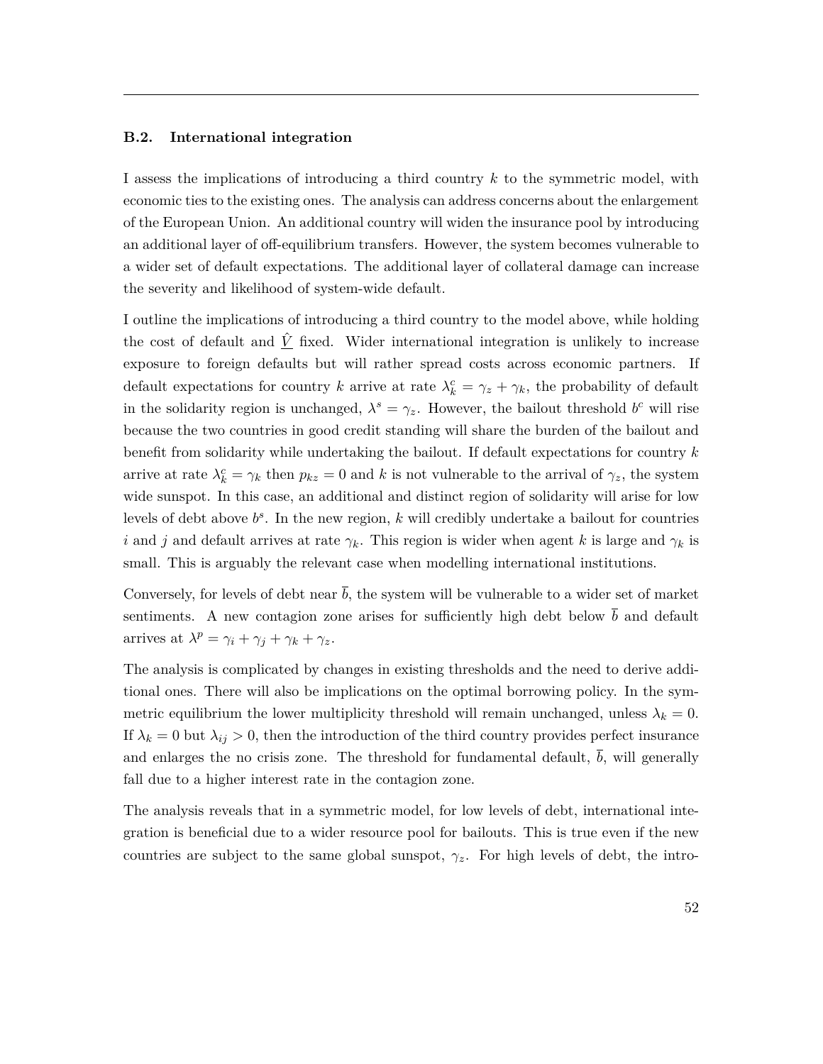### B.2. International integration

I assess the implications of introducing a third country $k$ to the symmetric model, with economic ties to the existing ones. The analysis can address concerns about the enlargement of the European Union. An additional country will widen the insurance pool by introducing an additional layer of off-equilibrium transfers. However, the system becomes vulnerable to a wider set of default expectations. The additional layer of collateral damage can increase the severity and likelihood of system-wide default.

I outline the implications of introducing a third country to the model above, while holding the cost of default and $\underline{\hat{V}}$ fixed. Wider international integration is unlikely to increase exposure to foreign defaults but will rather spread costs across economic partners. If default expectations for country $k$ arrive at rate $\lambda_k^c = \gamma_z + \gamma_k$, the probability of default in the solidarity region is unchanged, $\lambda^s = \gamma_z$. However, the bailout threshold $b^c$ will rise because the two countries in good credit standing will share the burden of the bailout and benefit from solidarity while undertaking the bailout. If default expectations for country $k$ arrive at rate $\lambda_k^c = \gamma_k$ then $p_{kz} = 0$ and $k$ is not vulnerable to the arrival of $\gamma_z$, the system wide sunspot. In this case, an additional and distinct region of solidarity will arise for low levels of debt above $b^s$. In the new region, $k$ will credibly undertake a bailout for countries $i$ and $j$ and default arrives at rate $\gamma_k$. This region is wider when agent $k$ is large and $\gamma_k$ is small. This is arguably the relevant case when modelling international institutions.

Conversely, for levels of debt near $\overline{b}$, the system will be vulnerable to a wider set of market sentiments. A new contagion zone arises for sufficiently high debt below $\overline{b}$ and default arrives at $\lambda^p = \gamma_i + \gamma_j + \gamma_k + \gamma_z$.

The analysis is complicated by changes in existing thresholds and the need to derive additional ones. There will also be implications on the optimal borrowing policy. In the symmetric equilibrium the lower multiplicity threshold will remain unchanged, unless $\lambda_k = 0$. If $\lambda_k = 0$ but $\lambda_{ij} > 0$, then the introduction of the third country provides perfect insurance and enlarges the no crisis zone. The threshold for fundamental default, $\overline{b}$, will generally fall due to a higher interest rate in the contagion zone.

The analysis reveals that in a symmetric model, for low levels of debt, international integration is beneficial due to a wider resource pool for bailouts. This is true even if the new countries are subject to the same global sunspot, $\gamma_z$. For high levels of debt, the intro-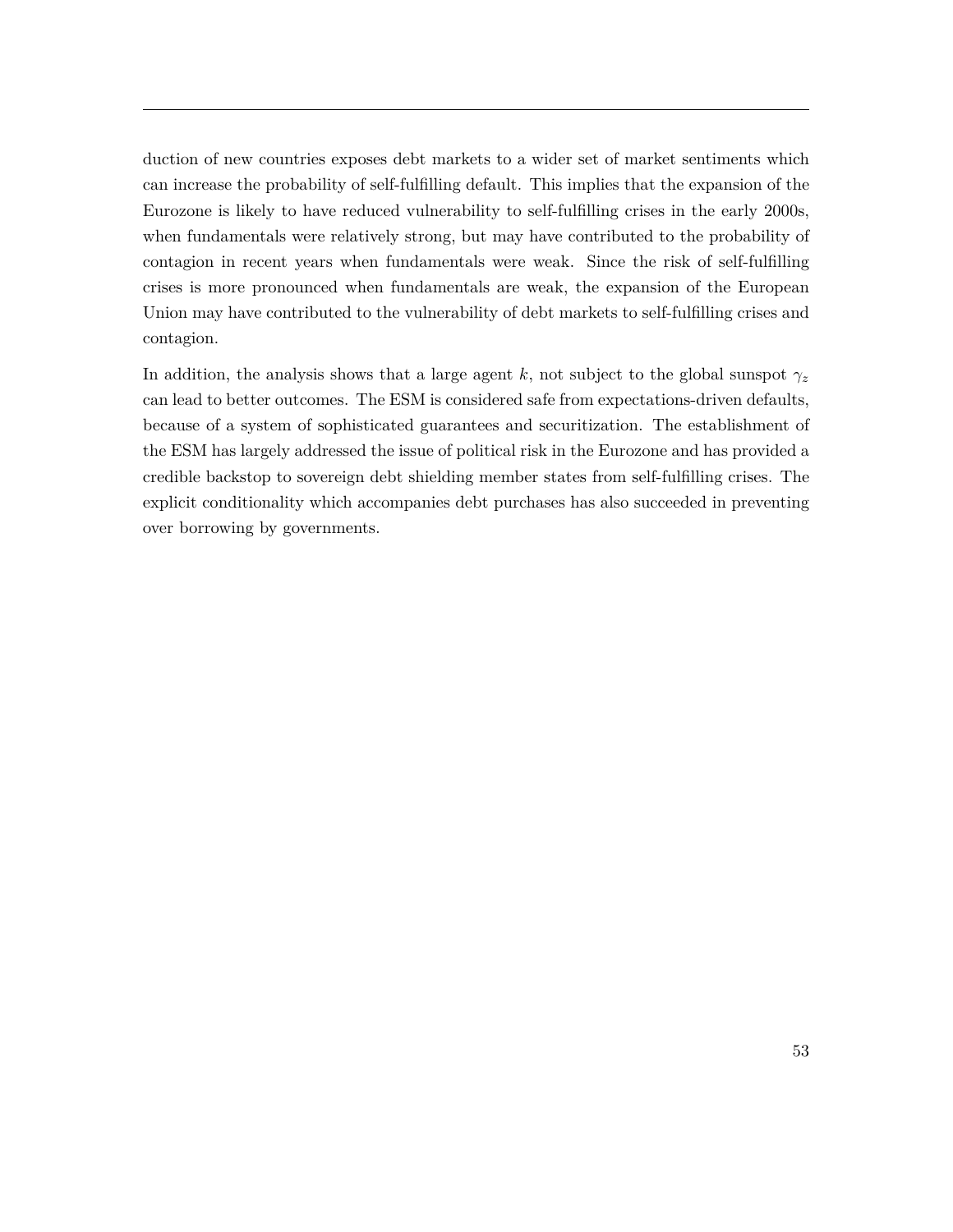duction of new countries exposes debt markets to a wider set of market sentiments which can increase the probability of self-fulfilling default. This implies that the expansion of the Eurozone is likely to have reduced vulnerability to self-fulfilling crises in the early 2000s, when fundamentals were relatively strong, but may have contributed to the probability of contagion in recent years when fundamentals were weak. Since the risk of self-fulfilling crises is more pronounced when fundamentals are weak, the expansion of the European Union may have contributed to the vulnerability of debt markets to self-fulfilling crises and contagion.

In addition, the analysis shows that a large agent $k$, not subject to the global sunspot $\gamma_z$ can lead to better outcomes. The ESM is considered safe from expectations-driven defaults, because of a system of sophisticated guarantees and securitization. The establishment of the ESM has largely addressed the issue of political risk in the Eurozone and has provided a credible backstop to sovereign debt shielding member states from self-fulfilling crises. The explicit conditionality which accompanies debt purchases has also succeeded in preventing over borrowing by governments.